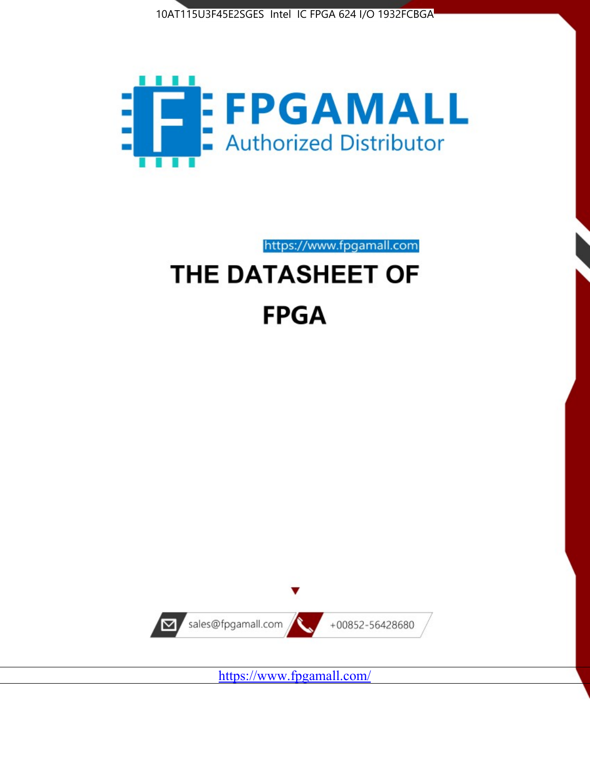10AT115U3F45E2SGES Intel IC FPGA 624 I/O 1932FCBGA

# FPGAMALL

Authorized Distributor

https://www.fpgamall.com

# THE DATASHEET OF FPGA

sales@fpgamall.com

+00852-56428680

https://www.fpgamall.com/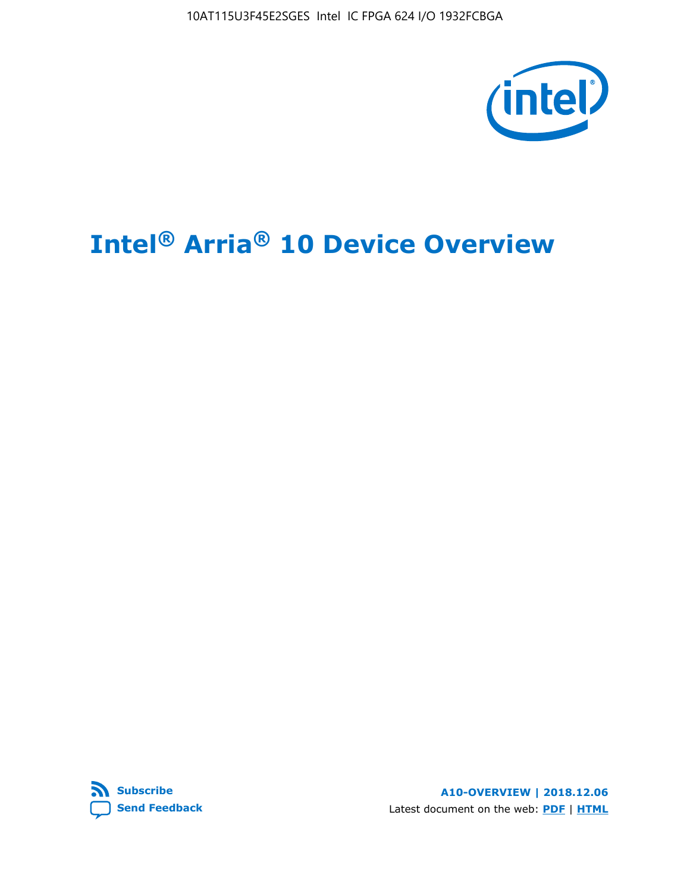# Intel® Arria® 10 Device Overview

Subscribe

Send Feedback

A10-OVERVIEW | 2018.12.06

Latest document on the web: PDF | HTML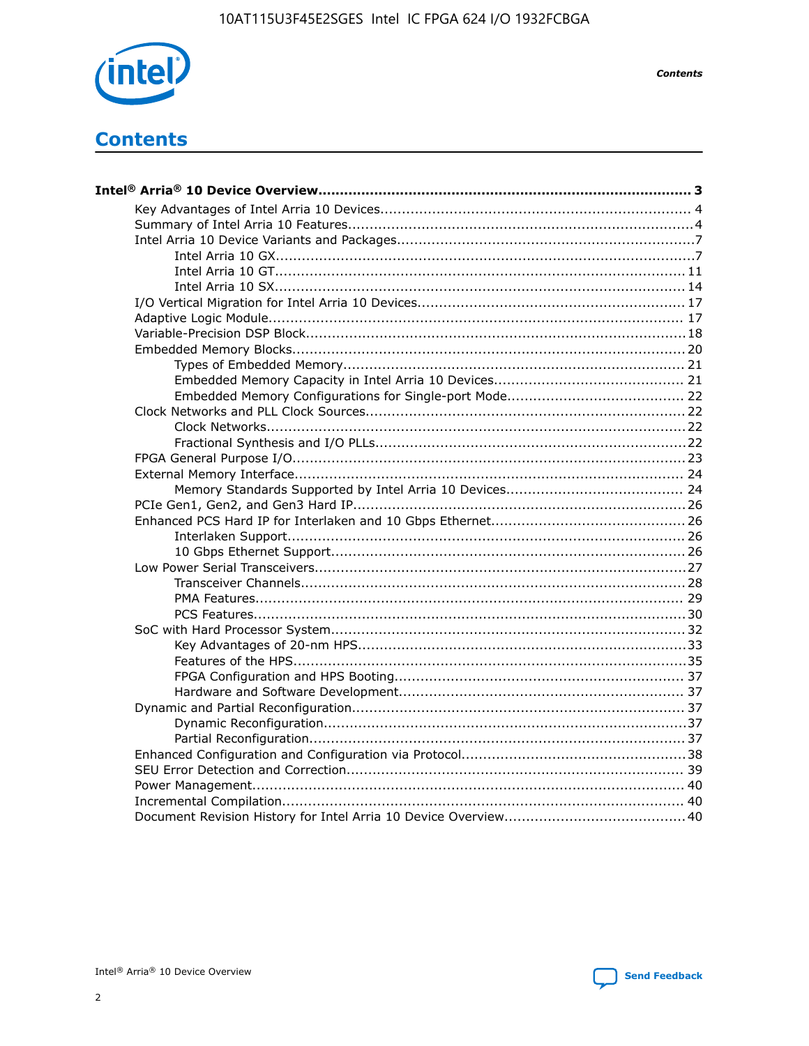# Contents

**Intel® Arria® 10 Device Overview...................................................................................... 3**

- Key Advantages of Intel Arria 10 Devices........................................................................ 4
- Summary of Intel Arria 10 Features................................................................................4
- Intel Arria 10 Device Variants and Packages....................................................................7
    - Intel Arria 10 GX................................................................................................7
    - Intel Arria 10 GT.............................................................................................. 11
    - Intel Arria 10 SX.............................................................................................. 14
- I/O Vertical Migration for Intel Arria 10 Devices.............................................................. 17
- Adaptive Logic Module................................................................................................ 17
- Variable-Precision DSP Block.........................................................................................18
- Embedded Memory Blocks........................................................................................... 20
    - Types of Embedded Memory.............................................................................. 21
    - Embedded Memory Capacity in Intel Arria 10 Devices........................................... 21
    - Embedded Memory Configurations for Single-port Mode......................................... 22
- Clock Networks and PLL Clock Sources.......................................................................... 22
    - Clock Networks................................................................................................22
    - Fractional Synthesis and I/O PLLs.......................................................................22
- FPGA General Purpose I/O...........................................................................................23
- External Memory Interface.......................................................................................... 24
    - Memory Standards Supported by Intel Arria 10 Devices......................................... 24
- PCIe Gen1, Gen2, and Gen3 Hard IP.............................................................................26
- Enhanced PCS Hard IP for Interlaken and 10 Gbps Ethernet.............................................26
    - Interlaken Support............................................................................................ 26
    - 10 Gbps Ethernet Support.................................................................................. 26
- Low Power Serial Transceivers......................................................................................27
    - Transceiver Channels.........................................................................................28
    - PMA Features................................................................................................... 29
    - PCS Features....................................................................................................30
- SoC with Hard Processor System..................................................................................32
    - Key Advantages of 20-nm HPS............................................................................33
    - Features of the HPS..........................................................................................35
    - FPGA Configuration and HPS Booting................................................................... 37
    - Hardware and Software Development.................................................................. 37
- Dynamic and Partial Reconfiguration.............................................................................37
    - Dynamic Reconfiguration...................................................................................37
    - Partial Reconfiguration......................................................................................37
- Enhanced Configuration and Configuration via Protocol....................................................38
- SEU Error Detection and Correction.............................................................................. 39
- Power Management.................................................................................................... 40
- Incremental Compilation............................................................................................. 40
- Document Revision History for Intel Arria 10 Device Overview..........................................40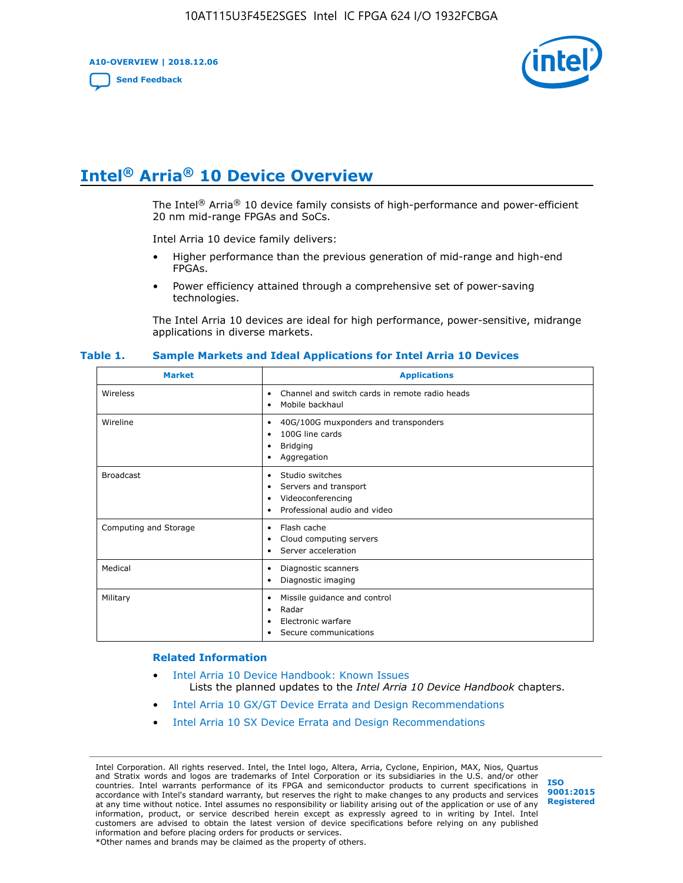# Intel® Arria® 10 Device Overview

The Intel® Arria® 10 device family consists of high-performance and power-efficient 20 nm mid-range FPGAs and SoCs.

Intel Arria 10 device family delivers:

- Higher performance than the previous generation of mid-range and high-end FPGAs.
- Power efficiency attained through a comprehensive set of power-saving technologies.

The Intel Arria 10 devices are ideal for high performance, power-sensitive, midrange applications in diverse markets.

**Table 1. Sample Markets and Ideal Applications for Intel Arria 10 Devices**

| Market | Applications |
| --- | --- |
| Wireless | • Channel and switch cards in remote radio heads<br>• Mobile backhaul |
| Wireline | • 40G/100G muxponders and transponders<br>• 100G line cards<br>• Bridging<br>• Aggregation |
| Broadcast | • Studio switches<br>• Servers and transport<br>• Videoconferencing<br>• Professional audio and video |
| Computing and Storage | • Flash cache<br>• Cloud computing servers<br>• Server acceleration |
| Medical | • Diagnostic scanners<br>• Diagnostic imaging |
| Military | • Missile guidance and control<br>• Radar<br>• Electronic warfare<br>• Secure communications |

### Related Information

- Intel Arria 10 Device Handbook: Known Issues
  Lists the planned updates to the *Intel Arria 10 Device Handbook* chapters.
- Intel Arria 10 GX/GT Device Errata and Design Recommendations
- Intel Arria 10 SX Device Errata and Design Recommendations

Intel Corporation. All rights reserved. Intel, the Intel logo, Altera, Arria, Cyclone, Enpirion, MAX, Nios, Quartus and Stratix words and logos are trademarks of Intel Corporation or its subsidiaries in the U.S. and/or other countries. Intel warrants performance of its FPGA and semiconductor products to current specifications in accordance with Intel's standard warranty, but reserves the right to make changes to any products and services at any time without notice. Intel assumes no responsibility or liability arising out of the application or use of any information, product, or service described herein except as expressly agreed to in writing by Intel. Intel customers are advised to obtain the latest version of device specifications before relying on any published information and before placing orders for products or services.
*Other names and brands may be claimed as the property of others.

ISO 9001:2015 Registered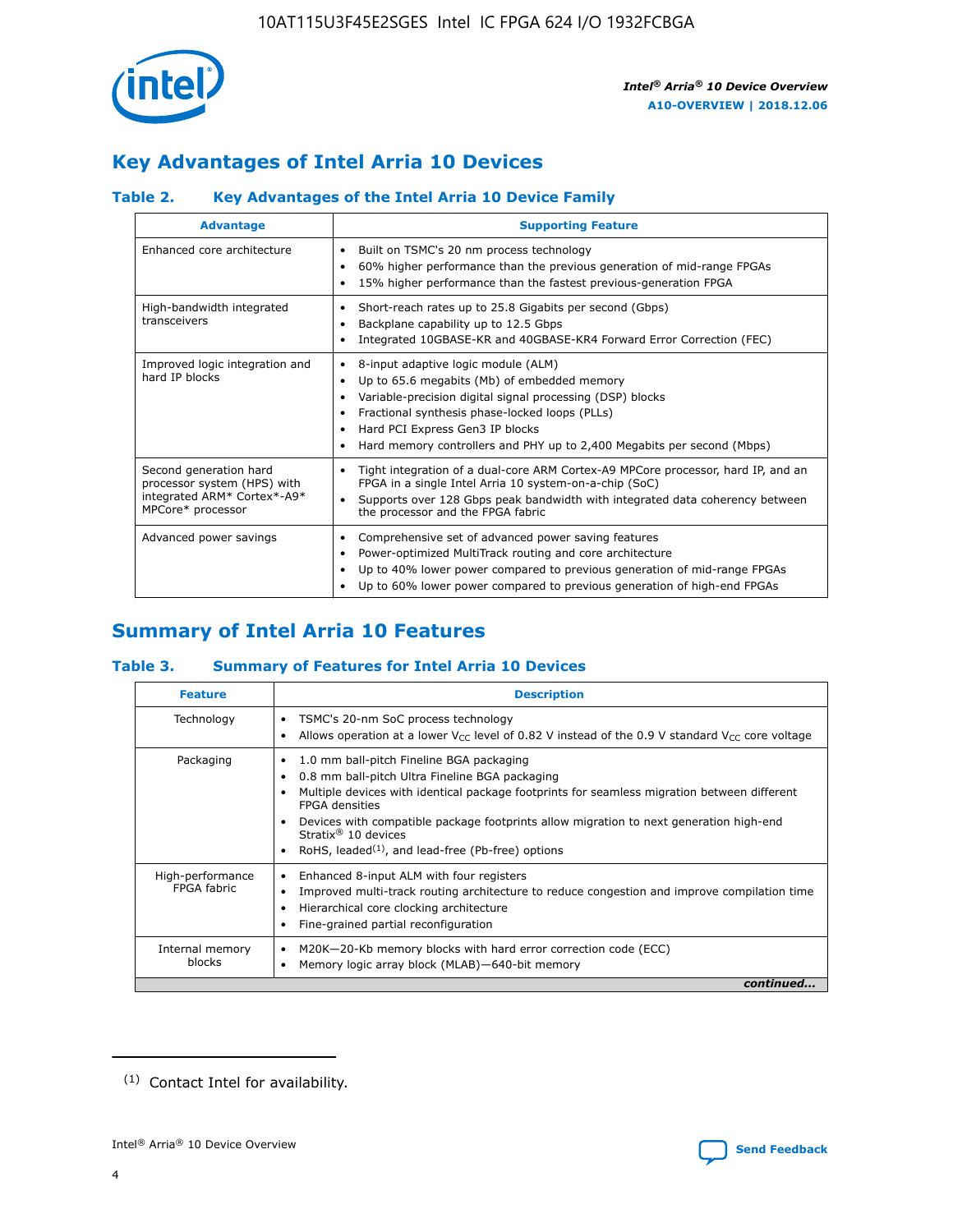## Key Advantages of Intel Arria 10 Devices

### Table 2. Key Advantages of the Intel Arria 10 Device Family

| Advantage | Supporting Feature |
| --- | --- |
| Enhanced core architecture | • Built on TSMC's 20 nm process technology<br>• 60% higher performance than the previous generation of mid-range FPGAs<br>• 15% higher performance than the fastest previous-generation FPGA |
| High-bandwidth integrated transceivers | • Short-reach rates up to 25.8 Gigabits per second (Gbps)<br>• Backplane capability up to 12.5 Gbps<br>• Integrated 10GBASE-KR and 40GBASE-KR4 Forward Error Correction (FEC) |
| Improved logic integration and hard IP blocks | • 8-input adaptive logic module (ALM)<br>• Up to 65.6 megabits (Mb) of embedded memory<br>• Variable-precision digital signal processing (DSP) blocks<br>• Fractional synthesis phase-locked loops (PLLs)<br>• Hard PCI Express Gen3 IP blocks<br>• Hard memory controllers and PHY up to 2,400 Megabits per second (Mbps) |
| Second generation hard processor system (HPS) with integrated ARM* Cortex*-A9* MPCore* processor | • Tight integration of a dual-core ARM Cortex-A9 MPCore processor, hard IP, and an FPGA in a single Intel Arria 10 system-on-a-chip (SoC)<br>• Supports over 128 Gbps peak bandwidth with integrated data coherency between the processor and the FPGA fabric |
| Advanced power savings | • Comprehensive set of advanced power saving features<br>• Power-optimized MultiTrack routing and core architecture<br>• Up to 40% lower power compared to previous generation of mid-range FPGAs<br>• Up to 60% lower power compared to previous generation of high-end FPGAs |

## Summary of Intel Arria 10 Features

### Table 3. Summary of Features for Intel Arria 10 Devices

| Feature | Description |
| --- | --- |
| Technology | • TSMC's 20-nm SoC process technology<br>• Allows operation at a lower $V_{CC}$ level of 0.82 V instead of the 0.9 V standard $V_{CC}$ core voltage |
| Packaging | • 1.0 mm ball-pitch Fineline BGA packaging<br>• 0.8 mm ball-pitch Ultra Fineline BGA packaging<br>• Multiple devices with identical package footprints for seamless migration between different FPGA densities<br>• Devices with compatible package footprints allow migration to next generation high-end Stratix® 10 devices<br>• RoHS, leaded[(1)], and lead-free (Pb-free) options |
| High-performance FPGA fabric | • Enhanced 8-input ALM with four registers<br>• Improved multi-track routing architecture to reduce congestion and improve compilation time<br>• Hierarchical core clocking architecture<br>• Fine-grained partial reconfiguration |
| Internal memory blocks | • M20K—20-Kb memory blocks with hard error correction code (ECC)<br>• Memory logic array block (MLAB)—640-bit memory |

*continued...*

(1) Contact Intel for availability.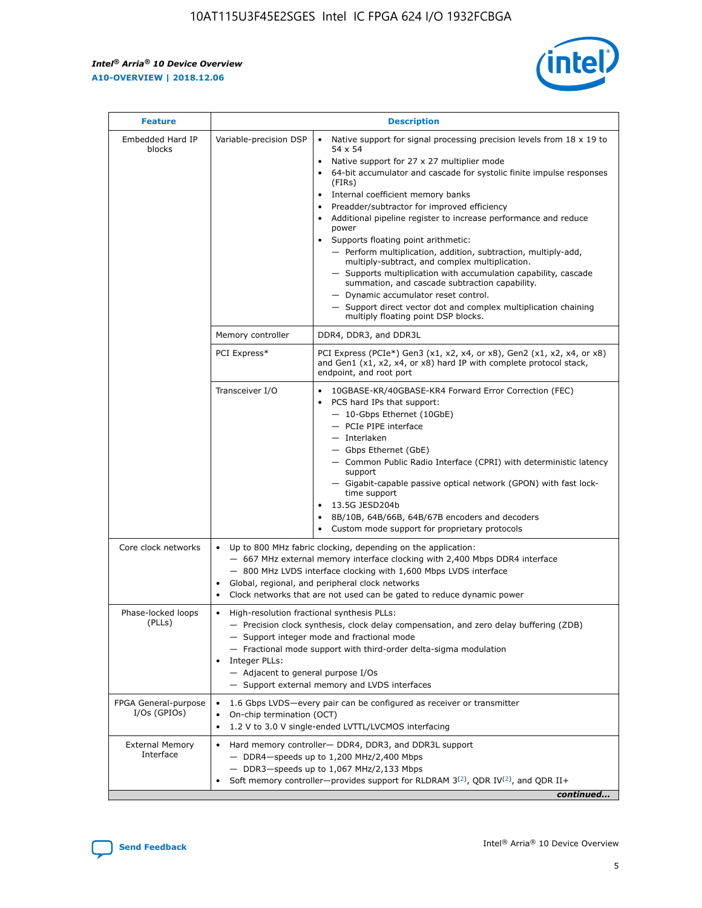| Feature | Description | |
|---|---|---|
| Embedded Hard IP blocks | Variable-precision DSP | • Native support for signal processing precision levels from 18 x 19 to 54 x 54<br>• Native support for 27 x 27 multiplier mode<br>• 64-bit accumulator and cascade for systolic finite impulse responses (FIRs)<br>• Internal coefficient memory banks<br>• Preadder/subtractor for improved efficiency<br>• Additional pipeline register to increase performance and reduce power<br>• Supports floating point arithmetic:<br>— Perform multiplication, addition, subtraction, multiply-add, multiply-subtract, and complex multiplication.<br>— Supports multiplication with accumulation capability, cascade summation, and cascade subtraction capability.<br>— Dynamic accumulator reset control.<br>— Support direct vector dot and complex multiplication chaining multiply floating point DSP blocks. |
| | Memory controller | DDR4, DDR3, and DDR3L |
| | PCI Express* | PCI Express (PCIe*) Gen3 (x1, x2, x4, or x8), Gen2 (x1, x2, x4, or x8) and Gen1 (x1, x2, x4, or x8) hard IP with complete protocol stack, endpoint, and root port |
| | Transceiver I/O | • 10GBASE-KR/40GBASE-KR4 Forward Error Correction (FEC)<br>• PCS hard IPs that support:<br>— 10-Gbps Ethernet (10GbE)<br>— PCIe PIPE interface<br>— Interlaken<br>— Gbps Ethernet (GbE)<br>— Common Public Radio Interface (CPRI) with deterministic latency support<br>— Gigabit-capable passive optical network (GPON) with fast lock-time support<br>• 13.5G JESD204b<br>• 8B/10B, 64B/66B, 64B/67B encoders and decoders<br>• Custom mode support for proprietary protocols |
| Core clock networks | • Up to 800 MHz fabric clocking, depending on the application:<br>— 667 MHz external memory interface clocking with 2,400 Mbps DDR4 interface<br>— 800 MHz LVDS interface clocking with 1,600 Mbps LVDS interface<br>• Global, regional, and peripheral clock networks<br>• Clock networks that are not used can be gated to reduce dynamic power | |
| Phase-locked loops (PLLs) | • High-resolution fractional synthesis PLLs:<br>— Precision clock synthesis, clock delay compensation, and zero delay buffering (ZDB)<br>— Support integer mode and fractional mode<br>— Fractional mode support with third-order delta-sigma modulation<br>• Integer PLLs:<br>— Adjacent to general purpose I/Os<br>— Support external memory and LVDS interfaces | |
| FPGA General-purpose I/Os (GPIOs) | • 1.6 Gbps LVDS—every pair can be configured as receiver or transmitter<br>• On-chip termination (OCT)<br>• 1.2 V to 3.0 V single-ended LVTTL/LVCMOS interfacing | |
| External Memory Interface | • Hard memory controller— DDR4, DDR3, and DDR3L support<br>— DDR4—speeds up to 1,200 MHz/2,400 Mbps<br>— DDR3—speeds up to 1,067 MHz/2,133 Mbps<br>• Soft memory controller—provides support for RLDRAM 3[(2)], QDR IV[(2)], and QDR II+ | |

*continued...*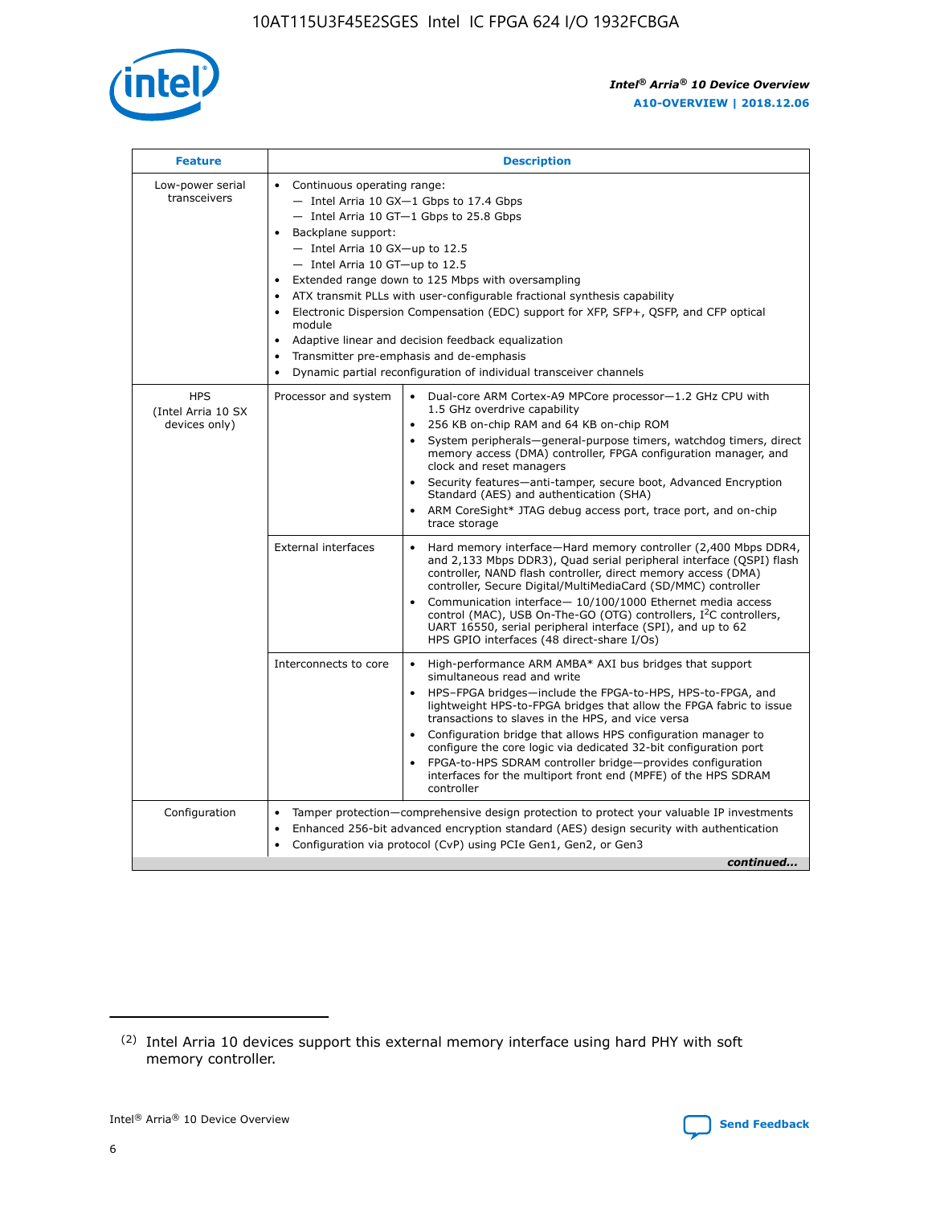| Feature | Description | |
|---|---|---|
| Low-power serial transceivers | • Continuous operating range:<br>— Intel Arria 10 GX—1 Gbps to 17.4 Gbps<br>— Intel Arria 10 GT—1 Gbps to 25.8 Gbps<br>• Backplane support:<br>— Intel Arria 10 GX—up to 12.5<br>— Intel Arria 10 GT—up to 12.5<br>• Extended range down to 125 Mbps with oversampling<br>• ATX transmit PLLs with user-configurable fractional synthesis capability<br>• Electronic Dispersion Compensation (EDC) support for XFP, SFP+, QSFP, and CFP optical module<br>• Adaptive linear and decision feedback equalization<br>• Transmitter pre-emphasis and de-emphasis<br>• Dynamic partial reconfiguration of individual transceiver channels | |
| HPS (Intel Arria 10 SX devices only) | Processor and system | • Dual-core ARM Cortex-A9 MPCore processor—1.2 GHz CPU with 1.5 GHz overdrive capability<br>• 256 KB on-chip RAM and 64 KB on-chip ROM<br>• System peripherals—general-purpose timers, watchdog timers, direct memory access (DMA) controller, FPGA configuration manager, and clock and reset managers<br>• Security features—anti-tamper, secure boot, Advanced Encryption Standard (AES) and authentication (SHA)<br>• ARM CoreSight* JTAG debug access port, trace port, and on-chip trace storage |
| | External interfaces | • Hard memory interface—Hard memory controller (2,400 Mbps DDR4, and 2,133 Mbps DDR3), Quad serial peripheral interface (QSPI) flash controller, NAND flash controller, direct memory access (DMA) controller, Secure Digital/MultiMediaCard (SD/MMC) controller<br>• Communication interface— 10/100/1000 Ethernet media access control (MAC), USB On-The-GO (OTG) controllers, I²C controllers, UART 16550, serial peripheral interface (SPI), and up to 62 HPS GPIO interfaces (48 direct-share I/Os) |
| | Interconnects to core | • High-performance ARM AMBA* AXI bus bridges that support simultaneous read and write<br>• HPS–FPGA bridges—include the FPGA-to-HPS, HPS-to-FPGA, and lightweight HPS-to-FPGA bridges that allow the FPGA fabric to issue transactions to slaves in the HPS, and vice versa<br>• Configuration bridge that allows HPS configuration manager to configure the core logic via dedicated 32-bit configuration port<br>• FPGA-to-HPS SDRAM controller bridge—provides configuration interfaces for the multiport front end (MPFE) of the HPS SDRAM controller |
| Configuration | • Tamper protection—comprehensive design protection to protect your valuable IP investments<br>• Enhanced 256-bit advanced encryption standard (AES) design security with authentication<br>• Configuration via protocol (CvP) using PCIe Gen1, Gen2, or Gen3 | |

*continued...*

(2) Intel Arria 10 devices support this external memory interface using hard PHY with soft memory controller.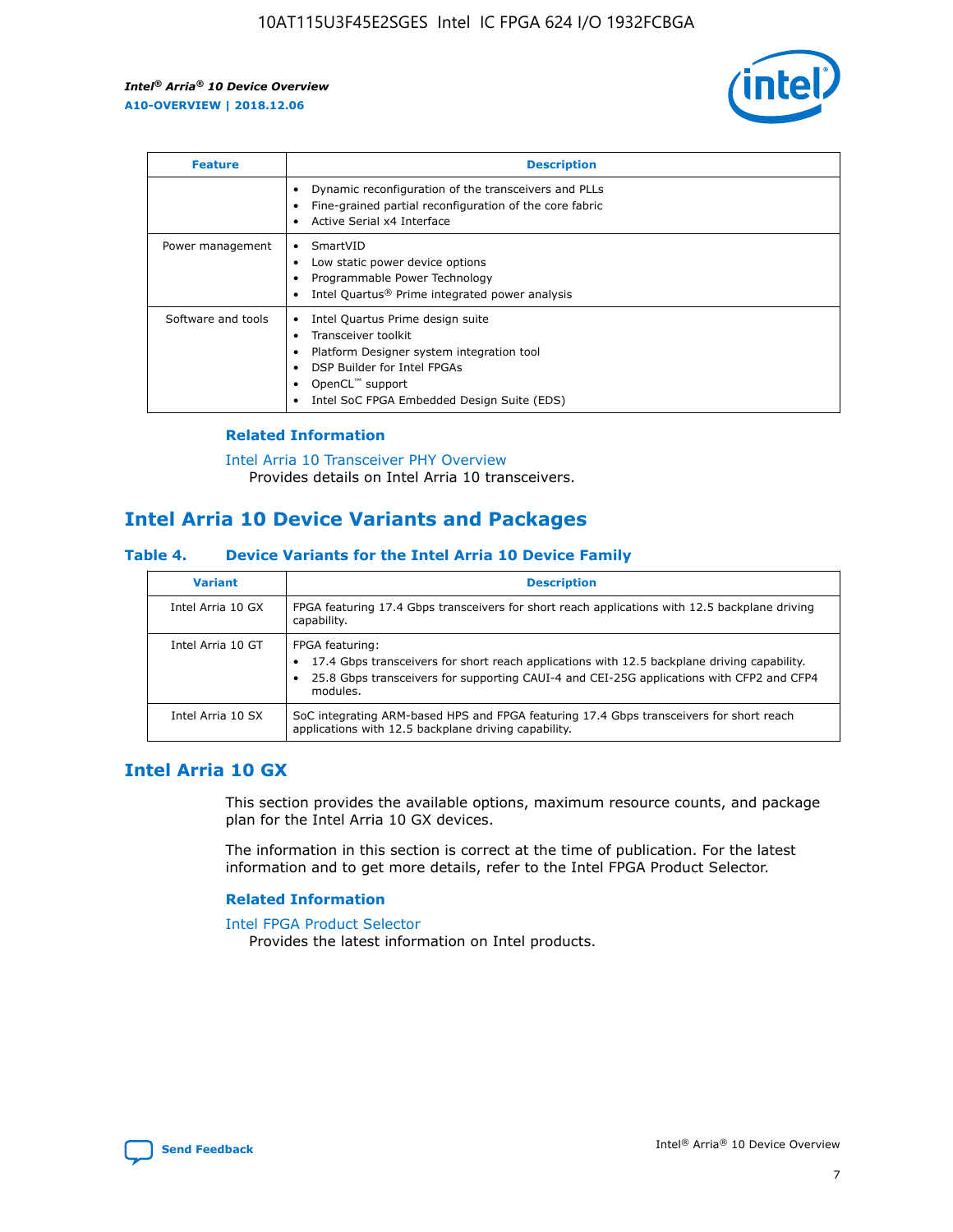| Feature | Description |
| --- | --- |
| | • Dynamic reconfiguration of the transceivers and PLLs<br>• Fine-grained partial reconfiguration of the core fabric<br>• Active Serial x4 Interface |
| Power management | • SmartVID<br>• Low static power device options<br>• Programmable Power Technology<br>• Intel Quartus® Prime integrated power analysis |
| Software and tools | • Intel Quartus Prime design suite<br>• Transceiver toolkit<br>• Platform Designer system integration tool<br>• DSP Builder for Intel FPGAs<br>• OpenCL™ support<br>• Intel SoC FPGA Embedded Design Suite (EDS) |

### Related Information

Intel Arria 10 Transceiver PHY Overview
Provides details on Intel Arria 10 transceivers.

## Intel Arria 10 Device Variants and Packages

### Table 4. Device Variants for the Intel Arria 10 Device Family

| Variant | Description |
| --- | --- |
| Intel Arria 10 GX | FPGA featuring 17.4 Gbps transceivers for short reach applications with 12.5 backplane driving capability. |
| Intel Arria 10 GT | FPGA featuring:<br>• 17.4 Gbps transceivers for short reach applications with 12.5 backplane driving capability.<br>• 25.8 Gbps transceivers for supporting CAUI-4 and CEI-25G applications with CFP2 and CFP4 modules. |
| Intel Arria 10 SX | SoC integrating ARM-based HPS and FPGA featuring 17.4 Gbps transceivers for short reach applications with 12.5 backplane driving capability. |

## Intel Arria 10 GX

This section provides the available options, maximum resource counts, and package plan for the Intel Arria 10 GX devices.

The information in this section is correct at the time of publication. For the latest information and to get more details, refer to the Intel FPGA Product Selector.

### Related Information

Intel FPGA Product Selector
Provides the latest information on Intel products.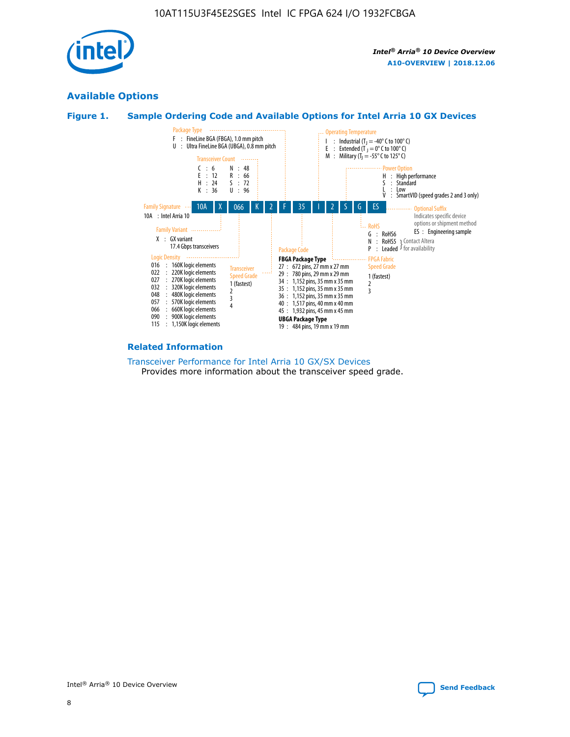## Available Options

### Figure 1. Sample Ordering Code and Available Options for Intel Arria 10 GX Devices

**Sample ordering code:** 10A X 066 K 2 F 35 I 2 S G ES

**Family Signature**
- 10A : Intel Arria 10

**Family Variant**
- X : GX variant, 17.4 Gbps transceivers

**Logic Density**
- 016 : 160K logic elements
- 022 : 220K logic elements
- 027 : 270K logic elements
- 032 : 320K logic elements
- 048 : 480K logic elements
- 057 : 570K logic elements
- 066 : 660K logic elements
- 090 : 900K logic elements
- 115 : 1,150K logic elements

**Transceiver Count**
- C : 6
- E : 12
- H : 24
- K : 36
- N : 48
- R : 66
- S : 72
- U : 96

**Transceiver Speed Grade**
- 1 (fastest)
- 2
- 3
- 4

**Package Type**
- F : FineLine BGA (FBGA), 1.0 mm pitch
- U : Ultra FineLine BGA (UBGA), 0.8 mm pitch

**Package Code**

FBGA Package Type
- 27 : 672 pins, 27 mm x 27 mm
- 29 : 780 pins, 29 mm x 29 mm
- 34 : 1,152 pins, 35 mm x 35 mm
- 35 : 1,152 pins, 35 mm x 35 mm
- 36 : 1,152 pins, 35 mm x 35 mm
- 40 : 1,517 pins, 40 mm x 40 mm
- 45 : 1,932 pins, 45 mm x 45 mm

UBGA Package Type
- 19 : 484 pins, 19 mm x 19 mm

**Operating Temperature**
- I : Industrial ($T_J$ = -40° C to 100° C)
- E : Extended ($T_J$ = 0° C to 100° C)
- M : Military ($T_J$ = -55° C to 125° C)

**FPGA Fabric Speed Grade**
- 1 (fastest)
- 2
- 3

**Power Option**
- H : High performance
- S : Standard
- L : Low
- V : SmartVID (speed grades 2 and 3 only)

**RoHS**
- G : RoHS6
- N : RoHS5 (Contact Altera for availability)
- P : Leaded (Contact Altera for availability)

**Optional Suffix**

Indicates specific device options or shipment method
- ES : Engineering sample

### Related Information

Transceiver Performance for Intel Arria 10 GX/SX Devices

Provides more information about the transceiver speed grade.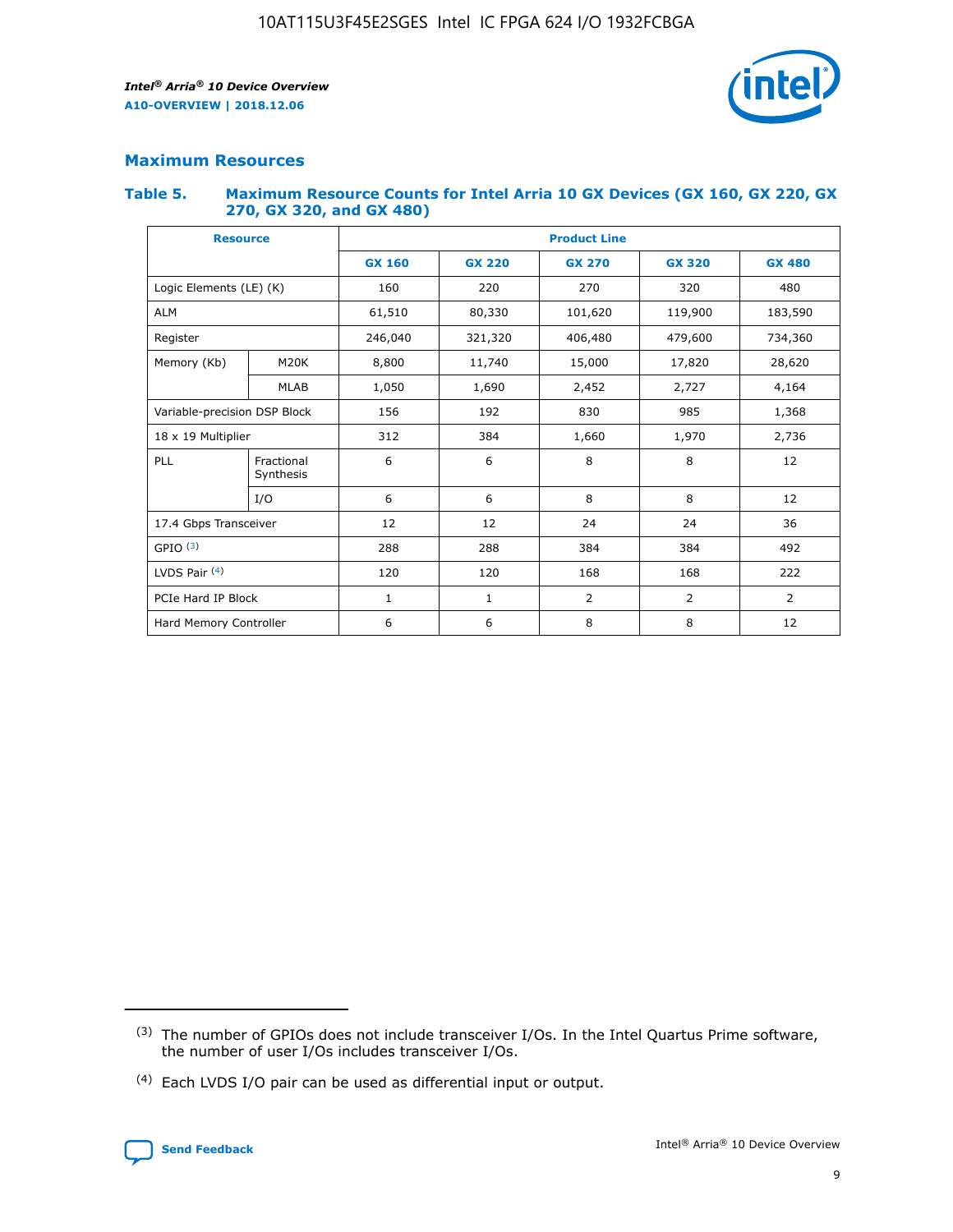## Maximum Resources

### Table 5. Maximum Resource Counts for Intel Arria 10 GX Devices (GX 160, GX 220, GX 270, GX 320, and GX 480)

| Resource | | Product Line | | | | |
|---|---|---|---|---|---|---|
| | | GX 160 | GX 220 | GX 270 | GX 320 | GX 480 |
| Logic Elements (LE) (K) | | 160 | 220 | 270 | 320 | 480 |
| ALM | | 61,510 | 80,330 | 101,620 | 119,900 | 183,590 |
| Register | | 246,040 | 321,320 | 406,480 | 479,600 | 734,360 |
| Memory (Kb) | M20K | 8,800 | 11,740 | 15,000 | 17,820 | 28,620 |
| | MLAB | 1,050 | 1,690 | 2,452 | 2,727 | 4,164 |
| Variable-precision DSP Block | | 156 | 192 | 830 | 985 | 1,368 |
| 18 x 19 Multiplier | | 312 | 384 | 1,660 | 1,970 | 2,736 |
| PLL | Fractional Synthesis | 6 | 6 | 8 | 8 | 12 |
| | I/O | 6 | 6 | 8 | 8 | 12 |
| 17.4 Gbps Transceiver | | 12 | 12 | 24 | 24 | 36 |
| GPIO [(3)] | | 288 | 288 | 384 | 384 | 492 |
| LVDS Pair [(4)] | | 120 | 120 | 168 | 168 | 222 |
| PCIe Hard IP Block | | 1 | 1 | 2 | 2 | 2 |
| Hard Memory Controller | | 6 | 6 | 8 | 8 | 12 |

(3) The number of GPIOs does not include transceiver I/Os. In the Intel Quartus Prime software, the number of user I/Os includes transceiver I/Os.

(4) Each LVDS I/O pair can be used as differential input or output.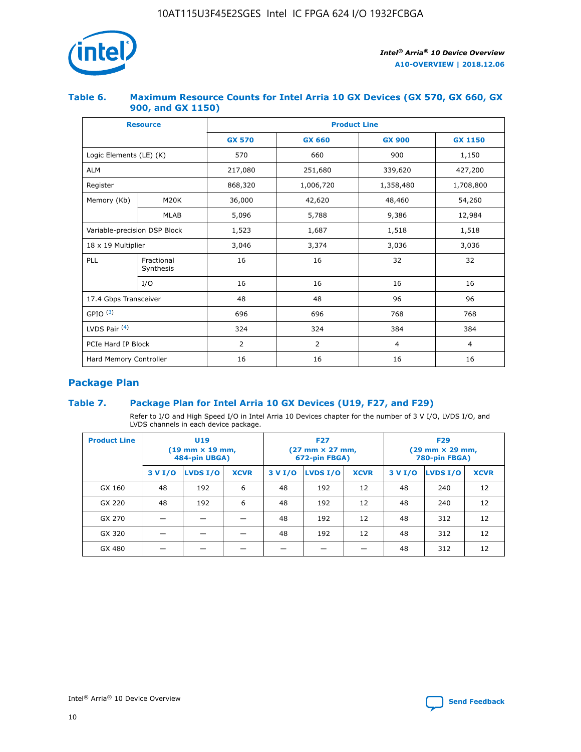## Table 6. Maximum Resource Counts for Intel Arria 10 GX Devices (GX 570, GX 660, GX 900, and GX 1150)

| Resource | | Product Line | | | |
|---|---|---|---|---|---|
| | | GX 570 | GX 660 | GX 900 | GX 1150 |
| Logic Elements (LE) (K) | | 570 | 660 | 900 | 1,150 |
| ALM | | 217,080 | 251,680 | 339,620 | 427,200 |
| Register | | 868,320 | 1,006,720 | 1,358,480 | 1,708,800 |
| Memory (Kb) | M20K | 36,000 | 42,620 | 48,460 | 54,260 |
| | MLAB | 5,096 | 5,788 | 9,386 | 12,984 |
| Variable-precision DSP Block | | 1,523 | 1,687 | 1,518 | 1,518 |
| 18 x 19 Multiplier | | 3,046 | 3,374 | 3,036 | 3,036 |
| PLL | Fractional Synthesis | 16 | 16 | 32 | 32 |
| | I/O | 16 | 16 | 16 | 16 |
| 17.4 Gbps Transceiver | | 48 | 48 | 96 | 96 |
| GPIO [(3)] | | 696 | 696 | 768 | 768 |
| LVDS Pair [(4)] | | 324 | 324 | 384 | 384 |
| PCIe Hard IP Block | | 2 | 2 | 4 | 4 |
| Hard Memory Controller | | 16 | 16 | 16 | 16 |

## Package Plan

### Table 7. Package Plan for Intel Arria 10 GX Devices (U19, F27, and F29)

Refer to I/O and High Speed I/O in Intel Arria 10 Devices chapter for the number of 3 V I/O, LVDS I/O, and LVDS channels in each device package.

| Product Line | U19 (19 mm × 19 mm, 484-pin UBGA) | | | F27 (27 mm × 27 mm, 672-pin FBGA) | | | F29 (29 mm × 29 mm, 780-pin FBGA) | | |
|---|---|---|---|---|---|---|---|---|---|
| | 3 V I/O | LVDS I/O | XCVR | 3 V I/O | LVDS I/O | XCVR | 3 V I/O | LVDS I/O | XCVR |
| GX 160 | 48 | 192 | 6 | 48 | 192 | 12 | 48 | 240 | 12 |
| GX 220 | 48 | 192 | 6 | 48 | 192 | 12 | 48 | 240 | 12 |
| GX 270 | — | — | — | 48 | 192 | 12 | 48 | 312 | 12 |
| GX 320 | — | — | — | 48 | 192 | 12 | 48 | 312 | 12 |
| GX 480 | — | — | — | — | — | — | 48 | 312 | 12 |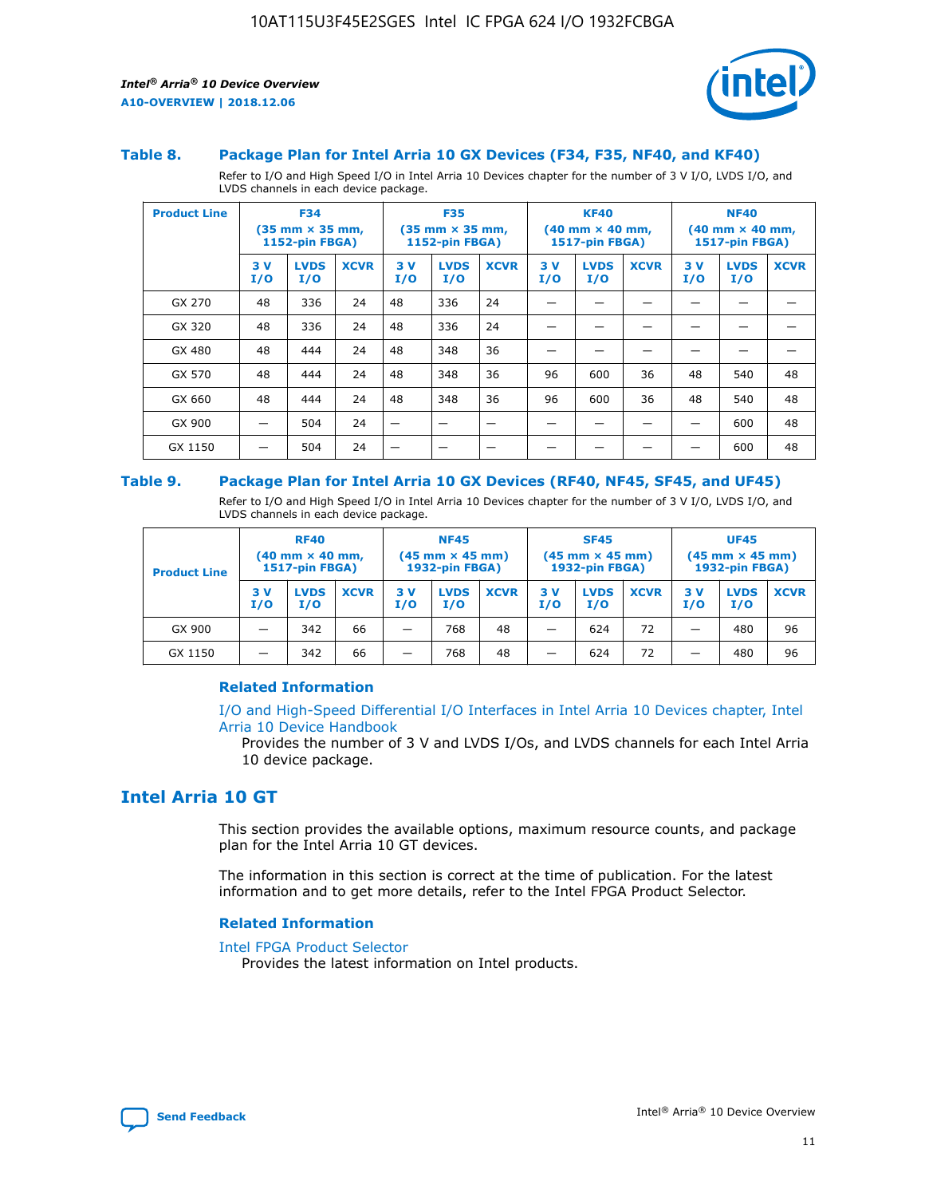### Table 8. Package Plan for Intel Arria 10 GX Devices (F34, F35, NF40, and KF40)

Refer to I/O and High Speed I/O in Intel Arria 10 Devices chapter for the number of 3 V I/O, LVDS I/O, and LVDS channels in each device package.

| Product Line | F34 (35 mm × 35 mm, 1152-pin FBGA) | | | F35 (35 mm × 35 mm, 1152-pin FBGA) | | | KF40 (40 mm × 40 mm, 1517-pin FBGA) | | | NF40 (40 mm × 40 mm, 1517-pin FBGA) | | |
|---|---|---|---|---|---|---|---|---|---|---|---|---|
| | 3 V I/O | LVDS I/O | XCVR | 3 V I/O | LVDS I/O | XCVR | 3 V I/O | LVDS I/O | XCVR | 3 V I/O | LVDS I/O | XCVR |
| GX 270 | 48 | 336 | 24 | 48 | 336 | 24 | — | — | — | — | — | — |
| GX 320 | 48 | 336 | 24 | 48 | 336 | 24 | — | — | — | — | — | — |
| GX 480 | 48 | 444 | 24 | 48 | 348 | 36 | — | — | — | — | — | — |
| GX 570 | 48 | 444 | 24 | 48 | 348 | 36 | 96 | 600 | 36 | 48 | 540 | 48 |
| GX 660 | 48 | 444 | 24 | 48 | 348 | 36 | 96 | 600 | 36 | 48 | 540 | 48 |
| GX 900 | — | 504 | 24 | — | — | — | — | — | — | — | 600 | 48 |
| GX 1150 | — | 504 | 24 | — | — | — | — | — | — | — | 600 | 48 |

### Table 9. Package Plan for Intel Arria 10 GX Devices (RF40, NF45, SF45, and UF45)

Refer to I/O and High Speed I/O in Intel Arria 10 Devices chapter for the number of 3 V I/O, LVDS I/O, and LVDS channels in each device package.

| Product Line | RF40 (40 mm × 40 mm, 1517-pin FBGA) | | | NF45 (45 mm × 45 mm) 1932-pin FBGA) | | | SF45 (45 mm × 45 mm) 1932-pin FBGA) | | | UF45 (45 mm × 45 mm) 1932-pin FBGA) | | |
|---|---|---|---|---|---|---|---|---|---|---|---|---|
| | 3 V I/O | LVDS I/O | XCVR | 3 V I/O | LVDS I/O | XCVR | 3 V I/O | LVDS I/O | XCVR | 3 V I/O | LVDS I/O | XCVR |
| GX 900 | — | 342 | 66 | — | 768 | 48 | — | 624 | 72 | — | 480 | 96 |
| GX 1150 | — | 342 | 66 | — | 768 | 48 | — | 624 | 72 | — | 480 | 96 |

#### Related Information

I/O and High-Speed Differential I/O Interfaces in Intel Arria 10 Devices chapter, Intel Arria 10 Device Handbook

Provides the number of 3 V and LVDS I/Os, and LVDS channels for each Intel Arria 10 device package.

## Intel Arria 10 GT

This section provides the available options, maximum resource counts, and package plan for the Intel Arria 10 GT devices.

The information in this section is correct at the time of publication. For the latest information and to get more details, refer to the Intel FPGA Product Selector.

#### Related Information

Intel FPGA Product Selector

Provides the latest information on Intel products.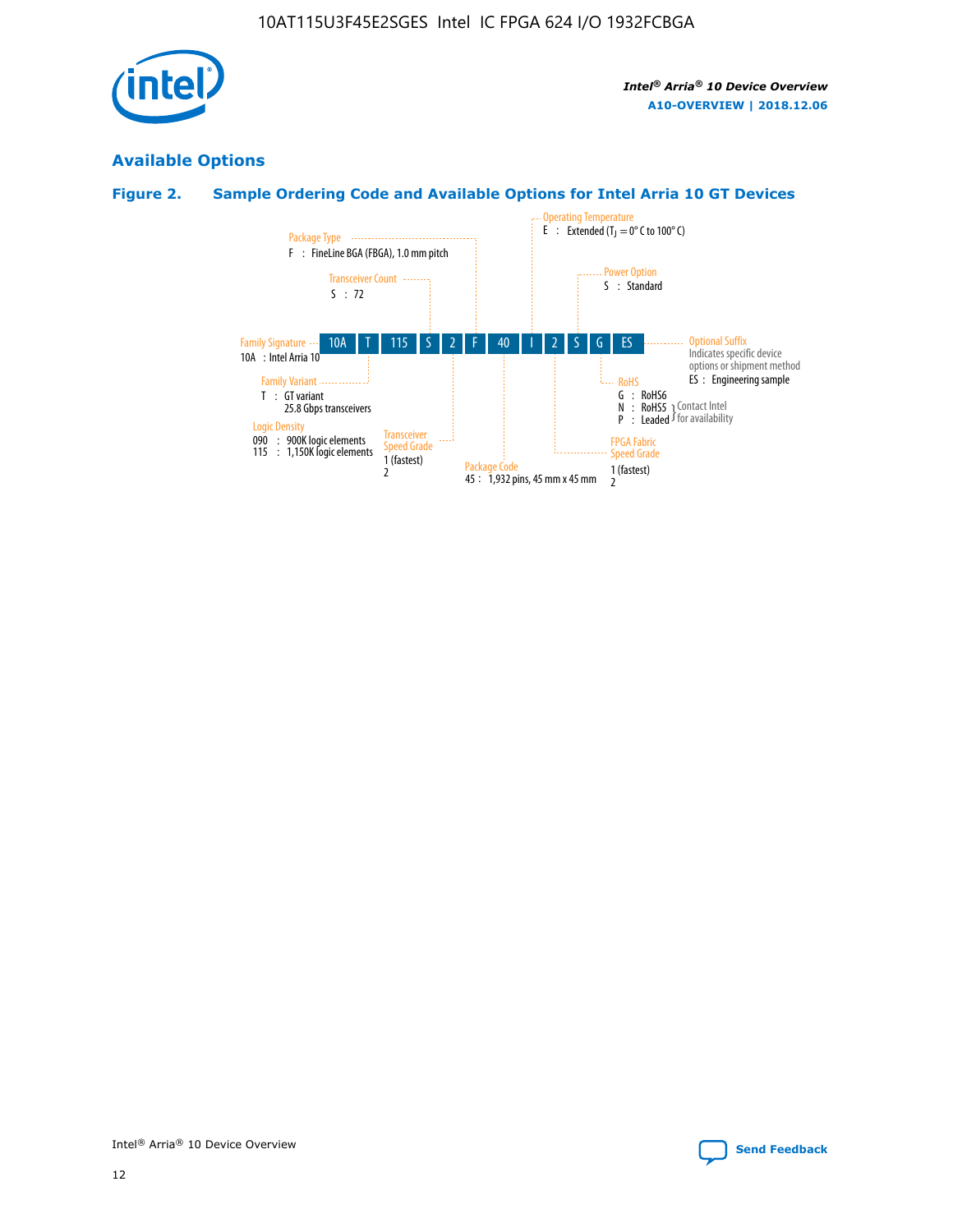## Available Options

### Figure 2. Sample Ordering Code and Available Options for Intel Arria 10 GT Devices

| 10A | T | 115 | S | 2 | F | 40 | I | 2 | S | G | ES |
|---|---|---|---|---|---|---|---|---|---|---|---|

**Family Signature**
10A : Intel Arria 10

**Family Variant**
T : GT variant
25.8 Gbps transceivers

**Logic Density**
090 : 900K logic elements
115 : 1,150K logic elements

**Transceiver Count**
S : 72

**Transceiver Speed Grade**
1 (fastest)
2

**Package Type**
F : FineLine BGA (FBGA), 1.0 mm pitch

**Package Code**
45 : 1,932 pins, 45 mm x 45 mm

**Operating Temperature**
E : Extended ($T_J$ = 0° C to 100° C)

**FPGA Fabric Speed Grade**
1 (fastest)
2

**Power Option**
S : Standard

**RoHS**
G : RoHS6
N : RoHS5 } Contact Intel for availability
P : Leaded } Contact Intel for availability

**Optional Suffix**
Indicates specific device options or shipment method
ES : Engineering sample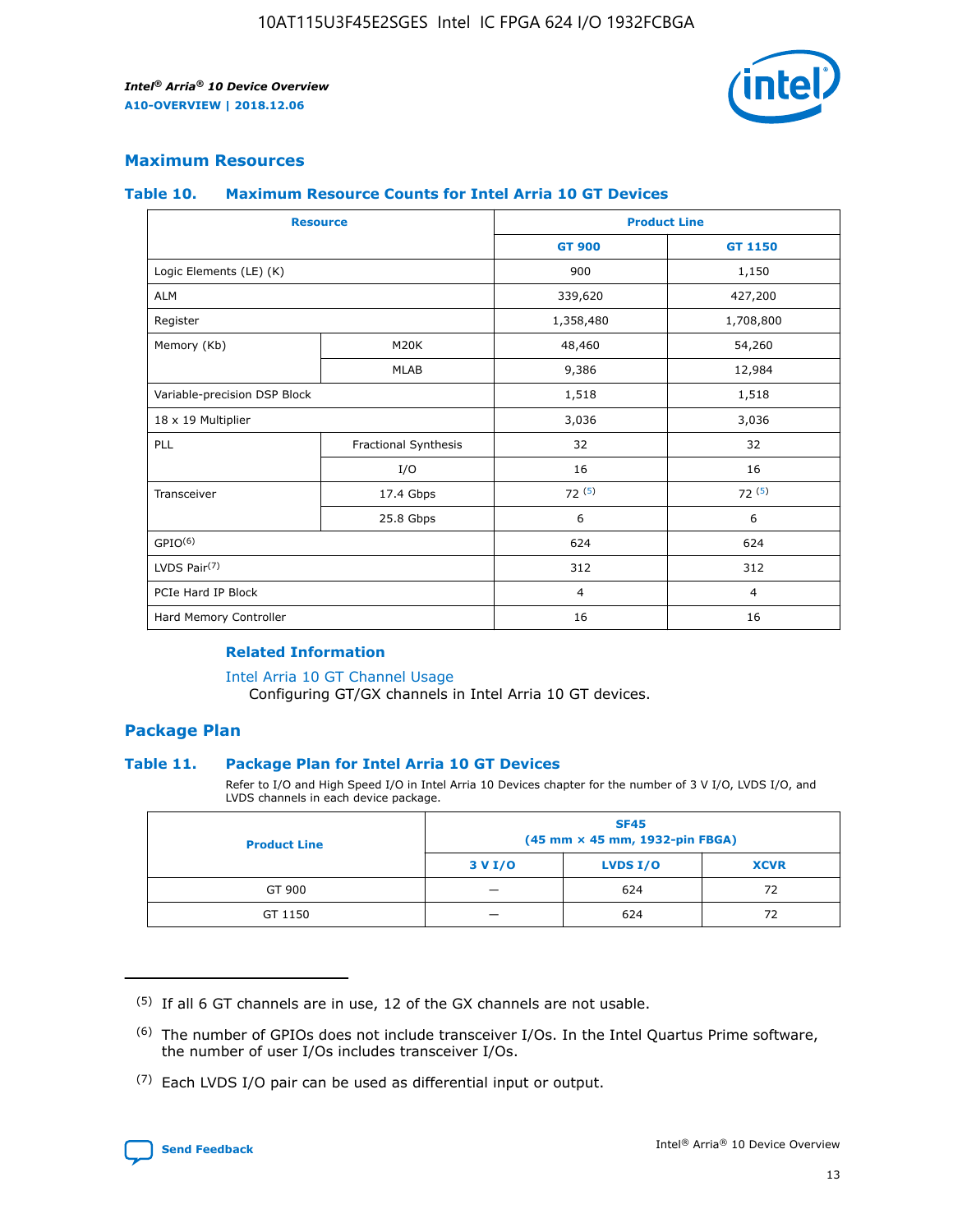## Maximum Resources

### Table 10. Maximum Resource Counts for Intel Arria 10 GT Devices

| Resource | | Product Line | |
|---|---|---|---|
| | | GT 900 | GT 1150 |
| Logic Elements (LE) (K) | | 900 | 1,150 |
| ALM | | 339,620 | 427,200 |
| Register | | 1,358,480 | 1,708,800 |
| Memory (Kb) | M20K | 48,460 | 54,260 |
| | MLAB | 9,386 | 12,984 |
| Variable-precision DSP Block | | 1,518 | 1,518 |
| 18 x 19 Multiplier | | 3,036 | 3,036 |
| PLL | Fractional Synthesis | 32 | 32 |
| | I/O | 16 | 16 |
| Transceiver | 17.4 Gbps | 72 (5) | 72 (5) |
| | 25.8 Gbps | 6 | 6 |
| GPIO(6) | | 624 | 624 |
| LVDS Pair(7) | | 312 | 312 |
| PCIe Hard IP Block | | 4 | 4 |
| Hard Memory Controller | | 16 | 16 |

#### Related Information

Intel Arria 10 GT Channel Usage
Configuring GT/GX channels in Intel Arria 10 GT devices.

## Package Plan

### Table 11. Package Plan for Intel Arria 10 GT Devices

Refer to I/O and High Speed I/O in Intel Arria 10 Devices chapter for the number of 3 V I/O, LVDS I/O, and LVDS channels in each device package.

| Product Line | SF45 (45 mm × 45 mm, 1932-pin FBGA) | | |
|---|---|---|---|
| | 3 V I/O | LVDS I/O | XCVR |
| GT 900 | — | 624 | 72 |
| GT 1150 | — | 624 | 72 |

(5) If all 6 GT channels are in use, 12 of the GX channels are not usable.

(6) The number of GPIOs does not include transceiver I/Os. In the Intel Quartus Prime software, the number of user I/Os includes transceiver I/Os.

(7) Each LVDS I/O pair can be used as differential input or output.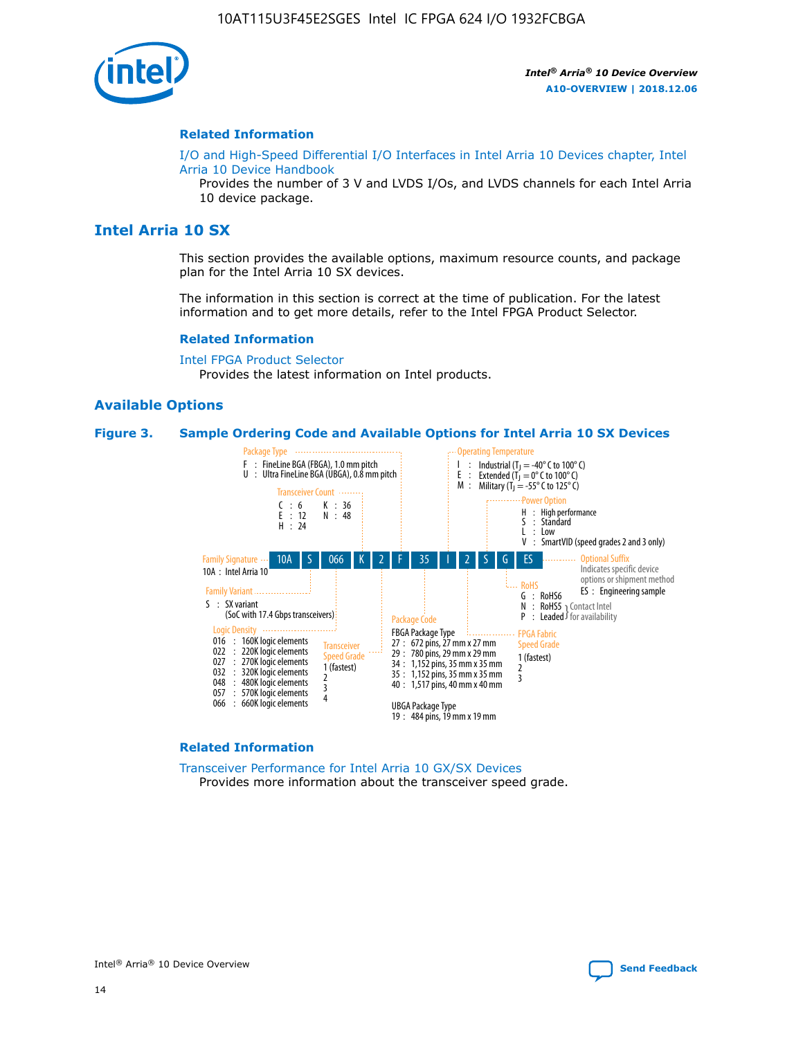## Related Information

I/O and High-Speed Differential I/O Interfaces in Intel Arria 10 Devices chapter, Intel Arria 10 Device Handbook

Provides the number of 3 V and LVDS I/Os, and LVDS channels for each Intel Arria 10 device package.

# Intel Arria 10 SX

This section provides the available options, maximum resource counts, and package plan for the Intel Arria 10 SX devices.

The information in this section is correct at the time of publication. For the latest information and to get more details, refer to the Intel FPGA Product Selector.

## Related Information

Intel FPGA Product Selector

Provides the latest information on Intel products.

## Available Options

**Figure 3. Sample Ordering Code and Available Options for Intel Arria 10 SX Devices**

Sample ordering code: 10A S 066 K 2 F 35 I 2 S G ES

- **Family Signature**
  - 10A : Intel Arria 10
- **Family Variant**
  - S : SX variant (SoC with 17.4 Gbps transceivers)
- **Logic Density**
  - 016 : 160K logic elements
  - 022 : 220K logic elements
  - 027 : 270K logic elements
  - 032 : 320K logic elements
  - 048 : 480K logic elements
  - 057 : 570K logic elements
  - 066 : 660K logic elements
- **Transceiver Count**
  - C : 6
  - E : 12
  - H : 24
  - K : 36
  - N : 48
- **Transceiver Speed Grade**
  - 1 (fastest)
  - 2
  - 3
  - 4
- **Package Type**
  - F : FineLine BGA (FBGA), 1.0 mm pitch
  - U : Ultra FineLine BGA (UBGA), 0.8 mm pitch
- **Package Code**
  - FBGA Package Type
    - 27 : 672 pins, 27 mm x 27 mm
    - 29 : 780 pins, 29 mm x 29 mm
    - 34 : 1,152 pins, 35 mm x 35 mm
    - 35 : 1,152 pins, 35 mm x 35 mm
    - 40 : 1,517 pins, 40 mm x 40 mm
  - UBGA Package Type
    - 19 : 484 pins, 19 mm x 19 mm
- **Operating Temperature**
  - I : Industrial ($T_J$ = -40° C to 100° C)
  - E : Extended ($T_J$ = 0° C to 100° C)
  - M : Military ($T_J$ = -55° C to 125° C)
- **FPGA Fabric Speed Grade**
  - 1 (fastest)
  - 2
  - 3
- **Power Option**
  - H : High performance
  - S : Standard
  - L : Low
  - V : SmartVID (speed grades 2 and 3 only)
- **RoHS**
  - G : RoHS6
  - N : RoHS5 (Contact Intel for availability)
  - P : Leaded (Contact Intel for availability)
- **Optional Suffix** — Indicates specific device options or shipment method
  - ES : Engineering sample

## Related Information

Transceiver Performance for Intel Arria 10 GX/SX Devices

Provides more information about the transceiver speed grade.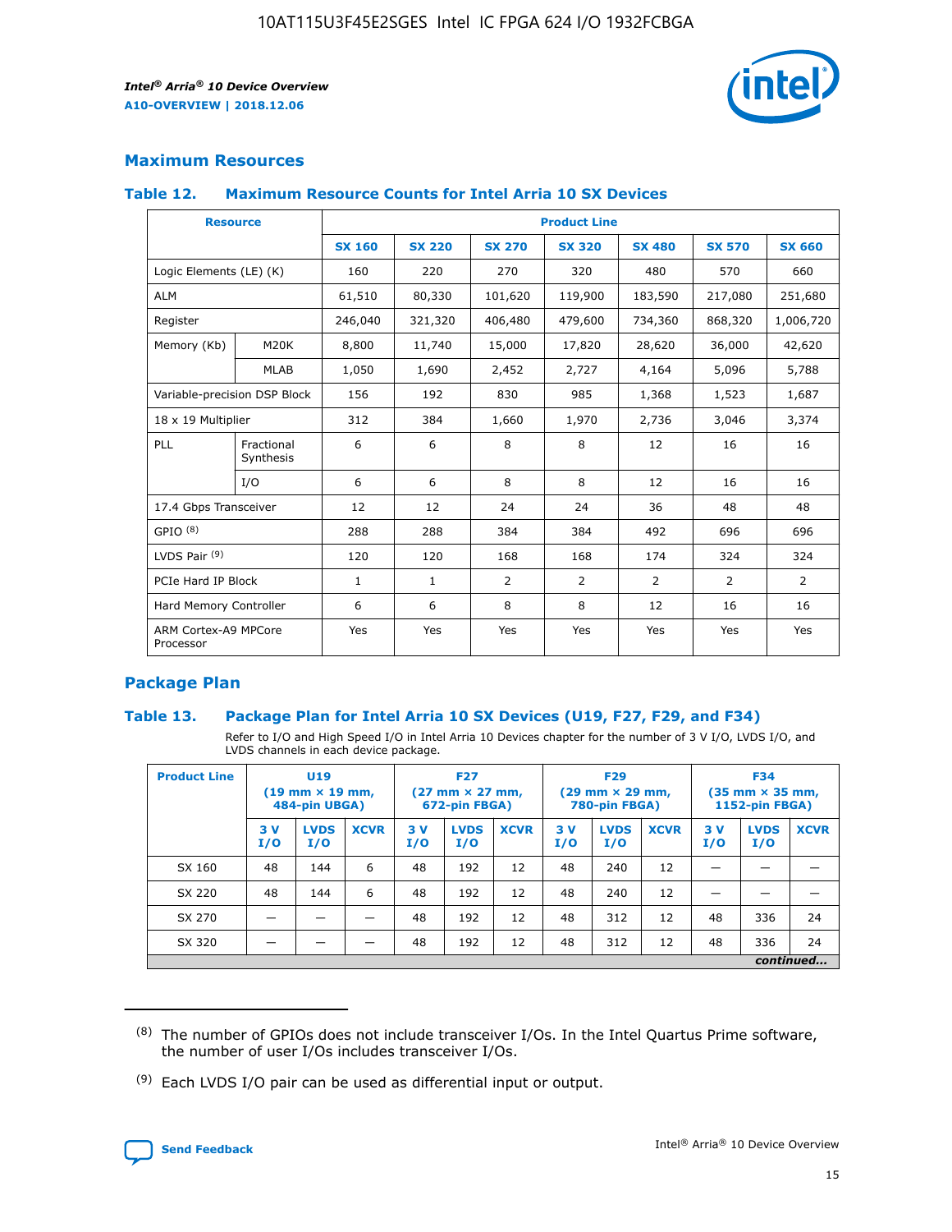## Maximum Resources

### Table 12. Maximum Resource Counts for Intel Arria 10 SX Devices

| Resource | | Product Line | | | | | | |
|---|---|---|---|---|---|---|---|---|
| | | SX 160 | SX 220 | SX 270 | SX 320 | SX 480 | SX 570 | SX 660 |
| Logic Elements (LE) (K) | | 160 | 220 | 270 | 320 | 480 | 570 | 660 |
| ALM | | 61,510 | 80,330 | 101,620 | 119,900 | 183,590 | 217,080 | 251,680 |
| Register | | 246,040 | 321,320 | 406,480 | 479,600 | 734,360 | 868,320 | 1,006,720 |
| Memory (Kb) | M20K | 8,800 | 11,740 | 15,000 | 17,820 | 28,620 | 36,000 | 42,620 |
| | MLAB | 1,050 | 1,690 | 2,452 | 2,727 | 4,164 | 5,096 | 5,788 |
| Variable-precision DSP Block | | 156 | 192 | 830 | 985 | 1,368 | 1,523 | 1,687 |
| 18 x 19 Multiplier | | 312 | 384 | 1,660 | 1,970 | 2,736 | 3,046 | 3,374 |
| PLL | Fractional Synthesis | 6 | 6 | 8 | 8 | 12 | 16 | 16 |
| | I/O | 6 | 6 | 8 | 8 | 12 | 16 | 16 |
| 17.4 Gbps Transceiver | | 12 | 12 | 24 | 24 | 36 | 48 | 48 |
| GPIO [(8)] | | 288 | 288 | 384 | 384 | 492 | 696 | 696 |
| LVDS Pair [(9)] | | 120 | 120 | 168 | 168 | 174 | 324 | 324 |
| PCIe Hard IP Block | | 1 | 1 | 2 | 2 | 2 | 2 | 2 |
| Hard Memory Controller | | 6 | 6 | 8 | 8 | 12 | 16 | 16 |
| ARM Cortex-A9 MPCore Processor | | Yes | Yes | Yes | Yes | Yes | Yes | Yes |

## Package Plan

### Table 13. Package Plan for Intel Arria 10 SX Devices (U19, F27, F29, and F34)

Refer to I/O and High Speed I/O in Intel Arria 10 Devices chapter for the number of 3 V I/O, LVDS I/O, and LVDS channels in each device package.

| Product Line | U19 (19 mm × 19 mm, 484-pin UBGA) | | | F27 (27 mm × 27 mm, 672-pin FBGA) | | | F29 (29 mm × 29 mm, 780-pin FBGA) | | | F34 (35 mm × 35 mm, 1152-pin FBGA) | | |
|---|---|---|---|---|---|---|---|---|---|---|---|---|
| | 3 V I/O | LVDS I/O | XCVR | 3 V I/O | LVDS I/O | XCVR | 3 V I/O | LVDS I/O | XCVR | 3 V I/O | LVDS I/O | XCVR |
| SX 160 | 48 | 144 | 6 | 48 | 192 | 12 | 48 | 240 | 12 | — | — | — |
| SX 220 | 48 | 144 | 6 | 48 | 192 | 12 | 48 | 240 | 12 | — | — | — |
| SX 270 | — | — | — | 48 | 192 | 12 | 48 | 312 | 12 | 48 | 336 | 24 |
| SX 320 | — | — | — | 48 | 192 | 12 | 48 | 312 | 12 | 48 | 336 | 24 |

*continued...*

(8) The number of GPIOs does not include transceiver I/Os. In the Intel Quartus Prime software, the number of user I/Os includes transceiver I/Os.

(9) Each LVDS I/O pair can be used as differential input or output.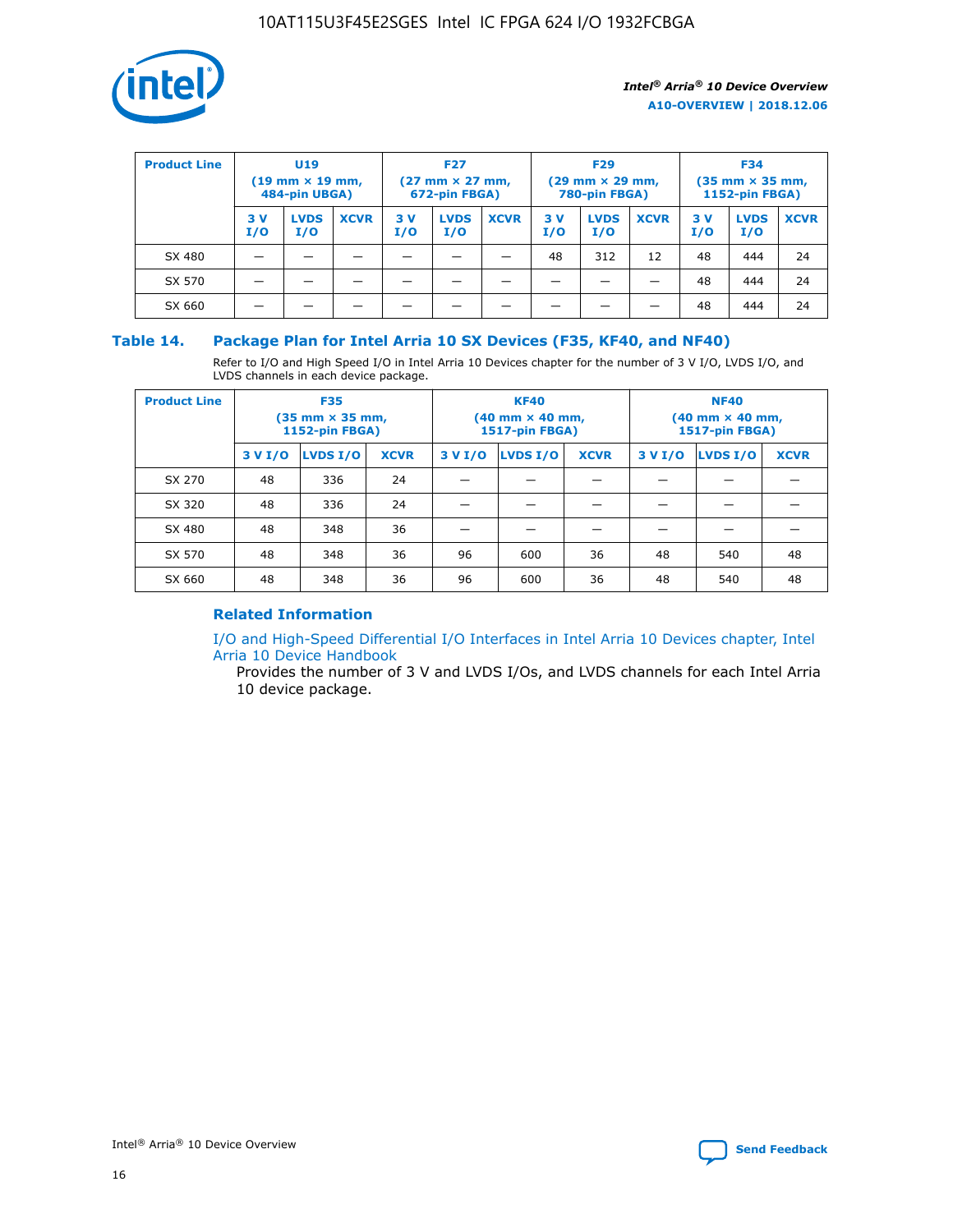| Product Line | U19 (19 mm × 19 mm, 484-pin UBGA) | | | F27 (27 mm × 27 mm, 672-pin FBGA) | | | F29 (29 mm × 29 mm, 780-pin FBGA) | | | F34 (35 mm × 35 mm, 1152-pin FBGA) | | |
|---|---|---|---|---|---|---|---|---|---|---|---|---|
| | 3 V I/O | LVDS I/O | XCVR | 3 V I/O | LVDS I/O | XCVR | 3 V I/O | LVDS I/O | XCVR | 3 V I/O | LVDS I/O | XCVR |
| SX 480 | — | — | — | — | — | — | 48 | 312 | 12 | 48 | 444 | 24 |
| SX 570 | — | — | — | — | — | — | — | — | — | 48 | 444 | 24 |
| SX 660 | — | — | — | — | — | — | — | — | — | 48 | 444 | 24 |

## Table 14. Package Plan for Intel Arria 10 SX Devices (F35, KF40, and NF40)

Refer to I/O and High Speed I/O in Intel Arria 10 Devices chapter for the number of 3 V I/O, LVDS I/O, and LVDS channels in each device package.

| Product Line | F35 (35 mm × 35 mm, 1152-pin FBGA) | | | KF40 (40 mm × 40 mm, 1517-pin FBGA) | | | NF40 (40 mm × 40 mm, 1517-pin FBGA) | | |
|---|---|---|---|---|---|---|---|---|---|
| | 3 V I/O | LVDS I/O | XCVR | 3 V I/O | LVDS I/O | XCVR | 3 V I/O | LVDS I/O | XCVR |
| SX 270 | 48 | 336 | 24 | — | — | — | — | — | — |
| SX 320 | 48 | 336 | 24 | — | — | — | — | — | — |
| SX 480 | 48 | 348 | 36 | — | — | — | — | — | — |
| SX 570 | 48 | 348 | 36 | 96 | 600 | 36 | 48 | 540 | 48 |
| SX 660 | 48 | 348 | 36 | 96 | 600 | 36 | 48 | 540 | 48 |

### Related Information

I/O and High-Speed Differential I/O Interfaces in Intel Arria 10 Devices chapter, Intel Arria 10 Device Handbook

Provides the number of 3 V and LVDS I/Os, and LVDS channels for each Intel Arria 10 device package.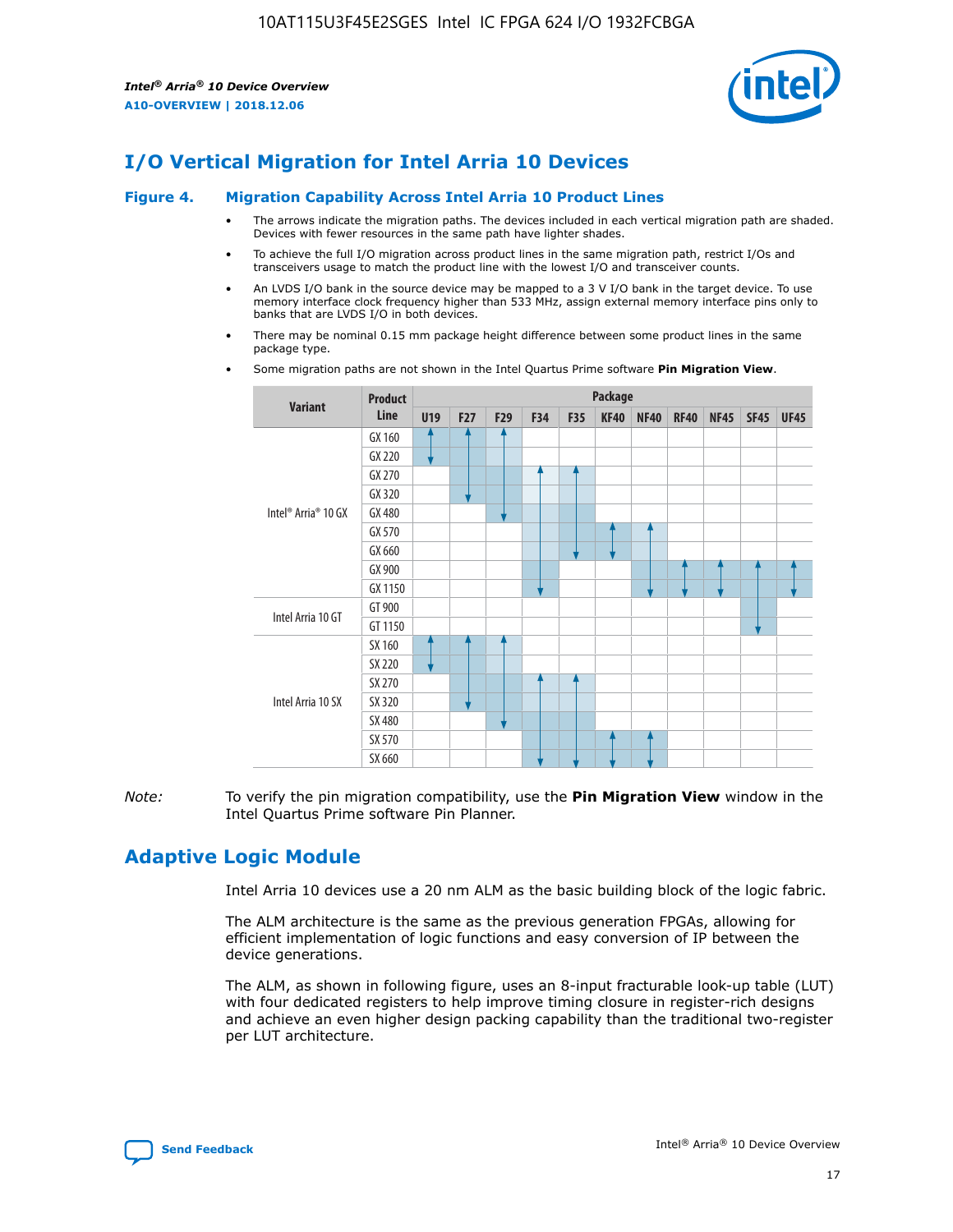## I/O Vertical Migration for Intel Arria 10 Devices

**Figure 4. Migration Capability Across Intel Arria 10 Product Lines**

- The arrows indicate the migration paths. The devices included in each vertical migration path are shaded. Devices with fewer resources in the same path have lighter shades.
- To achieve the full I/O migration across product lines in the same migration path, restrict I/Os and transceivers usage to match the product line with the lowest I/O and transceiver counts.
- An LVDS I/O bank in the source device may be mapped to a 3 V I/O bank in the target device. To use memory interface clock frequency higher than 533 MHz, assign external memory interface pins only to banks that are LVDS I/O in both devices.
- There may be nominal 0.15 mm package height difference between some product lines in the same package type.
- Some migration paths are not shown in the Intel Quartus Prime software **Pin Migration View**.

| Variant | Product Line | Package | | | | | | | | | | |
|---|---|---|---|---|---|---|---|---|---|---|---|---|
| | | U19 | F27 | F29 | F34 | F35 | KF40 | NF40 | RF40 | NF45 | SF45 | UF45 |
| Intel® Arria® 10 GX | GX 160 | ✓ | ✓ | ✓ | | | | | | | | |
| | GX 220 | ✓ | ✓ | ✓ | | | | | | | | |
| | GX 270 | | ✓ | ✓ | ✓ | ✓ | | | | | | |
| | GX 320 | | ✓ | ✓ | ✓ | ✓ | | | | | | |
| | GX 480 | | | ✓ | ✓ | ✓ | | | | | | |
| | GX 570 | | | | ✓ | ✓ | ✓ | ✓ | | | | |
| | GX 660 | | | | ✓ | ✓ | ✓ | ✓ | | | | |
| | GX 900 | | | | ✓ | | | ✓ | ✓ | ✓ | ✓ | ✓ |
| | GX 1150 | | | | ✓ | | | ✓ | ✓ | ✓ | ✓ | ✓ |
| Intel Arria 10 GT | GT 900 | | | | | | | | | | ✓ | |
| | GT 1150 | | | | | | | | | | ✓ | |
| Intel Arria 10 SX | SX 160 | ✓ | ✓ | ✓ | | | | | | | | |
| | SX 220 | ✓ | ✓ | ✓ | | | | | | | | |
| | SX 270 | | ✓ | ✓ | ✓ | ✓ | | | | | | |
| | SX 320 | | ✓ | ✓ | ✓ | ✓ | | | | | | |
| | SX 480 | | | ✓ | ✓ | ✓ | | | | | | |
| | SX 570 | | | | ✓ | ✓ | ✓ | ✓ | | | | |
| | SX 660 | | | | ✓ | ✓ | ✓ | ✓ | | | | |

*Note:* To verify the pin migration compatibility, use the **Pin Migration View** window in the Intel Quartus Prime software Pin Planner.

## Adaptive Logic Module

Intel Arria 10 devices use a 20 nm ALM as the basic building block of the logic fabric.

The ALM architecture is the same as the previous generation FPGAs, allowing for efficient implementation of logic functions and easy conversion of IP between the device generations.

The ALM, as shown in following figure, uses an 8-input fracturable look-up table (LUT) with four dedicated registers to help improve timing closure in register-rich designs and achieve an even higher design packing capability than the traditional two-register per LUT architecture.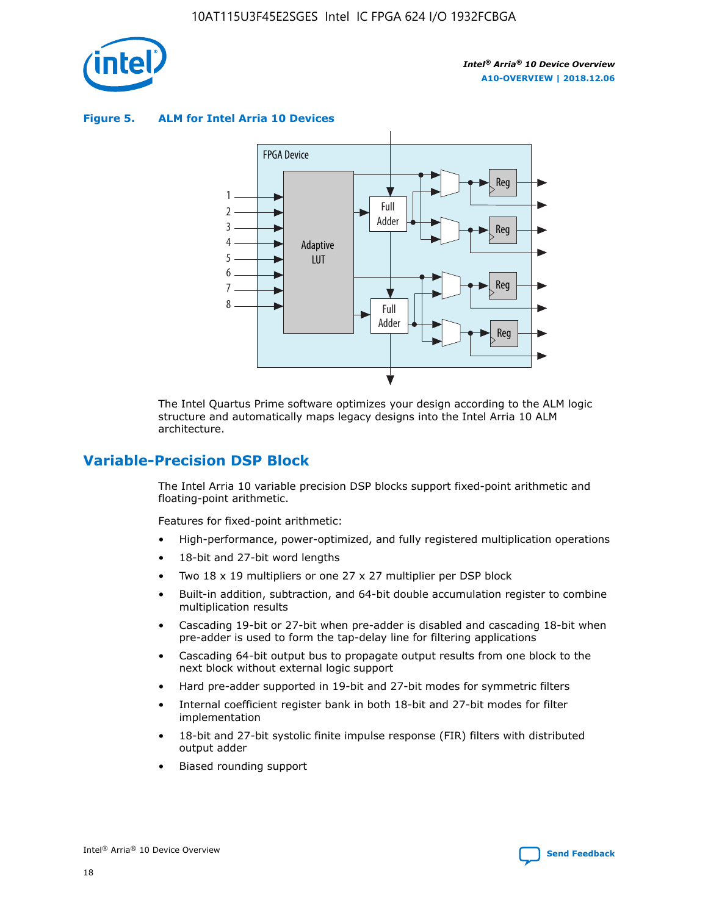**Figure 5. ALM for Intel Arria 10 Devices**

The Intel Quartus Prime software optimizes your design according to the ALM logic structure and automatically maps legacy designs into the Intel Arria 10 ALM architecture.

## Variable-Precision DSP Block

The Intel Arria 10 variable precision DSP blocks support fixed-point arithmetic and floating-point arithmetic.

Features for fixed-point arithmetic:

- High-performance, power-optimized, and fully registered multiplication operations
- 18-bit and 27-bit word lengths
- Two 18 x 19 multipliers or one 27 x 27 multiplier per DSP block
- Built-in addition, subtraction, and 64-bit double accumulation register to combine multiplication results
- Cascading 19-bit or 27-bit when pre-adder is disabled and cascading 18-bit when pre-adder is used to form the tap-delay line for filtering applications
- Cascading 64-bit output bus to propagate output results from one block to the next block without external logic support
- Hard pre-adder supported in 19-bit and 27-bit modes for symmetric filters
- Internal coefficient register bank in both 18-bit and 27-bit modes for filter implementation
- 18-bit and 27-bit systolic finite impulse response (FIR) filters with distributed output adder
- Biased rounding support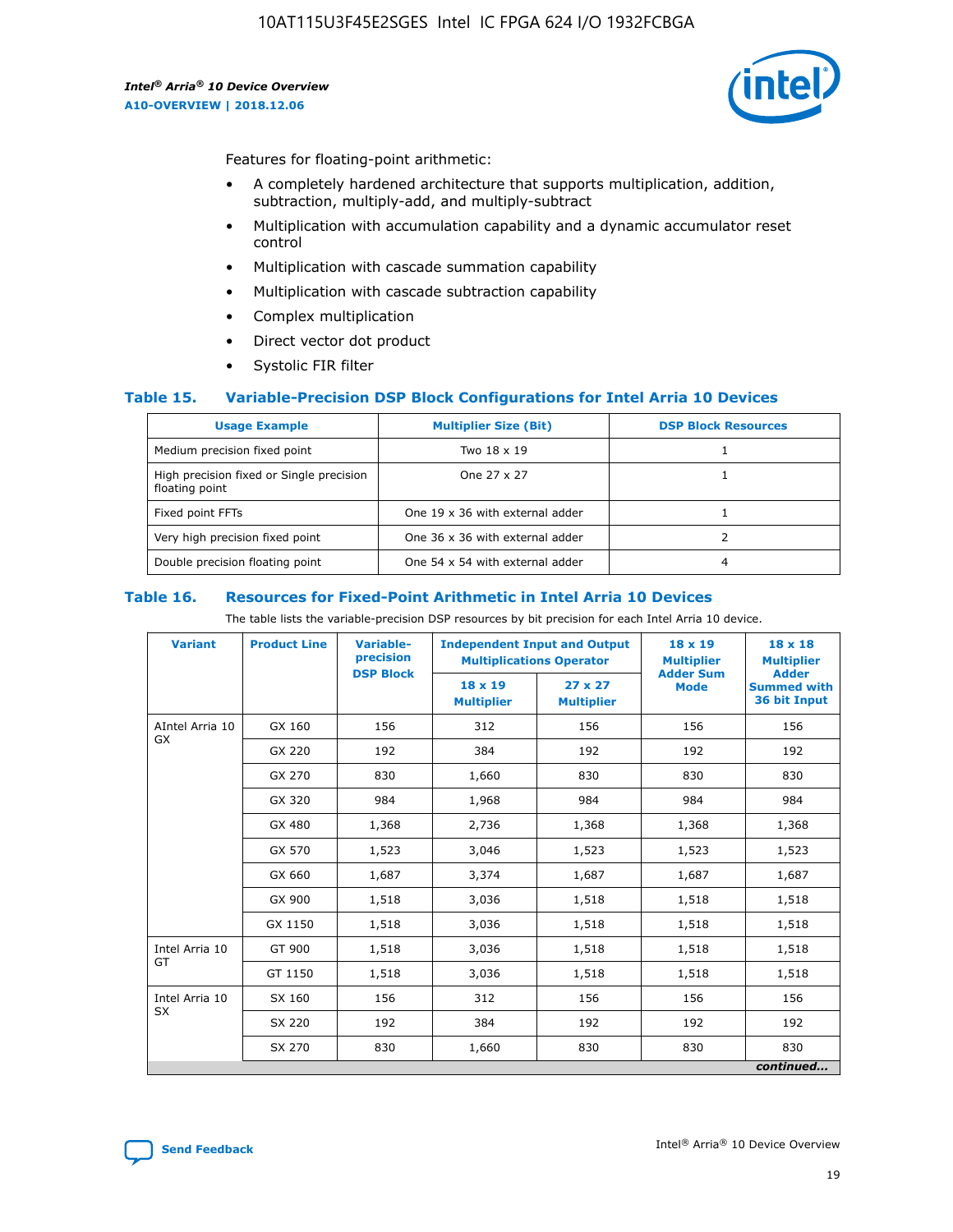Features for floating-point arithmetic:

- A completely hardened architecture that supports multiplication, addition, subtraction, multiply-add, and multiply-subtract
- Multiplication with accumulation capability and a dynamic accumulator reset control
- Multiplication with cascade summation capability
- Multiplication with cascade subtraction capability
- Complex multiplication
- Direct vector dot product
- Systolic FIR filter

### Table 15. Variable-Precision DSP Block Configurations for Intel Arria 10 Devices

| Usage Example | Multiplier Size (Bit) | DSP Block Resources |
|---|---|---|
| Medium precision fixed point | Two 18 x 19 | 1 |
| High precision fixed or Single precision floating point | One 27 x 27 | 1 |
| Fixed point FFTs | One 19 x 36 with external adder | 1 |
| Very high precision fixed point | One 36 x 36 with external adder | 2 |
| Double precision floating point | One 54 x 54 with external adder | 4 |

### Table 16. Resources for Fixed-Point Arithmetic in Intel Arria 10 Devices

The table lists the variable-precision DSP resources by bit precision for each Intel Arria 10 device.

| Variant | Product Line | Variable-precision DSP Block | Independent Input and Output Multiplications Operator | | 18 x 19 Multiplier Adder Sum Mode | 18 x 18 Multiplier Adder Summed with 36 bit Input |
|---|---|---|---|---|---|---|
| | | | 18 x 19 Multiplier | 27 x 27 Multiplier | | |
| AIntel Arria 10 GX | GX 160 | 156 | 312 | 156 | 156 | 156 |
| | GX 220 | 192 | 384 | 192 | 192 | 192 |
| | GX 270 | 830 | 1,660 | 830 | 830 | 830 |
| | GX 320 | 984 | 1,968 | 984 | 984 | 984 |
| | GX 480 | 1,368 | 2,736 | 1,368 | 1,368 | 1,368 |
| | GX 570 | 1,523 | 3,046 | 1,523 | 1,523 | 1,523 |
| | GX 660 | 1,687 | 3,374 | 1,687 | 1,687 | 1,687 |
| | GX 900 | 1,518 | 3,036 | 1,518 | 1,518 | 1,518 |
| | GX 1150 | 1,518 | 3,036 | 1,518 | 1,518 | 1,518 |
| Intel Arria 10 GT | GT 900 | 1,518 | 3,036 | 1,518 | 1,518 | 1,518 |
| | GT 1150 | 1,518 | 3,036 | 1,518 | 1,518 | 1,518 |
| Intel Arria 10 SX | SX 160 | 156 | 312 | 156 | 156 | 156 |
| | SX 220 | 192 | 384 | 192 | 192 | 192 |
| | SX 270 | 830 | 1,660 | 830 | 830 | 830 |

*continued...*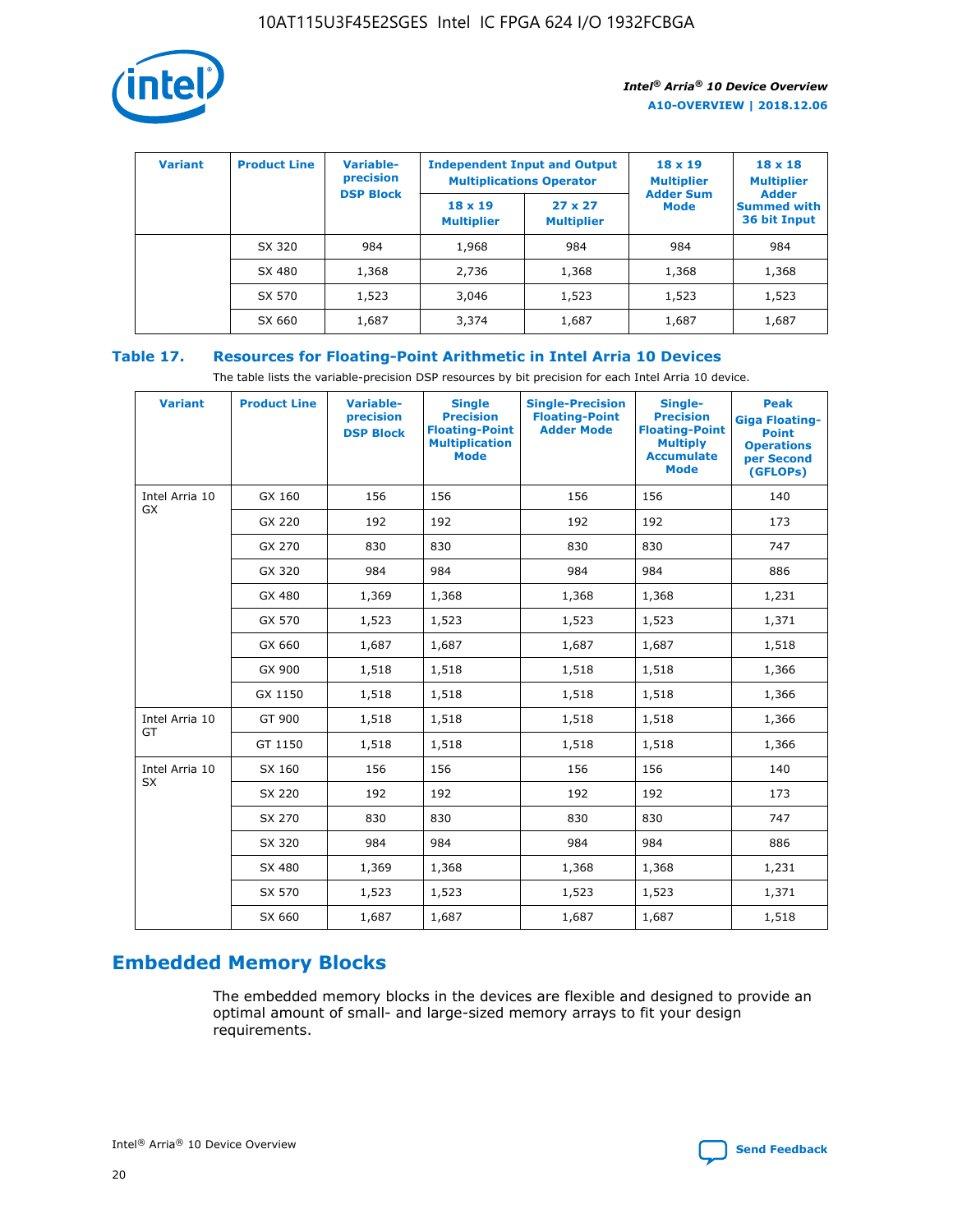| Variant | Product Line | Variable-precision DSP Block | Independent Input and Output Multiplications Operator | | 18 x 19 Multiplier Adder Sum Mode | 18 x 18 Multiplier Adder Summed with 36 bit Input |
|---|---|---|---|---|---|---|
| | | | 18 x 19 Multiplier | 27 x 27 Multiplier | | |
| | SX 320 | 984 | 1,968 | 984 | 984 | 984 |
| | SX 480 | 1,368 | 2,736 | 1,368 | 1,368 | 1,368 |
| | SX 570 | 1,523 | 3,046 | 1,523 | 1,523 | 1,523 |
| | SX 660 | 1,687 | 3,374 | 1,687 | 1,687 | 1,687 |

### Table 17. Resources for Floating-Point Arithmetic in Intel Arria 10 Devices

The table lists the variable-precision DSP resources by bit precision for each Intel Arria 10 device.

| Variant | Product Line | Variable-precision DSP Block | Single Precision Floating-Point Multiplication Mode | Single-Precision Floating-Point Adder Mode | Single-Precision Floating-Point Multiply Accumulate Mode | Peak Giga Floating-Point Operations per Second (GFLOPs) |
|---|---|---|---|---|---|---|
| Intel Arria 10 GX | GX 160 | 156 | 156 | 156 | 156 | 140 |
| | GX 220 | 192 | 192 | 192 | 192 | 173 |
| | GX 270 | 830 | 830 | 830 | 830 | 747 |
| | GX 320 | 984 | 984 | 984 | 984 | 886 |
| | GX 480 | 1,369 | 1,368 | 1,368 | 1,368 | 1,231 |
| | GX 570 | 1,523 | 1,523 | 1,523 | 1,523 | 1,371 |
| | GX 660 | 1,687 | 1,687 | 1,687 | 1,687 | 1,518 |
| | GX 900 | 1,518 | 1,518 | 1,518 | 1,518 | 1,366 |
| | GX 1150 | 1,518 | 1,518 | 1,518 | 1,518 | 1,366 |
| Intel Arria 10 GT | GT 900 | 1,518 | 1,518 | 1,518 | 1,518 | 1,366 |
| | GT 1150 | 1,518 | 1,518 | 1,518 | 1,518 | 1,366 |
| Intel Arria 10 SX | SX 160 | 156 | 156 | 156 | 156 | 140 |
| | SX 220 | 192 | 192 | 192 | 192 | 173 |
| | SX 270 | 830 | 830 | 830 | 830 | 747 |
| | SX 320 | 984 | 984 | 984 | 984 | 886 |
| | SX 480 | 1,369 | 1,368 | 1,368 | 1,368 | 1,231 |
| | SX 570 | 1,523 | 1,523 | 1,523 | 1,523 | 1,371 |
| | SX 660 | 1,687 | 1,687 | 1,687 | 1,687 | 1,518 |

## Embedded Memory Blocks

The embedded memory blocks in the devices are flexible and designed to provide an optimal amount of small- and large-sized memory arrays to fit your design requirements.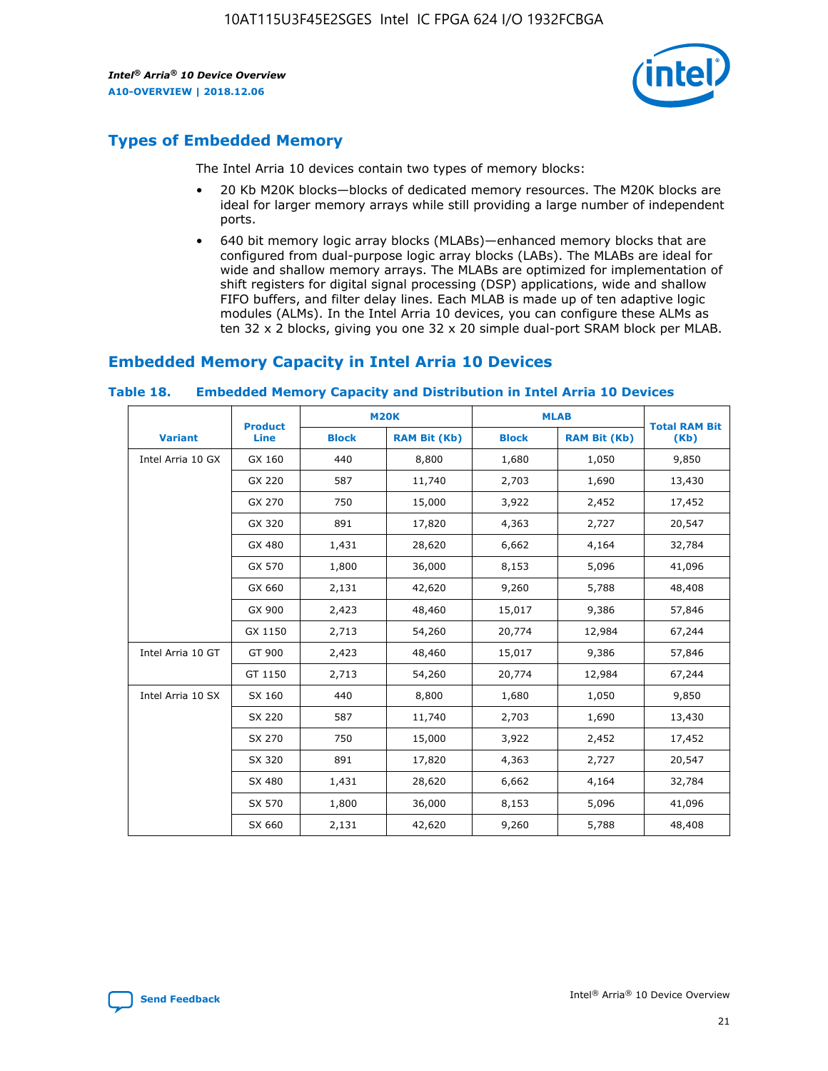## Types of Embedded Memory

The Intel Arria 10 devices contain two types of memory blocks:

- 20 Kb M20K blocks—blocks of dedicated memory resources. The M20K blocks are ideal for larger memory arrays while still providing a large number of independent ports.
- 640 bit memory logic array blocks (MLABs)—enhanced memory blocks that are configured from dual-purpose logic array blocks (LABs). The MLABs are ideal for wide and shallow memory arrays. The MLABs are optimized for implementation of shift registers for digital signal processing (DSP) applications, wide and shallow FIFO buffers, and filter delay lines. Each MLAB is made up of ten adaptive logic modules (ALMs). In the Intel Arria 10 devices, you can configure these ALMs as ten 32 x 2 blocks, giving you one 32 x 20 simple dual-port SRAM block per MLAB.

## Embedded Memory Capacity in Intel Arria 10 Devices

**Table 18. Embedded Memory Capacity and Distribution in Intel Arria 10 Devices**

| Variant | Product Line | M20K | | MLAB | | Total RAM Bit (Kb) |
|---|---|---|---|---|---|---|
| | | Block | RAM Bit (Kb) | Block | RAM Bit (Kb) | |
| Intel Arria 10 GX | GX 160 | 440 | 8,800 | 1,680 | 1,050 | 9,850 |
| | GX 220 | 587 | 11,740 | 2,703 | 1,690 | 13,430 |
| | GX 270 | 750 | 15,000 | 3,922 | 2,452 | 17,452 |
| | GX 320 | 891 | 17,820 | 4,363 | 2,727 | 20,547 |
| | GX 480 | 1,431 | 28,620 | 6,662 | 4,164 | 32,784 |
| | GX 570 | 1,800 | 36,000 | 8,153 | 5,096 | 41,096 |
| | GX 660 | 2,131 | 42,620 | 9,260 | 5,788 | 48,408 |
| | GX 900 | 2,423 | 48,460 | 15,017 | 9,386 | 57,846 |
| | GX 1150 | 2,713 | 54,260 | 20,774 | 12,984 | 67,244 |
| Intel Arria 10 GT | GT 900 | 2,423 | 48,460 | 15,017 | 9,386 | 57,846 |
| | GT 1150 | 2,713 | 54,260 | 20,774 | 12,984 | 67,244 |
| Intel Arria 10 SX | SX 160 | 440 | 8,800 | 1,680 | 1,050 | 9,850 |
| | SX 220 | 587 | 11,740 | 2,703 | 1,690 | 13,430 |
| | SX 270 | 750 | 15,000 | 3,922 | 2,452 | 17,452 |
| | SX 320 | 891 | 17,820 | 4,363 | 2,727 | 20,547 |
| | SX 480 | 1,431 | 28,620 | 6,662 | 4,164 | 32,784 |
| | SX 570 | 1,800 | 36,000 | 8,153 | 5,096 | 41,096 |
| | SX 660 | 2,131 | 42,620 | 9,260 | 5,788 | 48,408 |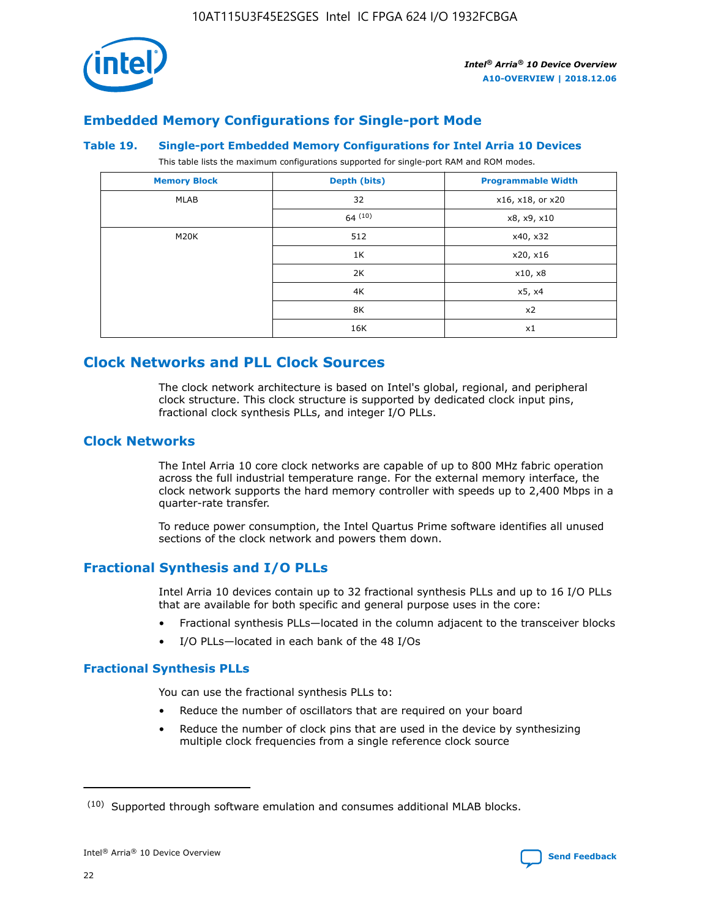## Embedded Memory Configurations for Single-port Mode

### Table 19. Single-port Embedded Memory Configurations for Intel Arria 10 Devices

This table lists the maximum configurations supported for single-port RAM and ROM modes.

| Memory Block | Depth (bits) | Programmable Width |
|---|---|---|
| MLAB | 32 | x16, x18, or x20 |
| | 64 [10] | x8, x9, x10 |
| M20K | 512 | x40, x32 |
| | 1K | x20, x16 |
| | 2K | x10, x8 |
| | 4K | x5, x4 |
| | 8K | x2 |
| | 16K | x1 |

# Clock Networks and PLL Clock Sources

The clock network architecture is based on Intel's global, regional, and peripheral clock structure. This clock structure is supported by dedicated clock input pins, fractional clock synthesis PLLs, and integer I/O PLLs.

## Clock Networks

The Intel Arria 10 core clock networks are capable of up to 800 MHz fabric operation across the full industrial temperature range. For the external memory interface, the clock network supports the hard memory controller with speeds up to 2,400 Mbps in a quarter-rate transfer.

To reduce power consumption, the Intel Quartus Prime software identifies all unused sections of the clock network and powers them down.

## Fractional Synthesis and I/O PLLs

Intel Arria 10 devices contain up to 32 fractional synthesis PLLs and up to 16 I/O PLLs that are available for both specific and general purpose uses in the core:

- Fractional synthesis PLLs—located in the column adjacent to the transceiver blocks
- I/O PLLs—located in each bank of the 48 I/Os

### Fractional Synthesis PLLs

You can use the fractional synthesis PLLs to:

- Reduce the number of oscillators that are required on your board
- Reduce the number of clock pins that are used in the device by synthesizing multiple clock frequencies from a single reference clock source

---

(10) Supported through software emulation and consumes additional MLAB blocks.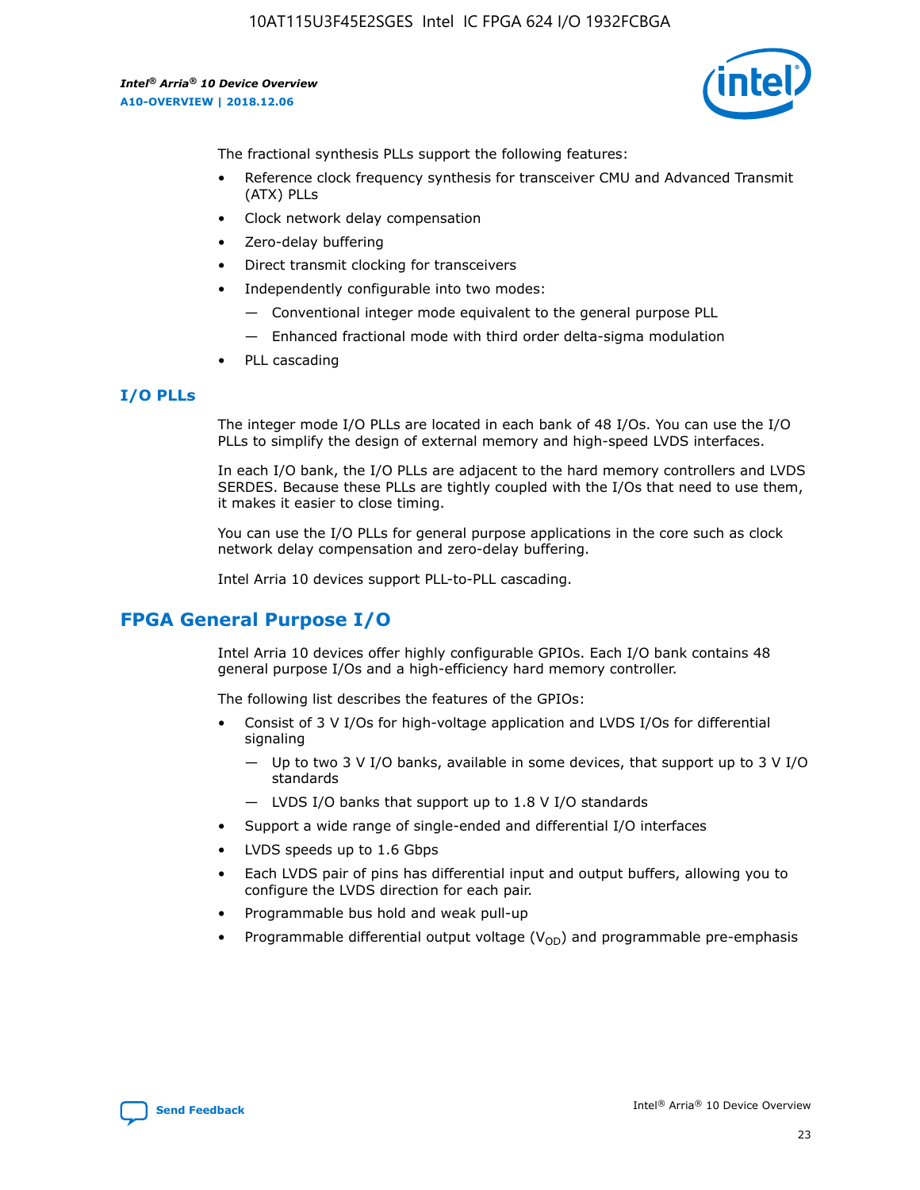The fractional synthesis PLLs support the following features:

- Reference clock frequency synthesis for transceiver CMU and Advanced Transmit (ATX) PLLs
- Clock network delay compensation
- Zero-delay buffering
- Direct transmit clocking for transceivers
- Independently configurable into two modes:
  - — Conventional integer mode equivalent to the general purpose PLL
  - — Enhanced fractional mode with third order delta-sigma modulation
- PLL cascading

### I/O PLLs

The integer mode I/O PLLs are located in each bank of 48 I/Os. You can use the I/O PLLs to simplify the design of external memory and high-speed LVDS interfaces.

In each I/O bank, the I/O PLLs are adjacent to the hard memory controllers and LVDS SERDES. Because these PLLs are tightly coupled with the I/Os that need to use them, it makes it easier to close timing.

You can use the I/O PLLs for general purpose applications in the core such as clock network delay compensation and zero-delay buffering.

Intel Arria 10 devices support PLL-to-PLL cascading.

## FPGA General Purpose I/O

Intel Arria 10 devices offer highly configurable GPIOs. Each I/O bank contains 48 general purpose I/Os and a high-efficiency hard memory controller.

The following list describes the features of the GPIOs:

- Consist of 3 V I/Os for high-voltage application and LVDS I/Os for differential signaling
  - — Up to two 3 V I/O banks, available in some devices, that support up to 3 V I/O standards
  - — LVDS I/O banks that support up to 1.8 V I/O standards
- Support a wide range of single-ended and differential I/O interfaces
- LVDS speeds up to 1.6 Gbps
- Each LVDS pair of pins has differential input and output buffers, allowing you to configure the LVDS direction for each pair.
- Programmable bus hold and weak pull-up
- Programmable differential output voltage ($V_{OD}$) and programmable pre-emphasis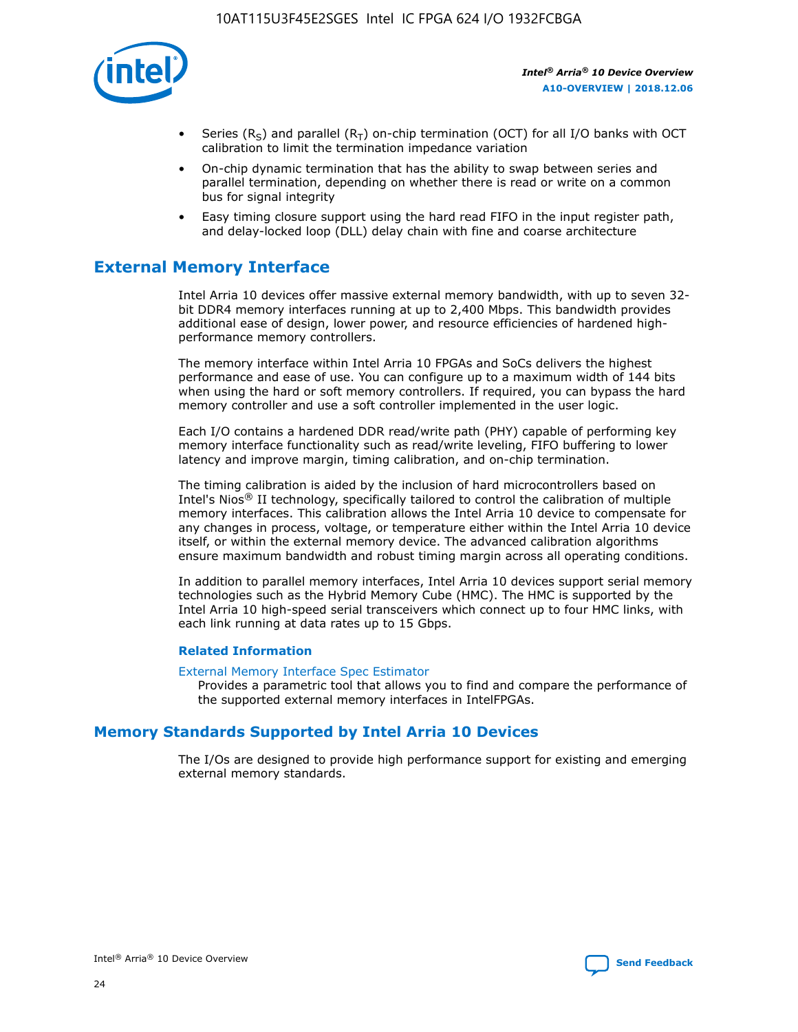- Series ($R_S$) and parallel ($R_T$) on-chip termination (OCT) for all I/O banks with OCT calibration to limit the termination impedance variation
- On-chip dynamic termination that has the ability to swap between series and parallel termination, depending on whether there is read or write on a common bus for signal integrity
- Easy timing closure support using the hard read FIFO in the input register path, and delay-locked loop (DLL) delay chain with fine and coarse architecture

## External Memory Interface

Intel Arria 10 devices offer massive external memory bandwidth, with up to seven 32-bit DDR4 memory interfaces running at up to 2,400 Mbps. This bandwidth provides additional ease of design, lower power, and resource efficiencies of hardened high-performance memory controllers.

The memory interface within Intel Arria 10 FPGAs and SoCs delivers the highest performance and ease of use. You can configure up to a maximum width of 144 bits when using the hard or soft memory controllers. If required, you can bypass the hard memory controller and use a soft controller implemented in the user logic.

Each I/O contains a hardened DDR read/write path (PHY) capable of performing key memory interface functionality such as read/write leveling, FIFO buffering to lower latency and improve margin, timing calibration, and on-chip termination.

The timing calibration is aided by the inclusion of hard microcontrollers based on Intel's Nios® II technology, specifically tailored to control the calibration of multiple memory interfaces. This calibration allows the Intel Arria 10 device to compensate for any changes in process, voltage, or temperature either within the Intel Arria 10 device itself, or within the external memory device. The advanced calibration algorithms ensure maximum bandwidth and robust timing margin across all operating conditions.

In addition to parallel memory interfaces, Intel Arria 10 devices support serial memory technologies such as the Hybrid Memory Cube (HMC). The HMC is supported by the Intel Arria 10 high-speed serial transceivers which connect up to four HMC links, with each link running at data rates up to 15 Gbps.

### Related Information

External Memory Interface Spec Estimator
Provides a parametric tool that allows you to find and compare the performance of the supported external memory interfaces in IntelFPGAs.

## Memory Standards Supported by Intel Arria 10 Devices

The I/Os are designed to provide high performance support for existing and emerging external memory standards.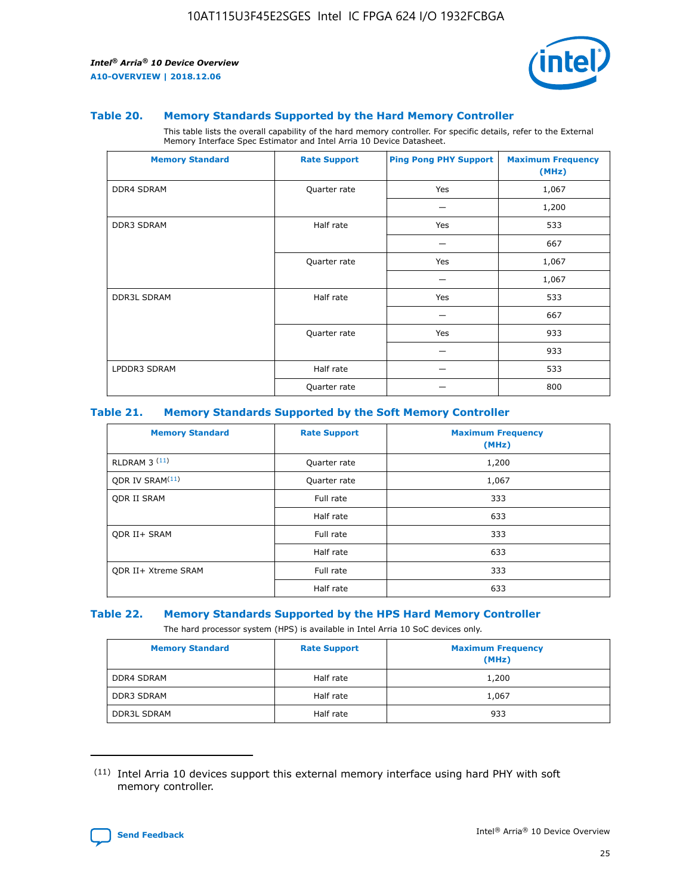### Table 20. Memory Standards Supported by the Hard Memory Controller

This table lists the overall capability of the hard memory controller. For specific details, refer to the External Memory Interface Spec Estimator and Intel Arria 10 Device Datasheet.

| Memory Standard | Rate Support | Ping Pong PHY Support | Maximum Frequency (MHz) |
|---|---|---|---|
| DDR4 SDRAM | Quarter rate | Yes | 1,067 |
| | | — | 1,200 |
| DDR3 SDRAM | Half rate | Yes | 533 |
| | | — | 667 |
| | Quarter rate | Yes | 1,067 |
| | | — | 1,067 |
| DDR3L SDRAM | Half rate | Yes | 533 |
| | | — | 667 |
| | Quarter rate | Yes | 933 |
| | | — | 933 |
| LPDDR3 SDRAM | Half rate | — | 533 |
| | Quarter rate | — | 800 |

### Table 21. Memory Standards Supported by the Soft Memory Controller

| Memory Standard | Rate Support | Maximum Frequency (MHz) |
|---|---|---|
| RLDRAM 3 [(11)] | Quarter rate | 1,200 |
| QDR IV SRAM[(11)] | Quarter rate | 1,067 |
| QDR II SRAM | Full rate | 333 |
| | Half rate | 633 |
| QDR II+ SRAM | Full rate | 333 |
| | Half rate | 633 |
| QDR II+ Xtreme SRAM | Full rate | 333 |
| | Half rate | 633 |

### Table 22. Memory Standards Supported by the HPS Hard Memory Controller

The hard processor system (HPS) is available in Intel Arria 10 SoC devices only.

| Memory Standard | Rate Support | Maximum Frequency (MHz) |
|---|---|---|
| DDR4 SDRAM | Half rate | 1,200 |
| DDR3 SDRAM | Half rate | 1,067 |
| DDR3L SDRAM | Half rate | 933 |

(11) Intel Arria 10 devices support this external memory interface using hard PHY with soft memory controller.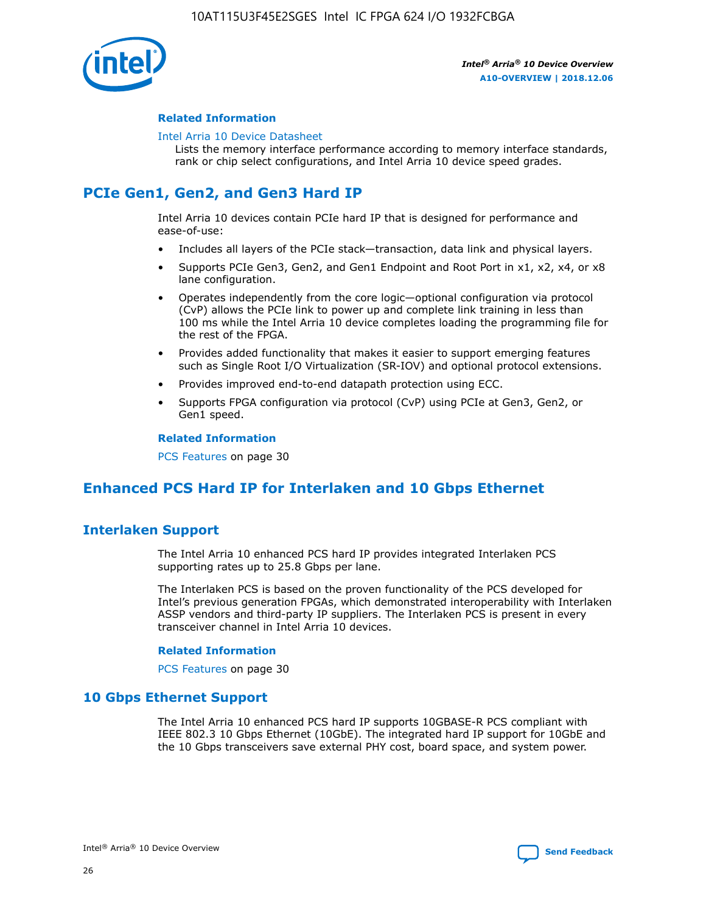#### Related Information

Intel Arria 10 Device Datasheet

Lists the memory interface performance according to memory interface standards, rank or chip select configurations, and Intel Arria 10 device speed grades.

## PCIe Gen1, Gen2, and Gen3 Hard IP

Intel Arria 10 devices contain PCIe hard IP that is designed for performance and ease-of-use:

- Includes all layers of the PCIe stack—transaction, data link and physical layers.
- Supports PCIe Gen3, Gen2, and Gen1 Endpoint and Root Port in x1, x2, x4, or x8 lane configuration.
- Operates independently from the core logic—optional configuration via protocol (CvP) allows the PCIe link to power up and complete link training in less than 100 ms while the Intel Arria 10 device completes loading the programming file for the rest of the FPGA.
- Provides added functionality that makes it easier to support emerging features such as Single Root I/O Virtualization (SR-IOV) and optional protocol extensions.
- Provides improved end-to-end datapath protection using ECC.
- Supports FPGA configuration via protocol (CvP) using PCIe at Gen3, Gen2, or Gen1 speed.

#### Related Information

PCS Features on page 30

## Enhanced PCS Hard IP for Interlaken and 10 Gbps Ethernet

### Interlaken Support

The Intel Arria 10 enhanced PCS hard IP provides integrated Interlaken PCS supporting rates up to 25.8 Gbps per lane.

The Interlaken PCS is based on the proven functionality of the PCS developed for Intel's previous generation FPGAs, which demonstrated interoperability with Interlaken ASSP vendors and third-party IP suppliers. The Interlaken PCS is present in every transceiver channel in Intel Arria 10 devices.

#### Related Information

PCS Features on page 30

### 10 Gbps Ethernet Support

The Intel Arria 10 enhanced PCS hard IP supports 10GBASE-R PCS compliant with IEEE 802.3 10 Gbps Ethernet (10GbE). The integrated hard IP support for 10GbE and the 10 Gbps transceivers save external PHY cost, board space, and system power.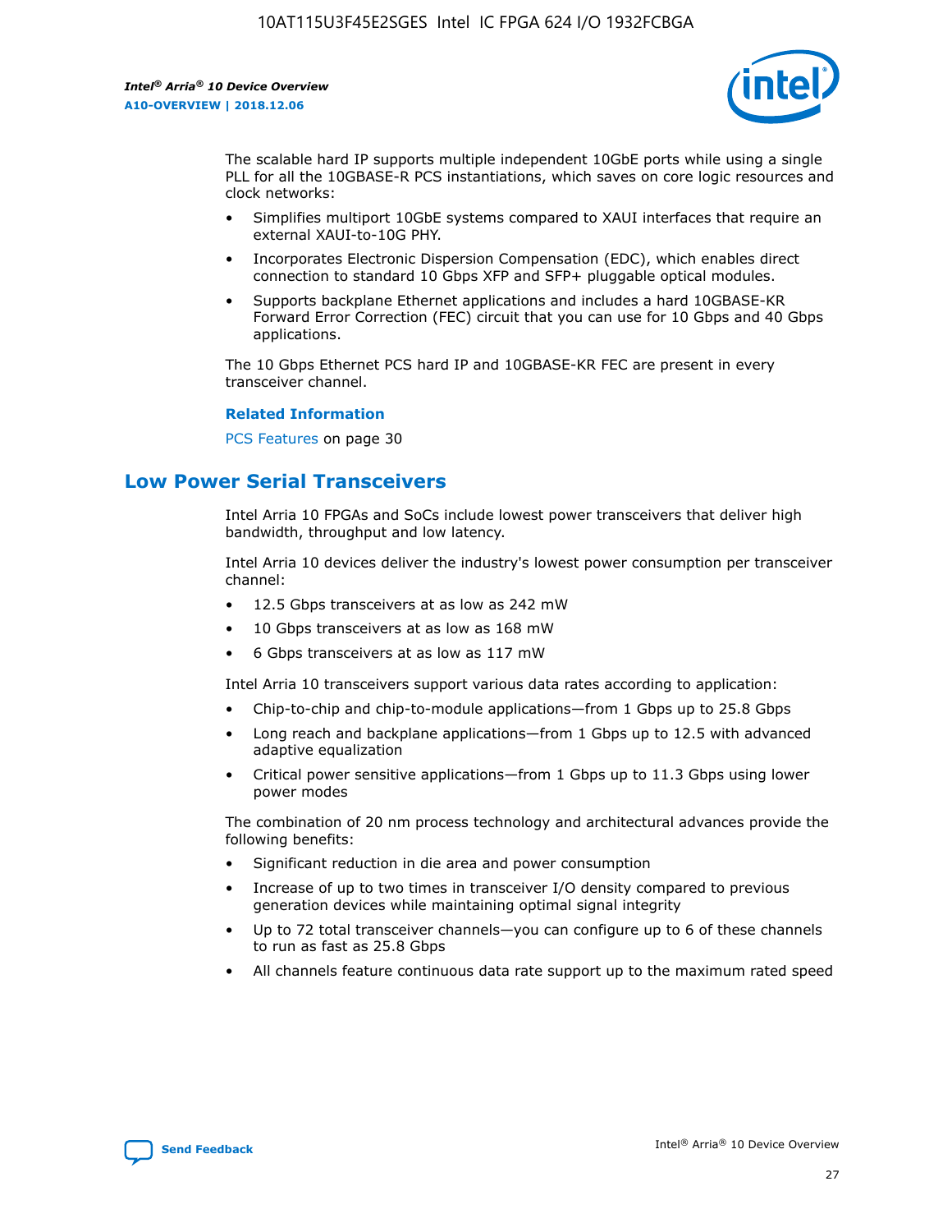The scalable hard IP supports multiple independent 10GbE ports while using a single PLL for all the 10GBASE-R PCS instantiations, which saves on core logic resources and clock networks:

- Simplifies multiport 10GbE systems compared to XAUI interfaces that require an external XAUI-to-10G PHY.
- Incorporates Electronic Dispersion Compensation (EDC), which enables direct connection to standard 10 Gbps XFP and SFP+ pluggable optical modules.
- Supports backplane Ethernet applications and includes a hard 10GBASE-KR Forward Error Correction (FEC) circuit that you can use for 10 Gbps and 40 Gbps applications.

The 10 Gbps Ethernet PCS hard IP and 10GBASE-KR FEC are present in every transceiver channel.

**Related Information**

PCS Features on page 30

## Low Power Serial Transceivers

Intel Arria 10 FPGAs and SoCs include lowest power transceivers that deliver high bandwidth, throughput and low latency.

Intel Arria 10 devices deliver the industry's lowest power consumption per transceiver channel:

- 12.5 Gbps transceivers at as low as 242 mW
- 10 Gbps transceivers at as low as 168 mW
- 6 Gbps transceivers at as low as 117 mW

Intel Arria 10 transceivers support various data rates according to application:

- Chip-to-chip and chip-to-module applications—from 1 Gbps up to 25.8 Gbps
- Long reach and backplane applications—from 1 Gbps up to 12.5 with advanced adaptive equalization
- Critical power sensitive applications—from 1 Gbps up to 11.3 Gbps using lower power modes

The combination of 20 nm process technology and architectural advances provide the following benefits:

- Significant reduction in die area and power consumption
- Increase of up to two times in transceiver I/O density compared to previous generation devices while maintaining optimal signal integrity
- Up to 72 total transceiver channels—you can configure up to 6 of these channels to run as fast as 25.8 Gbps
- All channels feature continuous data rate support up to the maximum rated speed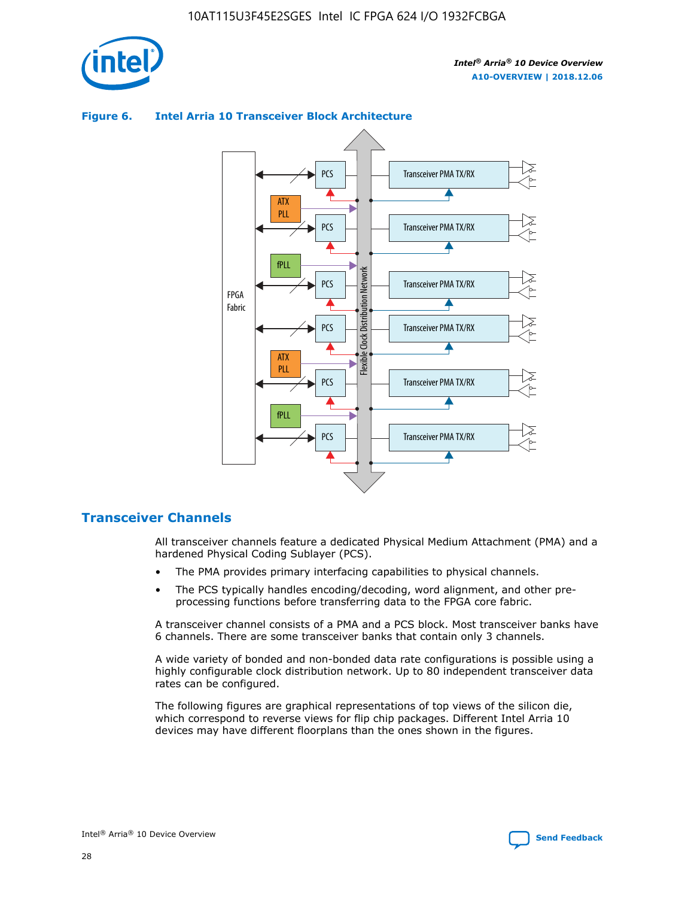**Figure 6. Intel Arria 10 Transceiver Block Architecture**

## Transceiver Channels

All transceiver channels feature a dedicated Physical Medium Attachment (PMA) and a hardened Physical Coding Sublayer (PCS).

- The PMA provides primary interfacing capabilities to physical channels.
- The PCS typically handles encoding/decoding, word alignment, and other pre-processing functions before transferring data to the FPGA core fabric.

A transceiver channel consists of a PMA and a PCS block. Most transceiver banks have 6 channels. There are some transceiver banks that contain only 3 channels.

A wide variety of bonded and non-bonded data rate configurations is possible using a highly configurable clock distribution network. Up to 80 independent transceiver data rates can be configured.

The following figures are graphical representations of top views of the silicon die, which correspond to reverse views for flip chip packages. Different Intel Arria 10 devices may have different floorplans than the ones shown in the figures.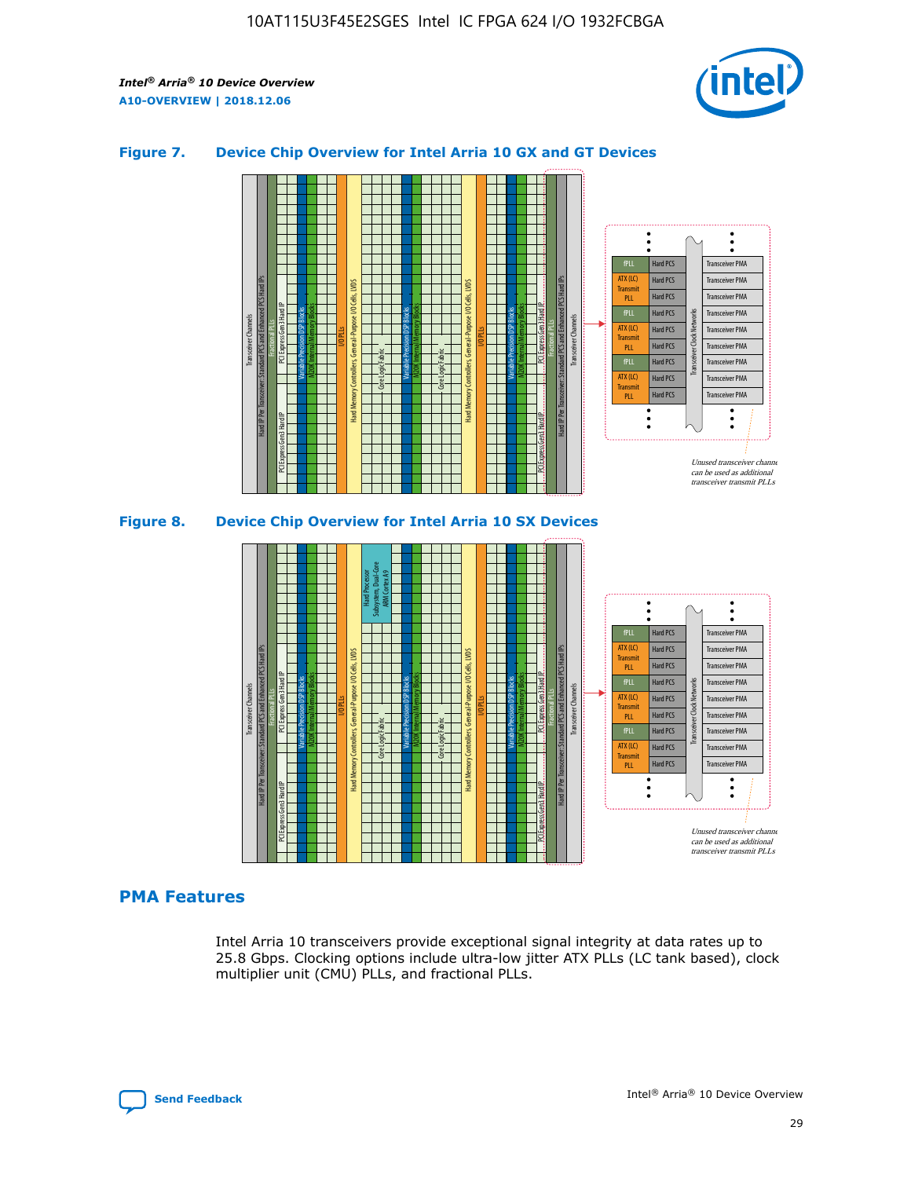### Figure 7. Device Chip Overview for Intel Arria 10 GX and GT Devices

Unused transceiver channels can be used as additional transceiver transmit PLLs

### Figure 8. Device Chip Overview for Intel Arria 10 SX Devices

Unused transceiver channels can be used as additional transceiver transmit PLLs

## PMA Features

Intel Arria 10 transceivers provide exceptional signal integrity at data rates up to 25.8 Gbps. Clocking options include ultra-low jitter ATX PLLs (LC tank based), clock multiplier unit (CMU) PLLs, and fractional PLLs.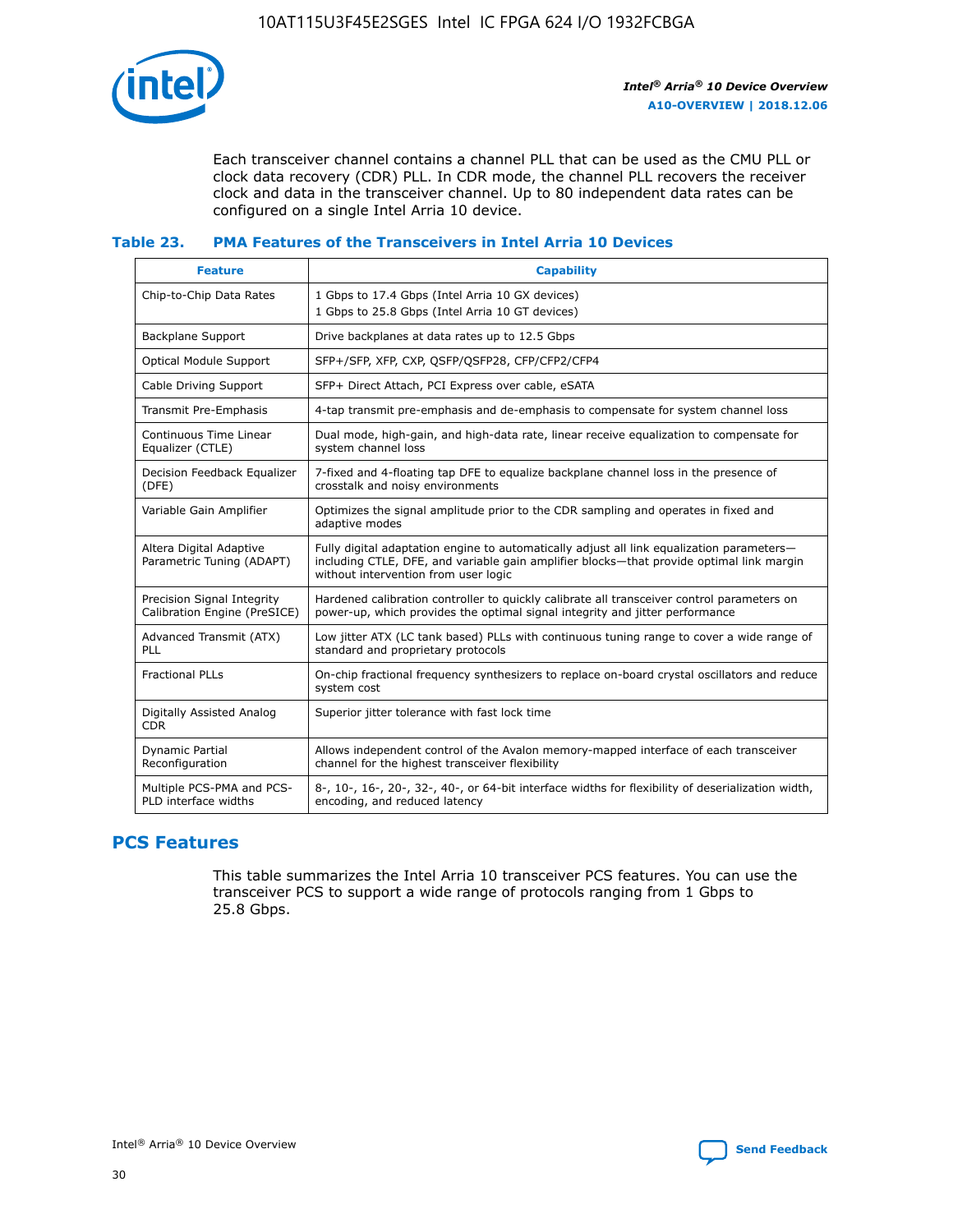Each transceiver channel contains a channel PLL that can be used as the CMU PLL or clock data recovery (CDR) PLL. In CDR mode, the channel PLL recovers the receiver clock and data in the transceiver channel. Up to 80 independent data rates can be configured on a single Intel Arria 10 device.

### Table 23. PMA Features of the Transceivers in Intel Arria 10 Devices

| Feature | Capability |
| --- | --- |
| Chip-to-Chip Data Rates | 1 Gbps to 17.4 Gbps (Intel Arria 10 GX devices)<br>1 Gbps to 25.8 Gbps (Intel Arria 10 GT devices) |
| Backplane Support | Drive backplanes at data rates up to 12.5 Gbps |
| Optical Module Support | SFP+/SFP, XFP, CXP, QSFP/QSFP28, CFP/CFP2/CFP4 |
| Cable Driving Support | SFP+ Direct Attach, PCI Express over cable, eSATA |
| Transmit Pre-Emphasis | 4-tap transmit pre-emphasis and de-emphasis to compensate for system channel loss |
| Continuous Time Linear Equalizer (CTLE) | Dual mode, high-gain, and high-data rate, linear receive equalization to compensate for system channel loss |
| Decision Feedback Equalizer (DFE) | 7-fixed and 4-floating tap DFE to equalize backplane channel loss in the presence of crosstalk and noisy environments |
| Variable Gain Amplifier | Optimizes the signal amplitude prior to the CDR sampling and operates in fixed and adaptive modes |
| Altera Digital Adaptive Parametric Tuning (ADAPT) | Fully digital adaptation engine to automatically adjust all link equalization parameters—including CTLE, DFE, and variable gain amplifier blocks—that provide optimal link margin without intervention from user logic |
| Precision Signal Integrity Calibration Engine (PreSICE) | Hardened calibration controller to quickly calibrate all transceiver control parameters on power-up, which provides the optimal signal integrity and jitter performance |
| Advanced Transmit (ATX) PLL | Low jitter ATX (LC tank based) PLLs with continuous tuning range to cover a wide range of standard and proprietary protocols |
| Fractional PLLs | On-chip fractional frequency synthesizers to replace on-board crystal oscillators and reduce system cost |
| Digitally Assisted Analog CDR | Superior jitter tolerance with fast lock time |
| Dynamic Partial Reconfiguration | Allows independent control of the Avalon memory-mapped interface of each transceiver channel for the highest transceiver flexibility |
| Multiple PCS-PMA and PCS-PLD interface widths | 8-, 10-, 16-, 20-, 32-, 40-, or 64-bit interface widths for flexibility of deserialization width, encoding, and reduced latency |

## PCS Features

This table summarizes the Intel Arria 10 transceiver PCS features. You can use the transceiver PCS to support a wide range of protocols ranging from 1 Gbps to 25.8 Gbps.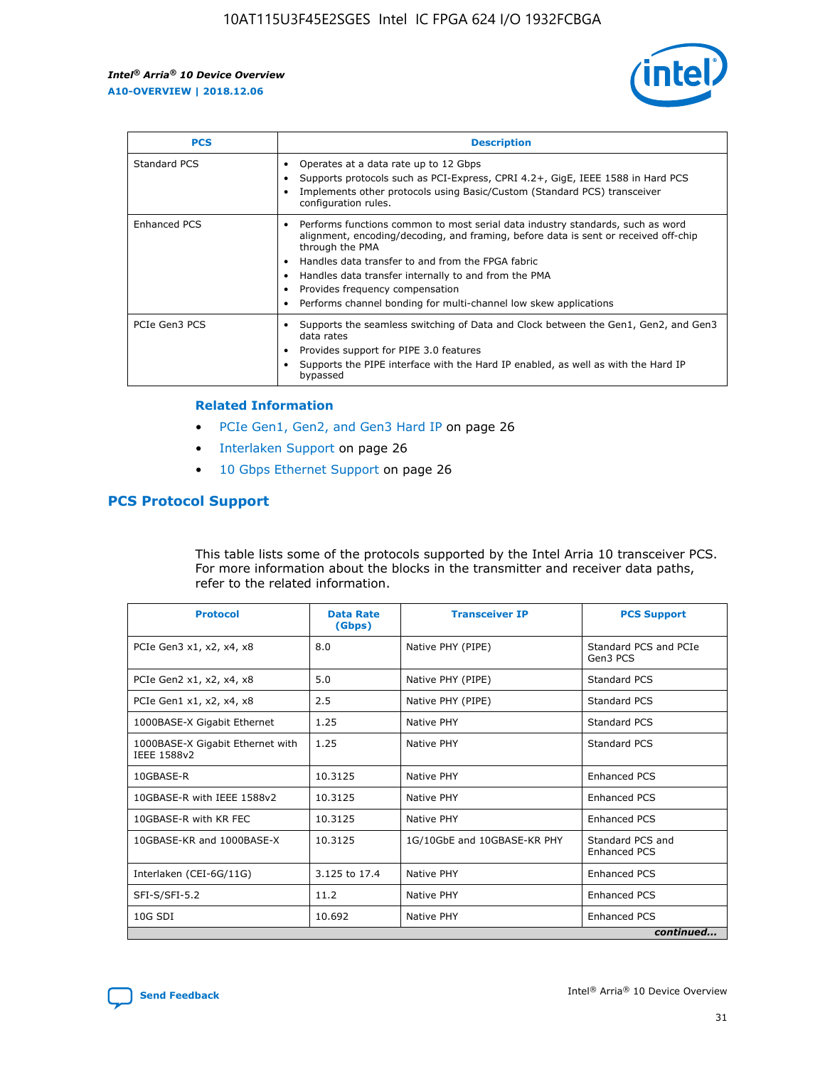| PCS | Description |
| --- | --- |
| Standard PCS | • Operates at a data rate up to 12 Gbps<br>• Supports protocols such as PCI-Express, CPRI 4.2+, GigE, IEEE 1588 in Hard PCS<br>• Implements other protocols using Basic/Custom (Standard PCS) transceiver configuration rules. |
| Enhanced PCS | • Performs functions common to most serial data industry standards, such as word alignment, encoding/decoding, and framing, before data is sent or received off-chip through the PMA<br>• Handles data transfer to and from the FPGA fabric<br>• Handles data transfer internally to and from the PMA<br>• Provides frequency compensation<br>• Performs channel bonding for multi-channel low skew applications |
| PCIe Gen3 PCS | • Supports the seamless switching of Data and Clock between the Gen1, Gen2, and Gen3 data rates<br>• Provides support for PIPE 3.0 features<br>• Supports the PIPE interface with the Hard IP enabled, as well as with the Hard IP bypassed |

### Related Information

- PCIe Gen1, Gen2, and Gen3 Hard IP on page 26
- Interlaken Support on page 26
- 10 Gbps Ethernet Support on page 26

## PCS Protocol Support

This table lists some of the protocols supported by the Intel Arria 10 transceiver PCS. For more information about the blocks in the transmitter and receiver data paths, refer to the related information.

| Protocol | Data Rate (Gbps) | Transceiver IP | PCS Support |
| --- | --- | --- | --- |
| PCIe Gen3 x1, x2, x4, x8 | 8.0 | Native PHY (PIPE) | Standard PCS and PCIe Gen3 PCS |
| PCIe Gen2 x1, x2, x4, x8 | 5.0 | Native PHY (PIPE) | Standard PCS |
| PCIe Gen1 x1, x2, x4, x8 | 2.5 | Native PHY (PIPE) | Standard PCS |
| 1000BASE-X Gigabit Ethernet | 1.25 | Native PHY | Standard PCS |
| 1000BASE-X Gigabit Ethernet with IEEE 1588v2 | 1.25 | Native PHY | Standard PCS |
| 10GBASE-R | 10.3125 | Native PHY | Enhanced PCS |
| 10GBASE-R with IEEE 1588v2 | 10.3125 | Native PHY | Enhanced PCS |
| 10GBASE-R with KR FEC | 10.3125 | Native PHY | Enhanced PCS |
| 10GBASE-KR and 1000BASE-X | 10.3125 | 1G/10GbE and 10GBASE-KR PHY | Standard PCS and Enhanced PCS |
| Interlaken (CEI-6G/11G) | 3.125 to 17.4 | Native PHY | Enhanced PCS |
| SFI-S/SFI-5.2 | 11.2 | Native PHY | Enhanced PCS |
| 10G SDI | 10.692 | Native PHY | Enhanced PCS |

*continued...*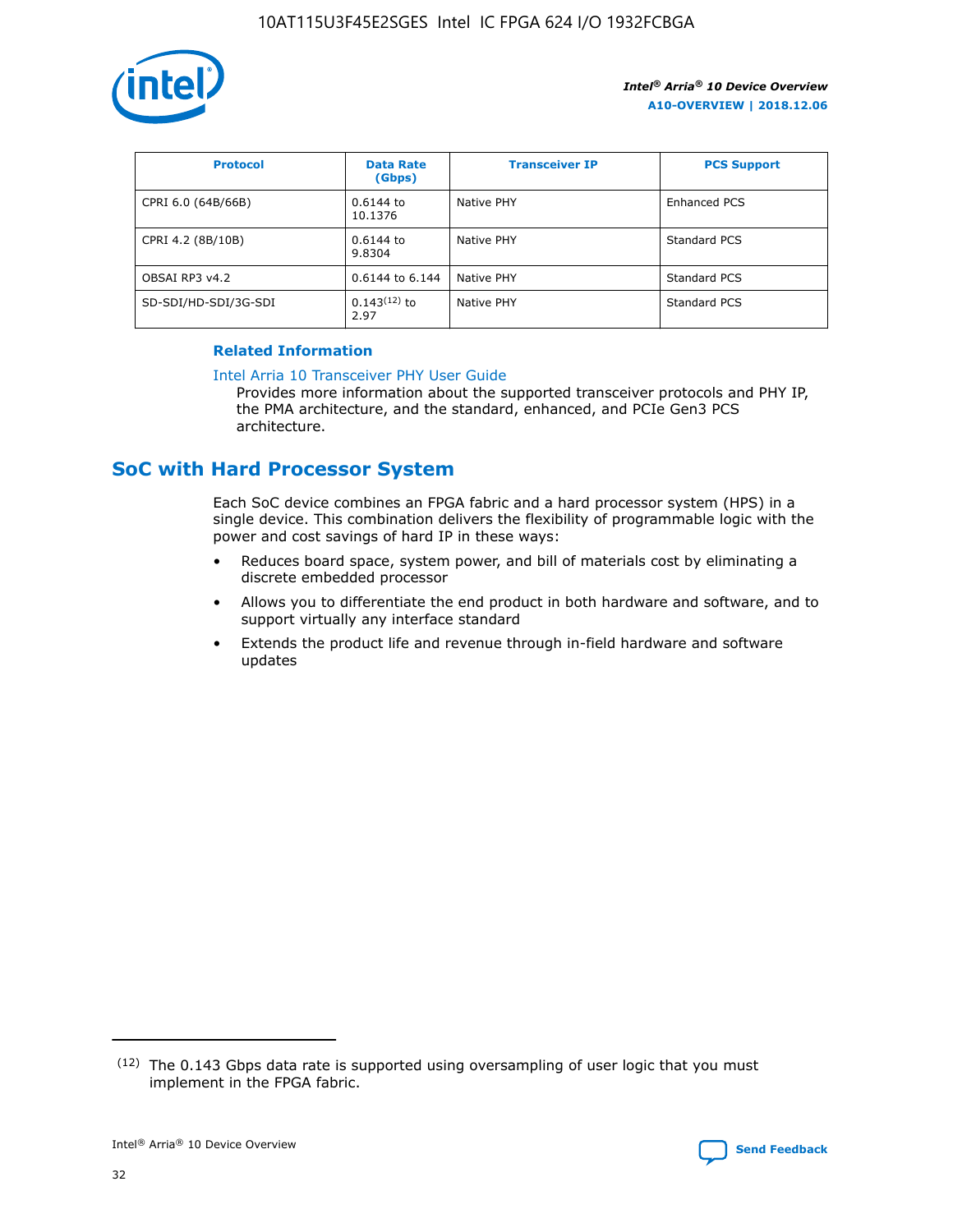| Protocol | Data Rate (Gbps) | Transceiver IP | PCS Support |
| --- | --- | --- | --- |
| CPRI 6.0 (64B/66B) | 0.6144 to 10.1376 | Native PHY | Enhanced PCS |
| CPRI 4.2 (8B/10B) | 0.6144 to 9.8304 | Native PHY | Standard PCS |
| OBSAI RP3 v4.2 | 0.6144 to 6.144 | Native PHY | Standard PCS |
| SD-SDI/HD-SDI/3G-SDI | 0.143[(12)] to 2.97 | Native PHY | Standard PCS |

**Related Information**

Intel Arria 10 Transceiver PHY User Guide

Provides more information about the supported transceiver protocols and PHY IP, the PMA architecture, and the standard, enhanced, and PCIe Gen3 PCS architecture.

## SoC with Hard Processor System

Each SoC device combines an FPGA fabric and a hard processor system (HPS) in a single device. This combination delivers the flexibility of programmable logic with the power and cost savings of hard IP in these ways:

- Reduces board space, system power, and bill of materials cost by eliminating a discrete embedded processor
- Allows you to differentiate the end product in both hardware and software, and to support virtually any interface standard
- Extends the product life and revenue through in-field hardware and software updates

(12) The 0.143 Gbps data rate is supported using oversampling of user logic that you must implement in the FPGA fabric.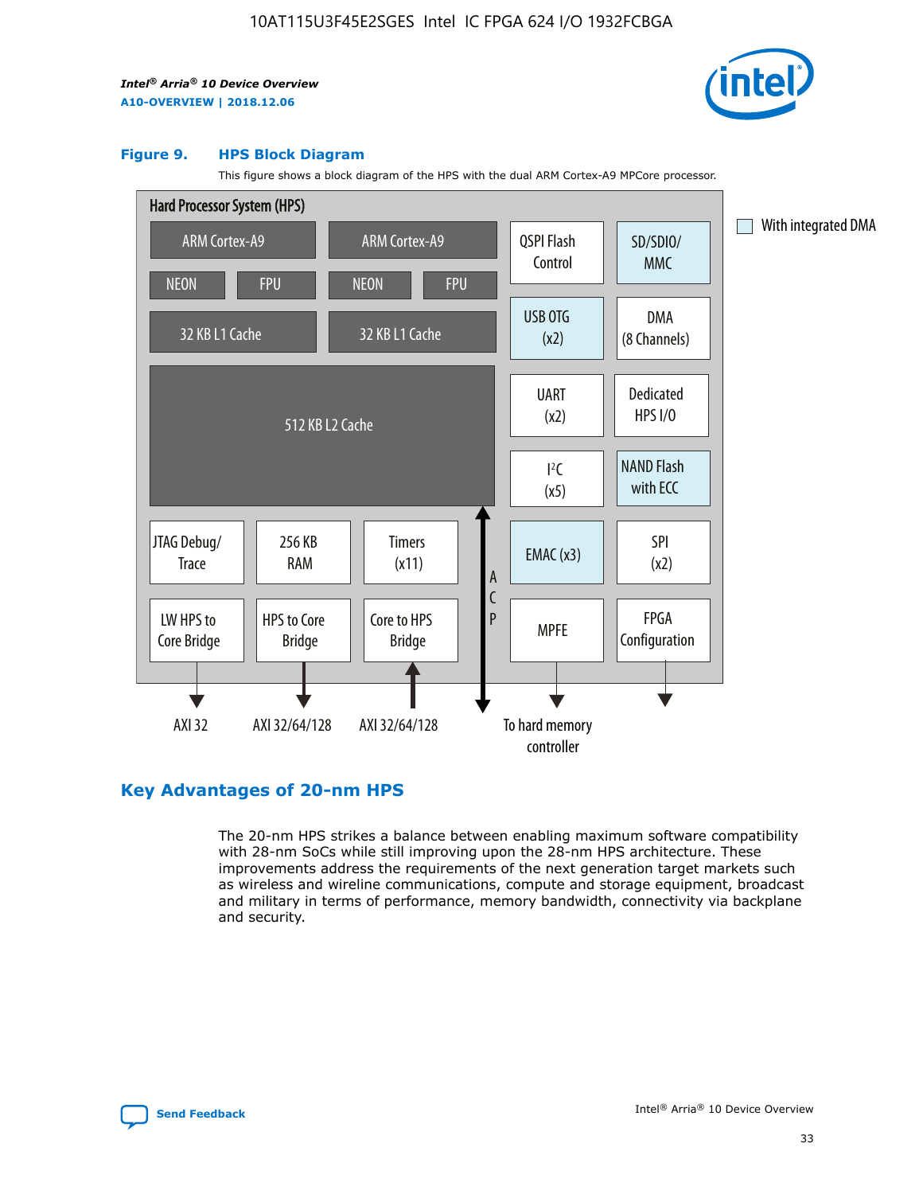**Figure 9. HPS Block Diagram**

This figure shows a block diagram of the HPS with the dual ARM Cortex-A9 MPCore processor.

Hard Processor System (HPS)

ARM Cortex-A9 | ARM Cortex-A9 | QSPI Flash Control | SD/SDIO/MMC

NEON | FPU | NEON | FPU | USB OTG (x2) | DMA (8 Channels)

32 KB L1 Cache | 32 KB L1 Cache | UART (x2) | Dedicated HPS I/O

512 KB L2 Cache | I²C (x5) | NAND Flash with ECC

JTAG Debug/Trace | 256 KB RAM | Timers (x11) | ACP | EMAC (x3) | SPI (x2)

LW HPS to Core Bridge | HPS to Core Bridge | Core to HPS Bridge | MPFE | FPGA Configuration

AXI 32 | AXI 32/64/128 | AXI 32/64/128 | To hard memory controller

With integrated DMA

## Key Advantages of 20-nm HPS

The 20-nm HPS strikes a balance between enabling maximum software compatibility with 28-nm SoCs while still improving upon the 28-nm HPS architecture. These improvements address the requirements of the next generation target markets such as wireless and wireline communications, compute and storage equipment, broadcast and military in terms of performance, memory bandwidth, connectivity via backplane and security.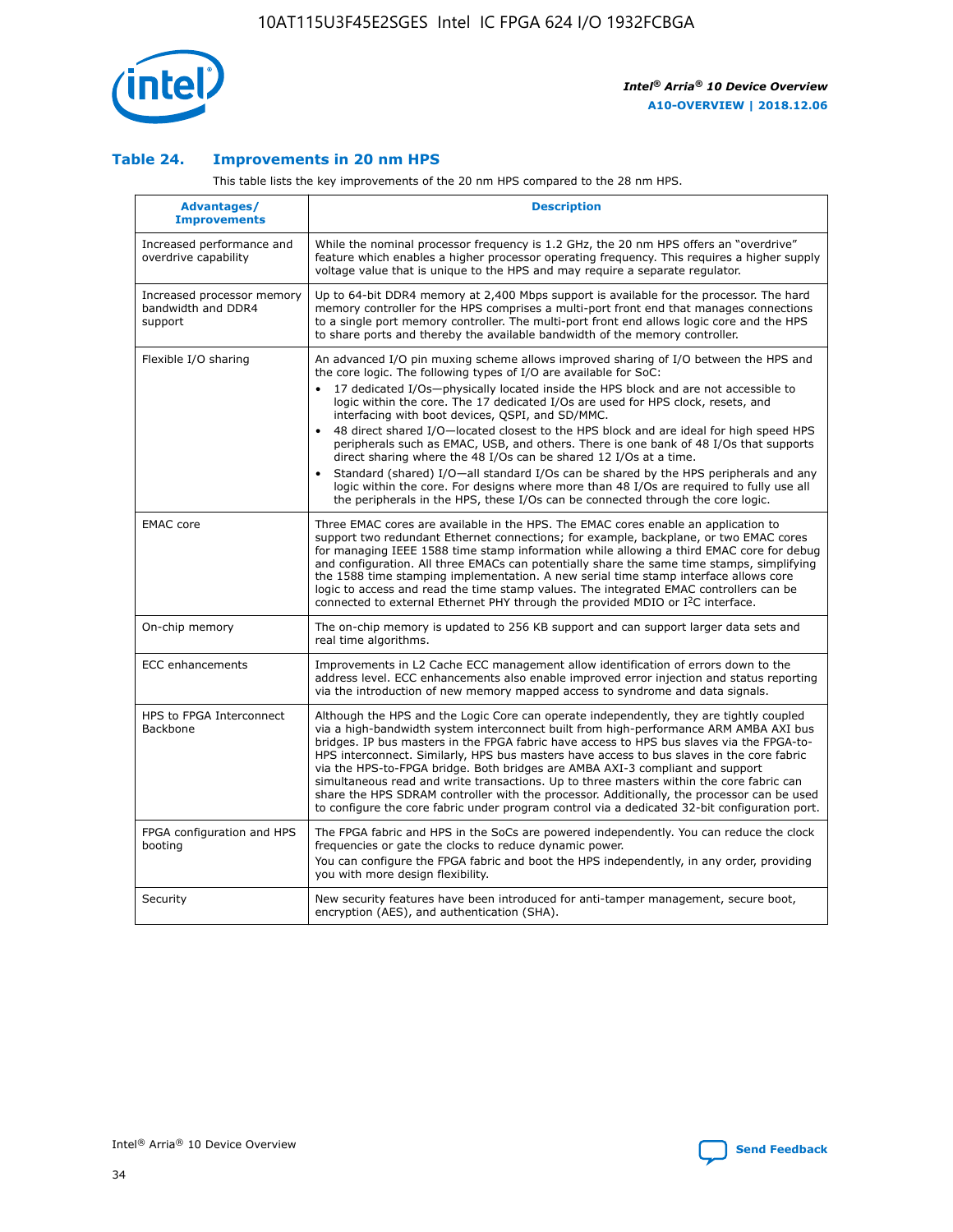### Table 24. Improvements in 20 nm HPS

This table lists the key improvements of the 20 nm HPS compared to the 28 nm HPS.

| Advantages/ Improvements | Description |
|---|---|
| Increased performance and overdrive capability | While the nominal processor frequency is 1.2 GHz, the 20 nm HPS offers an "overdrive" feature which enables a higher processor operating frequency. This requires a higher supply voltage value that is unique to the HPS and may require a separate regulator. |
| Increased processor memory bandwidth and DDR4 support | Up to 64-bit DDR4 memory at 2,400 Mbps support is available for the processor. The hard memory controller for the HPS comprises a multi-port front end that manages connections to a single port memory controller. The multi-port front end allows logic core and the HPS to share ports and thereby the available bandwidth of the memory controller. |
| Flexible I/O sharing | An advanced I/O pin muxing scheme allows improved sharing of I/O between the HPS and the core logic. The following types of I/O are available for SoC:<br>• 17 dedicated I/Os—physically located inside the HPS block and are not accessible to logic within the core. The 17 dedicated I/Os are used for HPS clock, resets, and interfacing with boot devices, QSPI, and SD/MMC.<br>• 48 direct shared I/O—located closest to the HPS block and are ideal for high speed HPS peripherals such as EMAC, USB, and others. There is one bank of 48 I/Os that supports direct sharing where the 48 I/Os can be shared 12 I/Os at a time.<br>• Standard (shared) I/O—all standard I/Os can be shared by the HPS peripherals and any logic within the core. For designs where more than 48 I/Os are required to fully use all the peripherals in the HPS, these I/Os can be connected through the core logic. |
| EMAC core | Three EMAC cores are available in the HPS. The EMAC cores enable an application to support two redundant Ethernet connections; for example, backplane, or two EMAC cores for managing IEEE 1588 time stamp information while allowing a third EMAC core for debug and configuration. All three EMACs can potentially share the same time stamps, simplifying the 1588 time stamping implementation. A new serial time stamp interface allows core logic to access and read the time stamp values. The integrated EMAC controllers can be connected to external Ethernet PHY through the provided MDIO or I²C interface. |
| On-chip memory | The on-chip memory is updated to 256 KB support and can support larger data sets and real time algorithms. |
| ECC enhancements | Improvements in L2 Cache ECC management allow identification of errors down to the address level. ECC enhancements also enable improved error injection and status reporting via the introduction of new memory mapped access to syndrome and data signals. |
| HPS to FPGA Interconnect Backbone | Although the HPS and the Logic Core can operate independently, they are tightly coupled via a high-bandwidth system interconnect built from high-performance ARM AMBA AXI bus bridges. IP bus masters in the FPGA fabric have access to HPS bus slaves via the FPGA-to-HPS interconnect. Similarly, HPS bus masters have access to bus slaves in the core fabric via the HPS-to-FPGA bridge. Both bridges are AMBA AXI-3 compliant and support simultaneous read and write transactions. Up to three masters within the core fabric can share the HPS SDRAM controller with the processor. Additionally, the processor can be used to configure the core fabric under program control via a dedicated 32-bit configuration port. |
| FPGA configuration and HPS booting | The FPGA fabric and HPS in the SoCs are powered independently. You can reduce the clock frequencies or gate the clocks to reduce dynamic power.<br>You can configure the FPGA fabric and boot the HPS independently, in any order, providing you with more design flexibility. |
| Security | New security features have been introduced for anti-tamper management, secure boot, encryption (AES), and authentication (SHA). |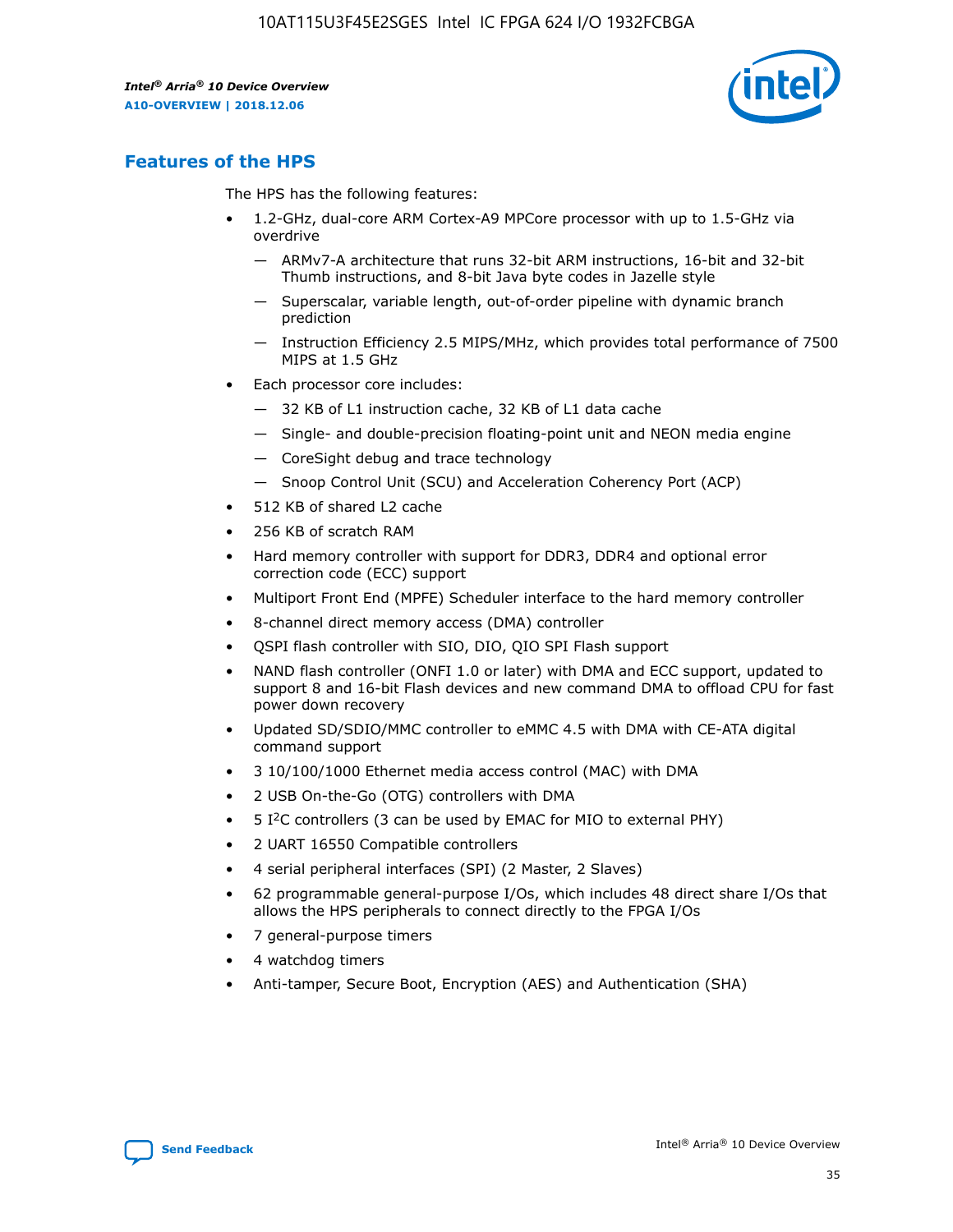## Features of the HPS

The HPS has the following features:

- 1.2-GHz, dual-core ARM Cortex-A9 MPCore processor with up to 1.5-GHz via overdrive
  - — ARMv7-A architecture that runs 32-bit ARM instructions, 16-bit and 32-bit Thumb instructions, and 8-bit Java byte codes in Jazelle style
  - — Superscalar, variable length, out-of-order pipeline with dynamic branch prediction
  - — Instruction Efficiency 2.5 MIPS/MHz, which provides total performance of 7500 MIPS at 1.5 GHz
- Each processor core includes:
  - — 32 KB of L1 instruction cache, 32 KB of L1 data cache
  - — Single- and double-precision floating-point unit and NEON media engine
  - — CoreSight debug and trace technology
  - — Snoop Control Unit (SCU) and Acceleration Coherency Port (ACP)
- 512 KB of shared L2 cache
- 256 KB of scratch RAM
- Hard memory controller with support for DDR3, DDR4 and optional error correction code (ECC) support
- Multiport Front End (MPFE) Scheduler interface to the hard memory controller
- 8-channel direct memory access (DMA) controller
- QSPI flash controller with SIO, DIO, QIO SPI Flash support
- NAND flash controller (ONFI 1.0 or later) with DMA and ECC support, updated to support 8 and 16-bit Flash devices and new command DMA to offload CPU for fast power down recovery
- Updated SD/SDIO/MMC controller to eMMC 4.5 with DMA with CE-ATA digital command support
- 3 10/100/1000 Ethernet media access control (MAC) with DMA
- 2 USB On-the-Go (OTG) controllers with DMA
- 5 I²C controllers (3 can be used by EMAC for MIO to external PHY)
- 2 UART 16550 Compatible controllers
- 4 serial peripheral interfaces (SPI) (2 Master, 2 Slaves)
- 62 programmable general-purpose I/Os, which includes 48 direct share I/Os that allows the HPS peripherals to connect directly to the FPGA I/Os
- 7 general-purpose timers
- 4 watchdog timers
- Anti-tamper, Secure Boot, Encryption (AES) and Authentication (SHA)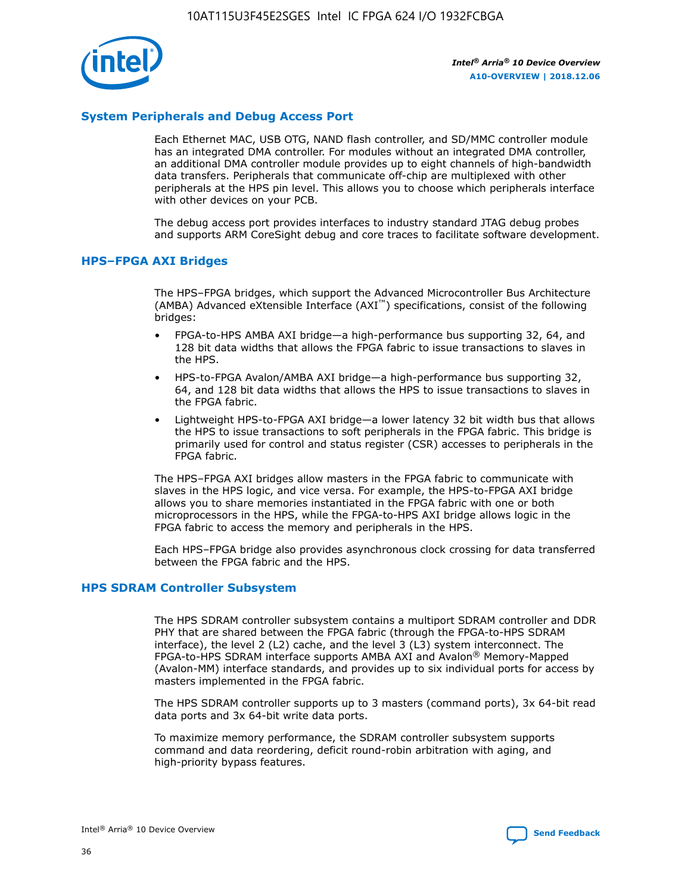## System Peripherals and Debug Access Port

Each Ethernet MAC, USB OTG, NAND flash controller, and SD/MMC controller module has an integrated DMA controller. For modules without an integrated DMA controller, an additional DMA controller module provides up to eight channels of high-bandwidth data transfers. Peripherals that communicate off-chip are multiplexed with other peripherals at the HPS pin level. This allows you to choose which peripherals interface with other devices on your PCB.

The debug access port provides interfaces to industry standard JTAG debug probes and supports ARM CoreSight debug and core traces to facilitate software development.

## HPS–FPGA AXI Bridges

The HPS–FPGA bridges, which support the Advanced Microcontroller Bus Architecture (AMBA) Advanced eXtensible Interface (AXI™) specifications, consist of the following bridges:

- FPGA-to-HPS AMBA AXI bridge—a high-performance bus supporting 32, 64, and 128 bit data widths that allows the FPGA fabric to issue transactions to slaves in the HPS.
- HPS-to-FPGA Avalon/AMBA AXI bridge—a high-performance bus supporting 32, 64, and 128 bit data widths that allows the HPS to issue transactions to slaves in the FPGA fabric.
- Lightweight HPS-to-FPGA AXI bridge—a lower latency 32 bit width bus that allows the HPS to issue transactions to soft peripherals in the FPGA fabric. This bridge is primarily used for control and status register (CSR) accesses to peripherals in the FPGA fabric.

The HPS–FPGA AXI bridges allow masters in the FPGA fabric to communicate with slaves in the HPS logic, and vice versa. For example, the HPS-to-FPGA AXI bridge allows you to share memories instantiated in the FPGA fabric with one or both microprocessors in the HPS, while the FPGA-to-HPS AXI bridge allows logic in the FPGA fabric to access the memory and peripherals in the HPS.

Each HPS–FPGA bridge also provides asynchronous clock crossing for data transferred between the FPGA fabric and the HPS.

## HPS SDRAM Controller Subsystem

The HPS SDRAM controller subsystem contains a multiport SDRAM controller and DDR PHY that are shared between the FPGA fabric (through the FPGA-to-HPS SDRAM interface), the level 2 (L2) cache, and the level 3 (L3) system interconnect. The FPGA-to-HPS SDRAM interface supports AMBA AXI and Avalon® Memory-Mapped (Avalon-MM) interface standards, and provides up to six individual ports for access by masters implemented in the FPGA fabric.

The HPS SDRAM controller supports up to 3 masters (command ports), 3x 64-bit read data ports and 3x 64-bit write data ports.

To maximize memory performance, the SDRAM controller subsystem supports command and data reordering, deficit round-robin arbitration with aging, and high-priority bypass features.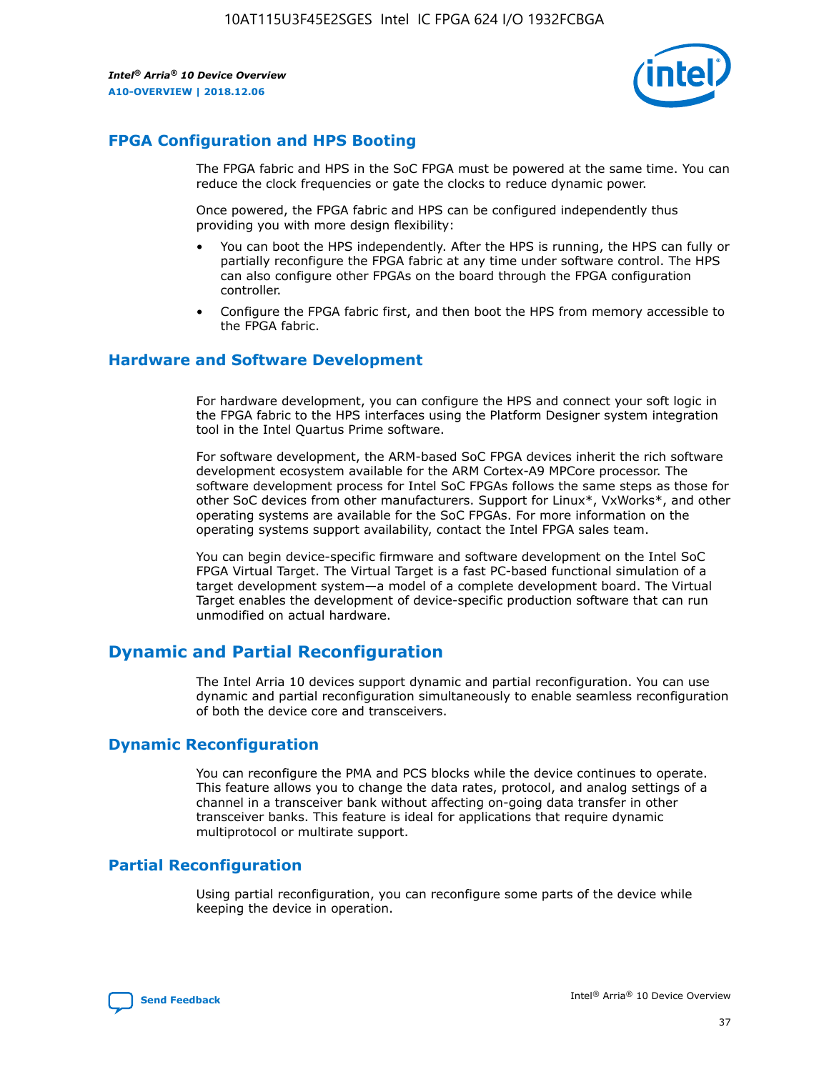## FPGA Configuration and HPS Booting

The FPGA fabric and HPS in the SoC FPGA must be powered at the same time. You can reduce the clock frequencies or gate the clocks to reduce dynamic power.

Once powered, the FPGA fabric and HPS can be configured independently thus providing you with more design flexibility:

- You can boot the HPS independently. After the HPS is running, the HPS can fully or partially reconfigure the FPGA fabric at any time under software control. The HPS can also configure other FPGAs on the board through the FPGA configuration controller.
- Configure the FPGA fabric first, and then boot the HPS from memory accessible to the FPGA fabric.

## Hardware and Software Development

For hardware development, you can configure the HPS and connect your soft logic in the FPGA fabric to the HPS interfaces using the Platform Designer system integration tool in the Intel Quartus Prime software.

For software development, the ARM-based SoC FPGA devices inherit the rich software development ecosystem available for the ARM Cortex-A9 MPCore processor. The software development process for Intel SoC FPGAs follows the same steps as those for other SoC devices from other manufacturers. Support for Linux*, VxWorks*, and other operating systems are available for the SoC FPGAs. For more information on the operating systems support availability, contact the Intel FPGA sales team.

You can begin device-specific firmware and software development on the Intel SoC FPGA Virtual Target. The Virtual Target is a fast PC-based functional simulation of a target development system—a model of a complete development board. The Virtual Target enables the development of device-specific production software that can run unmodified on actual hardware.

# Dynamic and Partial Reconfiguration

The Intel Arria 10 devices support dynamic and partial reconfiguration. You can use dynamic and partial reconfiguration simultaneously to enable seamless reconfiguration of both the device core and transceivers.

## Dynamic Reconfiguration

You can reconfigure the PMA and PCS blocks while the device continues to operate. This feature allows you to change the data rates, protocol, and analog settings of a channel in a transceiver bank without affecting on-going data transfer in other transceiver banks. This feature is ideal for applications that require dynamic multiprotocol or multirate support.

## Partial Reconfiguration

Using partial reconfiguration, you can reconfigure some parts of the device while keeping the device in operation.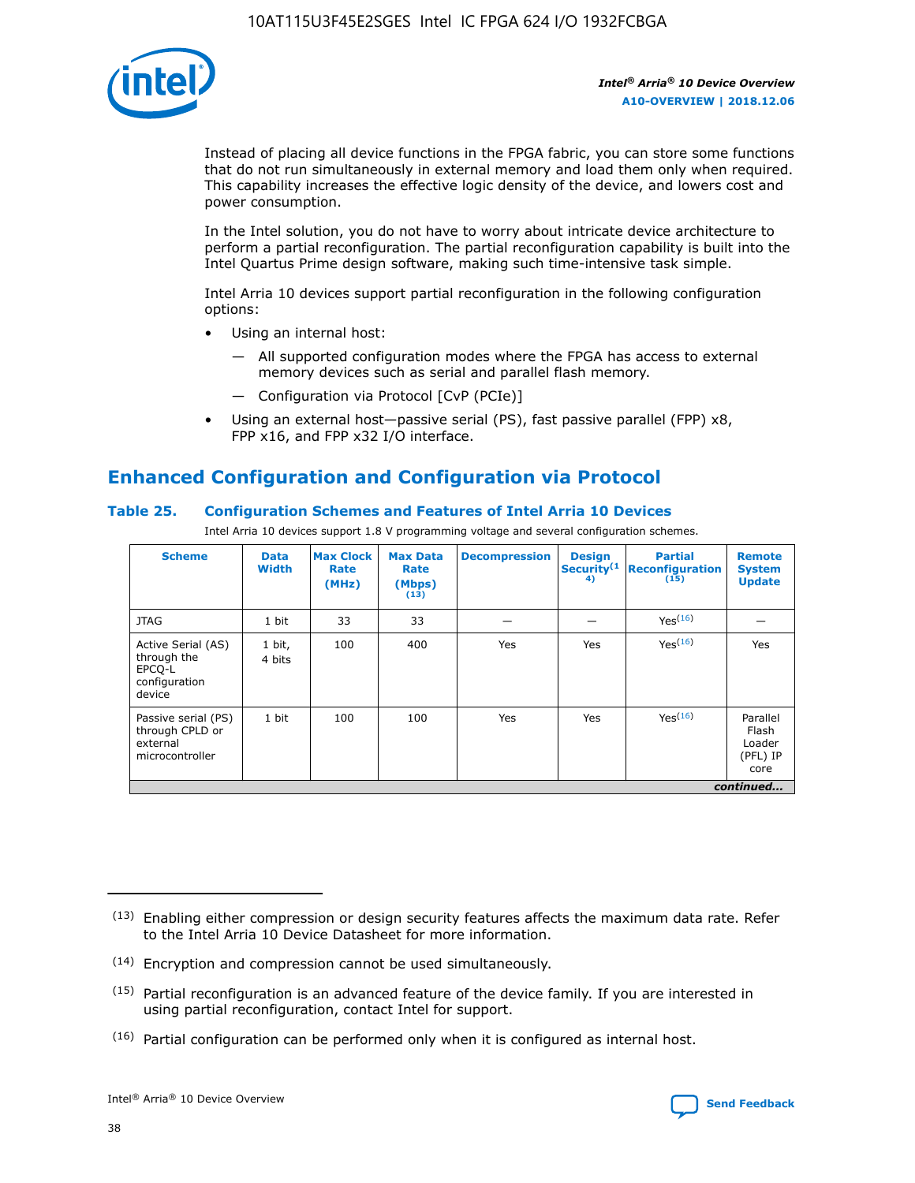Instead of placing all device functions in the FPGA fabric, you can store some functions that do not run simultaneously in external memory and load them only when required. This capability increases the effective logic density of the device, and lowers cost and power consumption.

In the Intel solution, you do not have to worry about intricate device architecture to perform a partial reconfiguration. The partial reconfiguration capability is built into the Intel Quartus Prime design software, making such time-intensive task simple.

Intel Arria 10 devices support partial reconfiguration in the following configuration options:

- Using an internal host:
  - — All supported configuration modes where the FPGA has access to external memory devices such as serial and parallel flash memory.
  - — Configuration via Protocol [CvP (PCIe)]
- Using an external host—passive serial (PS), fast passive parallel (FPP) x8, FPP x16, and FPP x32 I/O interface.

## Enhanced Configuration and Configuration via Protocol

### Table 25. Configuration Schemes and Features of Intel Arria 10 Devices

Intel Arria 10 devices support 1.8 V programming voltage and several configuration schemes.

| Scheme | Data Width | Max Clock Rate (MHz) | Max Data Rate (Mbps) (13) | Decompression | Design Security(14) | Partial Reconfiguration (15) | Remote System Update |
|---|---|---|---|---|---|---|---|
| JTAG | 1 bit | 33 | 33 | — | — | Yes(16) | — |
| Active Serial (AS) through the EPCQ-L configuration device | 1 bit, 4 bits | 100 | 400 | Yes | Yes | Yes(16) | Yes |
| Passive serial (PS) through CPLD or external microcontroller | 1 bit | 100 | 100 | Yes | Yes | Yes(16) | Parallel Flash Loader (PFL) IP core |

*continued...*

(13) Enabling either compression or design security features affects the maximum data rate. Refer to the Intel Arria 10 Device Datasheet for more information.

(14) Encryption and compression cannot be used simultaneously.

(15) Partial reconfiguration is an advanced feature of the device family. If you are interested in using partial reconfiguration, contact Intel for support.

(16) Partial configuration can be performed only when it is configured as internal host.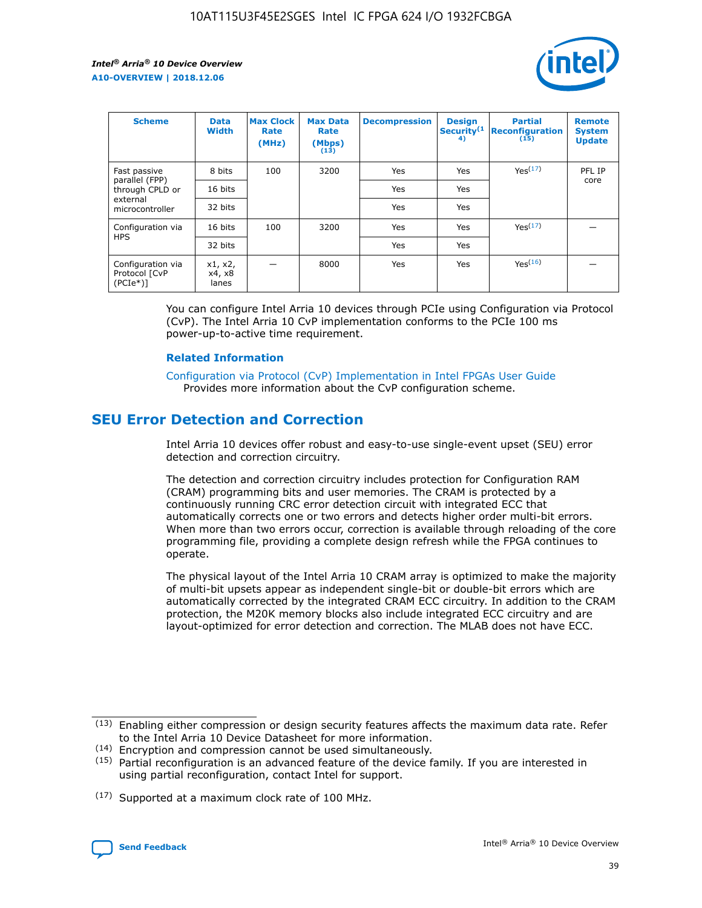| Scheme | Data Width | Max Clock Rate (MHz) | Max Data Rate (Mbps) (13) | Decompression | Design Security(14) | Partial Reconfiguration (15) | Remote System Update |
| --- | --- | --- | --- | --- | --- | --- | --- |
| Fast passive parallel (FPP) through CPLD or external microcontroller | 8 bits | 100 | 3200 | Yes | Yes | Yes(17) | PFL IP core |
| | 16 bits | | | Yes | Yes | | |
| | 32 bits | | | Yes | Yes | | |
| Configuration via HPS | 16 bits | 100 | 3200 | Yes | Yes | Yes(17) | — |
| | 32 bits | | | Yes | Yes | | |
| Configuration via Protocol [CvP (PCIe*)] | x1, x2, x4, x8 lanes | — | 8000 | Yes | Yes | Yes(16) | — |

You can configure Intel Arria 10 devices through PCIe using Configuration via Protocol (CvP). The Intel Arria 10 CvP implementation conforms to the PCIe 100 ms power-up-to-active time requirement.

### Related Information

Configuration via Protocol (CvP) Implementation in Intel FPGAs User Guide
Provides more information about the CvP configuration scheme.

## SEU Error Detection and Correction

Intel Arria 10 devices offer robust and easy-to-use single-event upset (SEU) error detection and correction circuitry.

The detection and correction circuitry includes protection for Configuration RAM (CRAM) programming bits and user memories. The CRAM is protected by a continuously running CRC error detection circuit with integrated ECC that automatically corrects one or two errors and detects higher order multi-bit errors. When more than two errors occur, correction is available through reloading of the core programming file, providing a complete design refresh while the FPGA continues to operate.

The physical layout of the Intel Arria 10 CRAM array is optimized to make the majority of multi-bit upsets appear as independent single-bit or double-bit errors which are automatically corrected by the integrated CRAM ECC circuitry. In addition to the CRAM protection, the M20K memory blocks also include integrated ECC circuitry and are layout-optimized for error detection and correction. The MLAB does not have ECC.

(13) Enabling either compression or design security features affects the maximum data rate. Refer to the Intel Arria 10 Device Datasheet for more information.

(14) Encryption and compression cannot be used simultaneously.

(15) Partial reconfiguration is an advanced feature of the device family. If you are interested in using partial reconfiguration, contact Intel for support.

(17) Supported at a maximum clock rate of 100 MHz.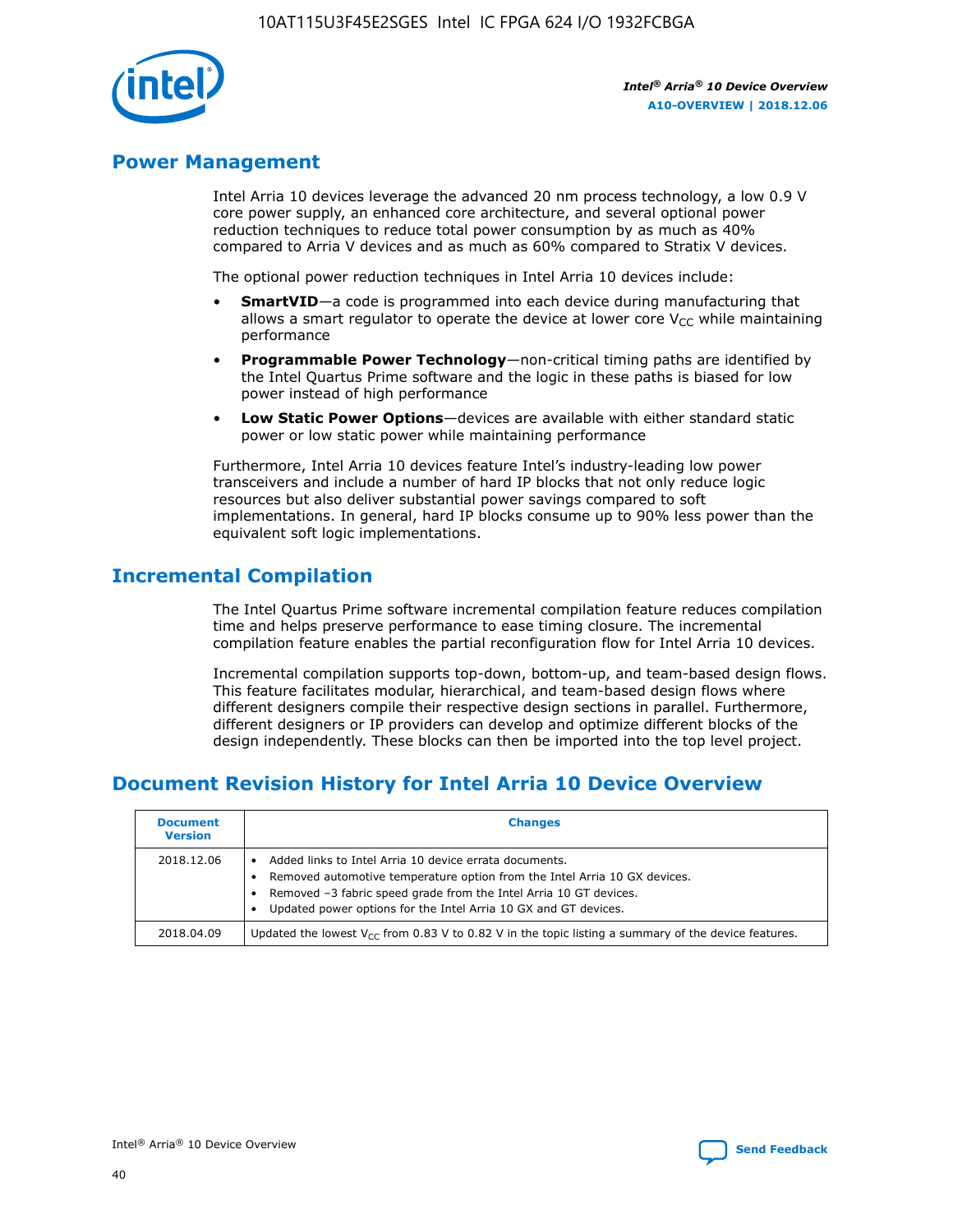## Power Management

Intel Arria 10 devices leverage the advanced 20 nm process technology, a low 0.9 V core power supply, an enhanced core architecture, and several optional power reduction techniques to reduce total power consumption by as much as 40% compared to Arria V devices and as much as 60% compared to Stratix V devices.

The optional power reduction techniques in Intel Arria 10 devices include:

- **SmartVID**—a code is programmed into each device during manufacturing that allows a smart regulator to operate the device at lower core $V_{CC}$ while maintaining performance
- **Programmable Power Technology**—non-critical timing paths are identified by the Intel Quartus Prime software and the logic in these paths is biased for low power instead of high performance
- **Low Static Power Options**—devices are available with either standard static power or low static power while maintaining performance

Furthermore, Intel Arria 10 devices feature Intel's industry-leading low power transceivers and include a number of hard IP blocks that not only reduce logic resources but also deliver substantial power savings compared to soft implementations. In general, hard IP blocks consume up to 90% less power than the equivalent soft logic implementations.

## Incremental Compilation

The Intel Quartus Prime software incremental compilation feature reduces compilation time and helps preserve performance to ease timing closure. The incremental compilation feature enables the partial reconfiguration flow for Intel Arria 10 devices.

Incremental compilation supports top-down, bottom-up, and team-based design flows. This feature facilitates modular, hierarchical, and team-based design flows where different designers compile their respective design sections in parallel. Furthermore, different designers or IP providers can develop and optimize different blocks of the design independently. These blocks can then be imported into the top level project.

## Document Revision History for Intel Arria 10 Device Overview

| Document Version | Changes |
|---|---|
| 2018.12.06 | • Added links to Intel Arria 10 device errata documents.<br>• Removed automotive temperature option from the Intel Arria 10 GX devices.<br>• Removed –3 fabric speed grade from the Intel Arria 10 GT devices.<br>• Updated power options for the Intel Arria 10 GX and GT devices. |
| 2018.04.09 | Updated the lowest $V_{CC}$ from 0.83 V to 0.82 V in the topic listing a summary of the device features. |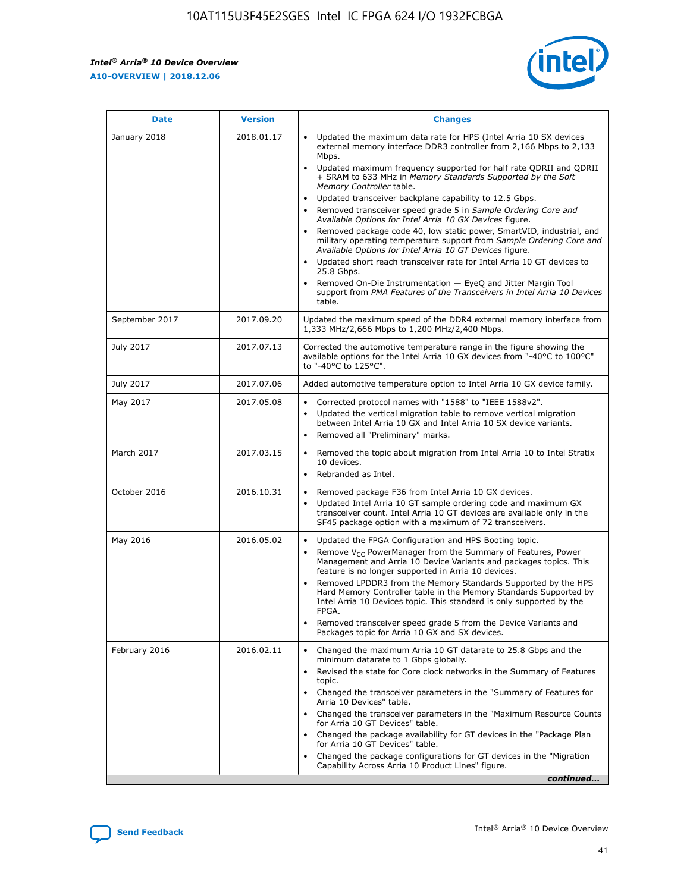| Date | Version | Changes |
| --- | --- | --- |
| January 2018 | 2018.01.17 | • Updated the maximum data rate for HPS (Intel Arria 10 SX devices external memory interface DDR3 controller from 2,166 Mbps to 2,133 Mbps.<br>• Updated maximum frequency supported for half rate QDRII and QDRII + SRAM to 633 MHz in *Memory Standards Supported by the Soft Memory Controller* table.<br>• Updated transceiver backplane capability to 12.5 Gbps.<br>• Removed transceiver speed grade 5 in *Sample Ordering Core and Available Options for Intel Arria 10 GX Devices* figure.<br>• Removed package code 40, low static power, SmartVID, industrial, and military operating temperature support from *Sample Ordering Core and Available Options for Intel Arria 10 GT Devices* figure.<br>• Updated short reach transceiver rate for Intel Arria 10 GT devices to 25.8 Gbps.<br>• Removed On-Die Instrumentation — EyeQ and Jitter Margin Tool support from *PMA Features of the Transceivers in Intel Arria 10 Devices* table. |
| September 2017 | 2017.09.20 | Updated the maximum speed of the DDR4 external memory interface from 1,333 MHz/2,666 Mbps to 1,200 MHz/2,400 Mbps. |
| July 2017 | 2017.07.13 | Corrected the automotive temperature range in the figure showing the available options for the Intel Arria 10 GX devices from "-40°C to 100°C" to "-40°C to 125°C". |
| July 2017 | 2017.07.06 | Added automotive temperature option to Intel Arria 10 GX device family. |
| May 2017 | 2017.05.08 | • Corrected protocol names with "1588" to "IEEE 1588v2".<br>• Updated the vertical migration table to remove vertical migration between Intel Arria 10 GX and Intel Arria 10 SX device variants.<br>• Removed all "Preliminary" marks. |
| March 2017 | 2017.03.15 | • Removed the topic about migration from Intel Arria 10 to Intel Stratix 10 devices.<br>• Rebranded as Intel. |
| October 2016 | 2016.10.31 | • Removed package F36 from Intel Arria 10 GX devices.<br>• Updated Intel Arria 10 GT sample ordering code and maximum GX transceiver count. Intel Arria 10 GT devices are available only in the SF45 package option with a maximum of 72 transceivers. |
| May 2016 | 2016.05.02 | • Updated the FPGA Configuration and HPS Booting topic.<br>• Remove $V_{CC}$ PowerManager from the Summary of Features, Power Management and Arria 10 Device Variants and packages topics. This feature is no longer supported in Arria 10 devices.<br>• Removed LPDDR3 from the Memory Standards Supported by the HPS Hard Memory Controller table in the Memory Standards Supported by Intel Arria 10 Devices topic. This standard is only supported by the FPGA.<br>• Removed transceiver speed grade 5 from the Device Variants and Packages topic for Arria 10 GX and SX devices. |
| February 2016 | 2016.02.11 | • Changed the maximum Arria 10 GT datarate to 25.8 Gbps and the minimum datarate to 1 Gbps globally.<br>• Revised the state for Core clock networks in the Summary of Features topic.<br>• Changed the transceiver parameters in the "Summary of Features for Arria 10 Devices" table.<br>• Changed the transceiver parameters in the "Maximum Resource Counts for Arria 10 GT Devices" table.<br>• Changed the package availability for GT devices in the "Package Plan for Arria 10 GT Devices" table.<br>• Changed the package configurations for GT devices in the "Migration Capability Across Arria 10 Product Lines" figure. |

*continued...*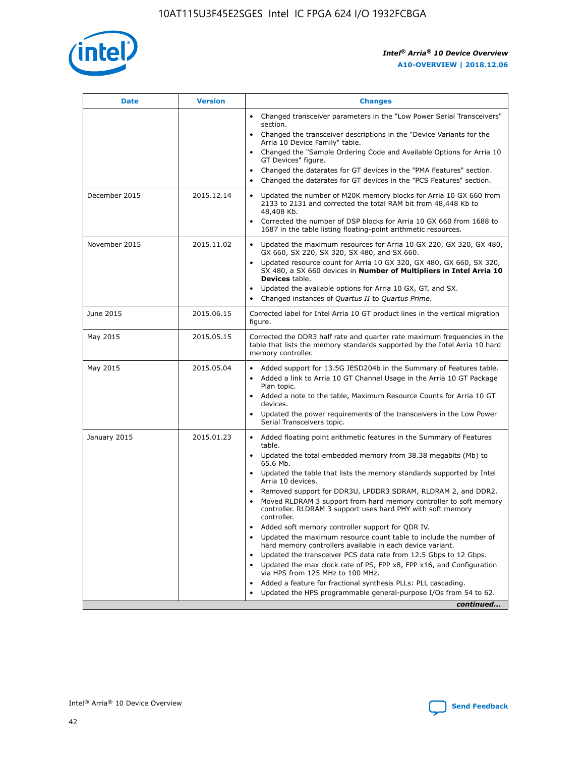| Date | Version | Changes |
| --- | --- | --- |
| | | • Changed transceiver parameters in the "Low Power Serial Transceivers" section.<br>• Changed the transceiver descriptions in the "Device Variants for the Arria 10 Device Family" table.<br>• Changed the "Sample Ordering Code and Available Options for Arria 10 GT Devices" figure.<br>• Changed the datarates for GT devices in the "PMA Features" section.<br>• Changed the datarates for GT devices in the "PCS Features" section. |
| December 2015 | 2015.12.14 | • Updated the number of M20K memory blocks for Arria 10 GX 660 from 2133 to 2131 and corrected the total RAM bit from 48,448 Kb to 48,408 Kb.<br>• Corrected the number of DSP blocks for Arria 10 GX 660 from 1688 to 1687 in the table listing floating-point arithmetic resources. |
| November 2015 | 2015.11.02 | • Updated the maximum resources for Arria 10 GX 220, GX 320, GX 480, GX 660, SX 220, SX 320, SX 480, and SX 660.<br>• Updated resource count for Arria 10 GX 320, GX 480, GX 660, SX 320, SX 480, a SX 660 devices in **Number of Multipliers in Intel Arria 10 Devices** table.<br>• Updated the available options for Arria 10 GX, GT, and SX.<br>• Changed instances of *Quartus II* to *Quartus Prime*. |
| June 2015 | 2015.06.15 | Corrected label for Intel Arria 10 GT product lines in the vertical migration figure. |
| May 2015 | 2015.05.15 | Corrected the DDR3 half rate and quarter rate maximum frequencies in the table that lists the memory standards supported by the Intel Arria 10 hard memory controller. |
| May 2015 | 2015.05.04 | • Added support for 13.5G JESD204b in the Summary of Features table.<br>• Added a link to Arria 10 GT Channel Usage in the Arria 10 GT Package Plan topic.<br>• Added a note to the table, Maximum Resource Counts for Arria 10 GT devices.<br>• Updated the power requirements of the transceivers in the Low Power Serial Transceivers topic. |
| January 2015 | 2015.01.23 | • Added floating point arithmetic features in the Summary of Features table.<br>• Updated the total embedded memory from 38.38 megabits (Mb) to 65.6 Mb.<br>• Updated the table that lists the memory standards supported by Intel Arria 10 devices.<br>• Removed support for DDR3U, LPDDR3 SDRAM, RLDRAM 2, and DDR2.<br>• Moved RLDRAM 3 support from hard memory controller to soft memory controller. RLDRAM 3 support uses hard PHY with soft memory controller.<br>• Added soft memory controller support for QDR IV.<br>• Updated the maximum resource count table to include the number of hard memory controllers available in each device variant.<br>• Updated the transceiver PCS data rate from 12.5 Gbps to 12 Gbps.<br>• Updated the max clock rate of PS, FPP x8, FPP x16, and Configuration via HPS from 125 MHz to 100 MHz.<br>• Added a feature for fractional synthesis PLLs: PLL cascading.<br>• Updated the HPS programmable general-purpose I/Os from 54 to 62. |

*continued...*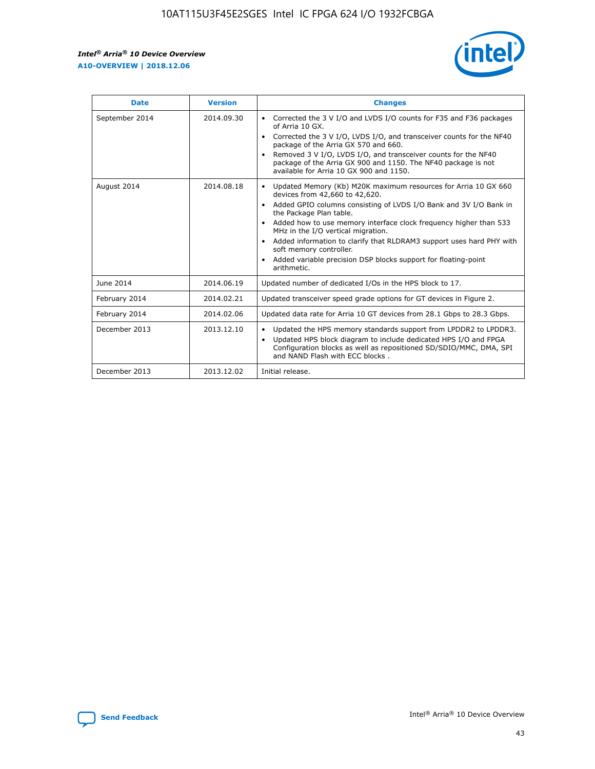| Date | Version | Changes |
| --- | --- | --- |
| September 2014 | 2014.09.30 | • Corrected the 3 V I/O and LVDS I/O counts for F35 and F36 packages of Arria 10 GX. • Corrected the 3 V I/O, LVDS I/O, and transceiver counts for the NF40 package of the Arria GX 570 and 660. • Removed 3 V I/O, LVDS I/O, and transceiver counts for the NF40 package of the Arria GX 900 and 1150. The NF40 package is not available for Arria 10 GX 900 and 1150. |
| August 2014 | 2014.08.18 | • Updated Memory (Kb) M20K maximum resources for Arria 10 GX 660 devices from 42,660 to 42,620. • Added GPIO columns consisting of LVDS I/O Bank and 3V I/O Bank in the Package Plan table. • Added how to use memory interface clock frequency higher than 533 MHz in the I/O vertical migration. • Added information to clarify that RLDRAM3 support uses hard PHY with soft memory controller. • Added variable precision DSP blocks support for floating-point arithmetic. |
| June 2014 | 2014.06.19 | Updated number of dedicated I/Os in the HPS block to 17. |
| February 2014 | 2014.02.21 | Updated transceiver speed grade options for GT devices in Figure 2. |
| February 2014 | 2014.02.06 | Updated data rate for Arria 10 GT devices from 28.1 Gbps to 28.3 Gbps. |
| December 2013 | 2013.12.10 | • Updated the HPS memory standards support from LPDDR2 to LPDDR3. • Updated HPS block diagram to include dedicated HPS I/O and FPGA Configuration blocks as well as repositioned SD/SDIO/MMC, DMA, SPI and NAND Flash with ECC blocks . |
| December 2013 | 2013.12.02 | Initial release. |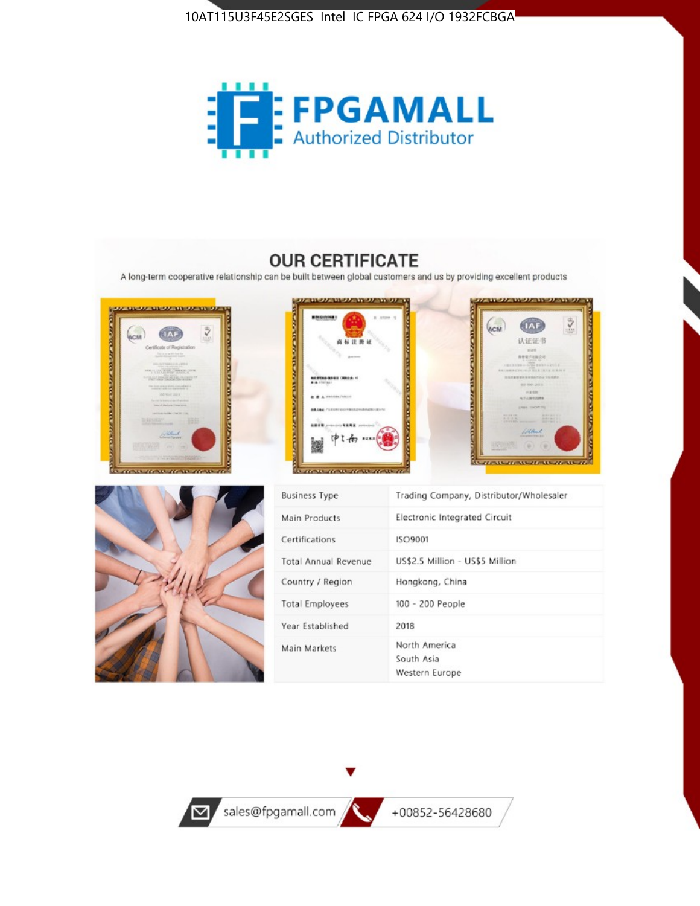# FPGAMALL

Authorized Distributor

## OUR CERTIFICATE

A long-term cooperative relationship can be built between global customers and us by providing excellent products

| | |
|---|---|
| Business Type | Trading Company, Distributor/Wholesaler |
| Main Products | Electronic Integrated Circuit |
| Certifications | ISO9001 |
| Total Annual Revenue | US$2.5 Million - US$5 Million |
| Country / Region | Hongkong, China |
| Total Employees | 100 - 200 People |
| Year Established | 2018 |
| Main Markets | North America<br>South Asia<br>Western Europe |

sales@fpgamall.com

+00852-56428680